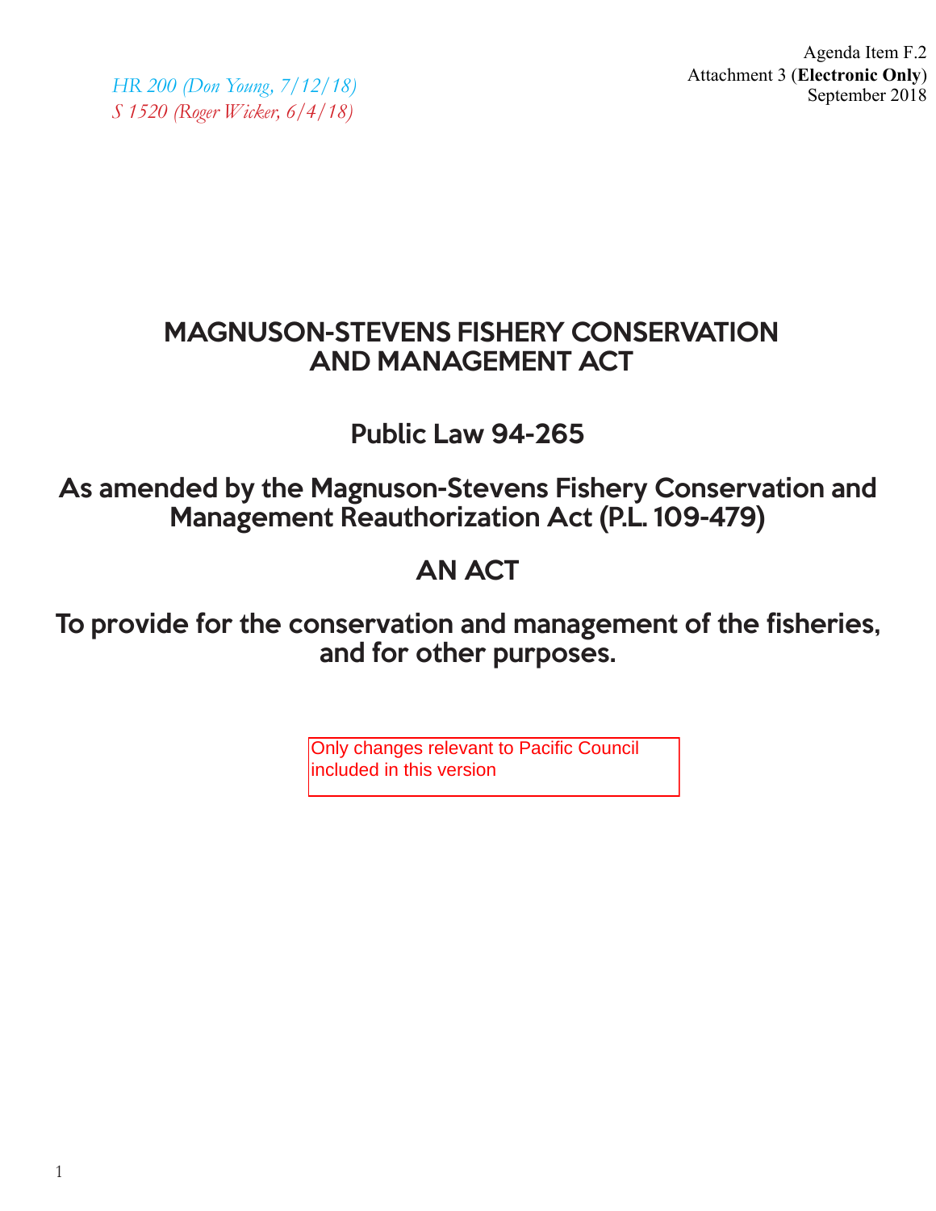*HR 200 (Don Young, 7/12/18)*
*S 1520 (Roger Wicker, 6/4/18)*

Agenda Item F.2
Attachment 3 (**Electronic Only**)
September 2018

# MAGNUSON-STEVENS FISHERY CONSERVATION AND MANAGEMENT ACT

## Public Law 94-265

## As amended by the Magnuson-Stevens Fishery Conservation and Management Reauthorization Act (P.L. 109-479)

## AN ACT

## To provide for the conservation and management of the fisheries, and for other purposes.

Only changes relevant to Pacific Council included in this version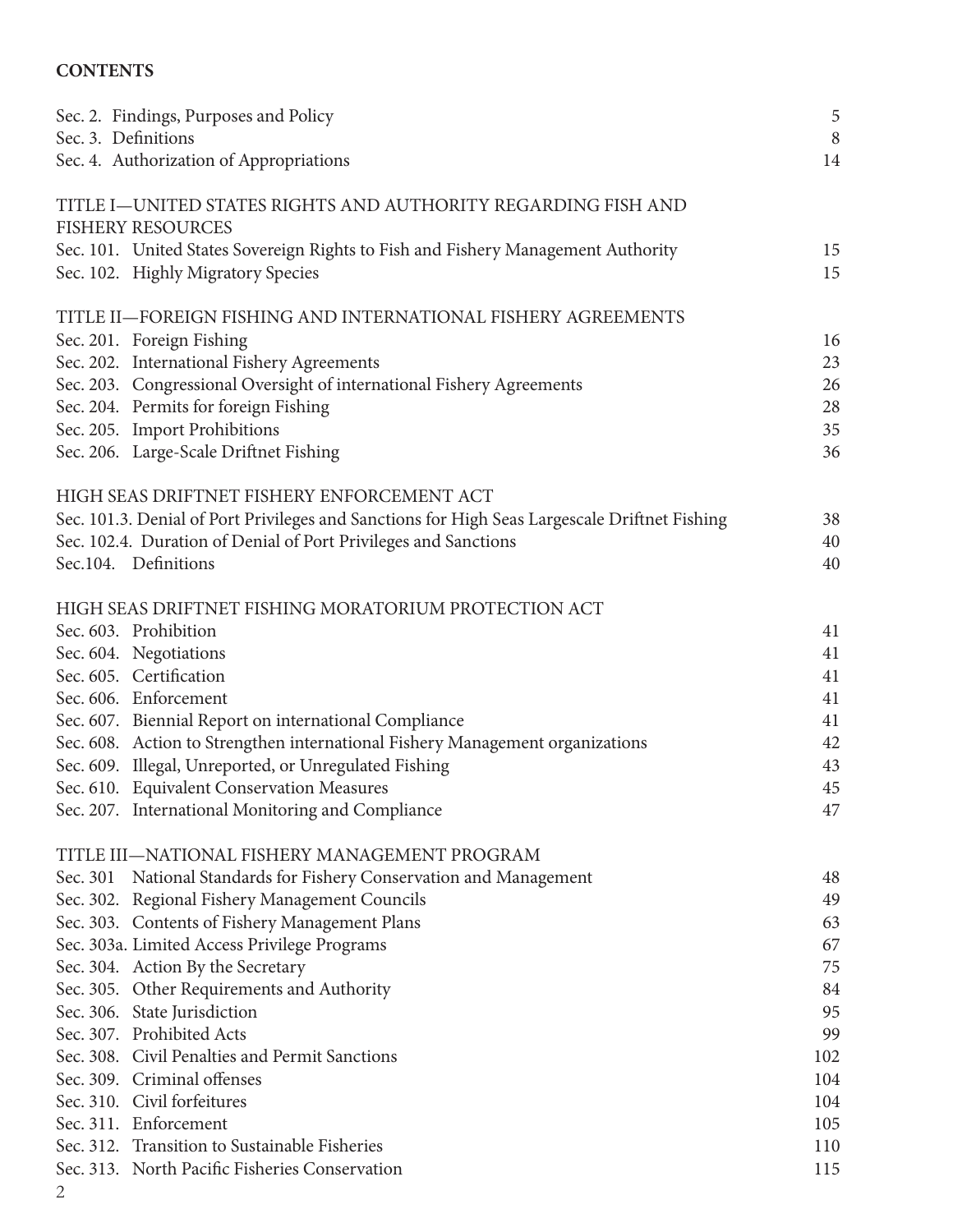**CONTENTS**

| | |
|---|---|
| Sec. 2. Findings, Purposes and Policy | 5 |
| Sec. 3. Definitions | 8 |
| Sec. 4. Authorization of Appropriations | 14 |
| TITLE I—UNITED STATES RIGHTS AND AUTHORITY REGARDING FISH AND FISHERY RESOURCES | |
| Sec. 101. United States Sovereign Rights to Fish and Fishery Management Authority | 15 |
| Sec. 102. Highly Migratory Species | 15 |
| TITLE II—FOREIGN FISHING AND INTERNATIONAL FISHERY AGREEMENTS | |
| Sec. 201. Foreign Fishing | 16 |
| Sec. 202. International Fishery Agreements | 23 |
| Sec. 203. Congressional Oversight of international Fishery Agreements | 26 |
| Sec. 204. Permits for foreign Fishing | 28 |
| Sec. 205. Import Prohibitions | 35 |
| Sec. 206. Large-Scale Driftnet Fishing | 36 |
| HIGH SEAS DRIFTNET FISHERY ENFORCEMENT ACT | |
| Sec. 101.3. Denial of Port Privileges and Sanctions for High Seas Largescale Driftnet Fishing | 38 |
| Sec. 102.4. Duration of Denial of Port Privileges and Sanctions | 40 |
| Sec.104. Definitions | 40 |
| HIGH SEAS DRIFTNET FISHING MORATORIUM PROTECTION ACT | |
| Sec. 603. Prohibition | 41 |
| Sec. 604. Negotiations | 41 |
| Sec. 605. Certification | 41 |
| Sec. 606. Enforcement | 41 |
| Sec. 607. Biennial Report on international Compliance | 41 |
| Sec. 608. Action to Strengthen international Fishery Management organizations | 42 |
| Sec. 609. Illegal, Unreported, or Unregulated Fishing | 43 |
| Sec. 610. Equivalent Conservation Measures | 45 |
| Sec. 207. International Monitoring and Compliance | 47 |
| TITLE III—NATIONAL FISHERY MANAGEMENT PROGRAM | |
| Sec. 301 National Standards for Fishery Conservation and Management | 48 |
| Sec. 302. Regional Fishery Management Councils | 49 |
| Sec. 303. Contents of Fishery Management Plans | 63 |
| Sec. 303a. Limited Access Privilege Programs | 67 |
| Sec. 304. Action By the Secretary | 75 |
| Sec. 305. Other Requirements and Authority | 84 |
| Sec. 306. State Jurisdiction | 95 |
| Sec. 307. Prohibited Acts | 99 |
| Sec. 308. Civil Penalties and Permit Sanctions | 102 |
| Sec. 309. Criminal offenses | 104 |
| Sec. 310. Civil forfeitures | 104 |
| Sec. 311. Enforcement | 105 |
| Sec. 312. Transition to Sustainable Fisheries | 110 |
| Sec. 313. North Pacific Fisheries Conservation | 115 |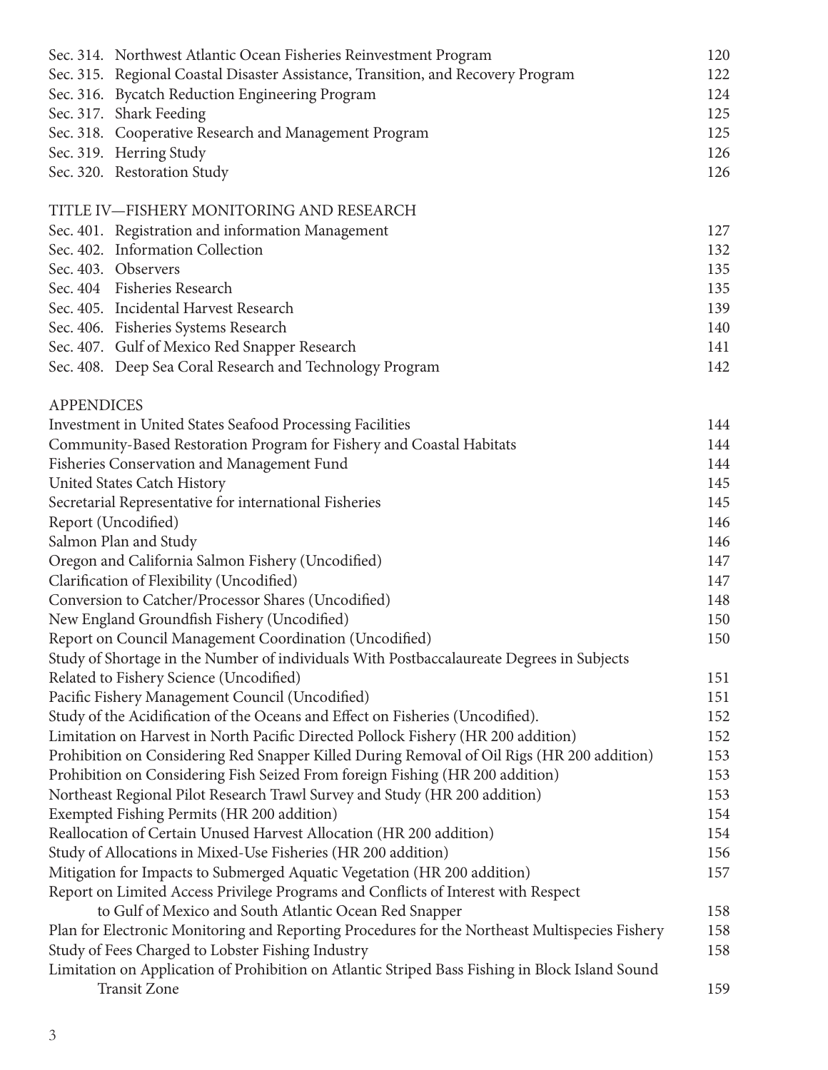| | | |
|---|---|---|
| Sec. 314. | Northwest Atlantic Ocean Fisheries Reinvestment Program | 120 |
| Sec. 315. | Regional Coastal Disaster Assistance, Transition, and Recovery Program | 122 |
| Sec. 316. | Bycatch Reduction Engineering Program | 124 |
| Sec. 317. | Shark Feeding | 125 |
| Sec. 318. | Cooperative Research and Management Program | 125 |
| Sec. 319. | Herring Study | 126 |
| Sec. 320. | Restoration Study | 126 |

TITLE IV—FISHERY MONITORING AND RESEARCH

| | | |
|---|---|---|
| Sec. 401. | Registration and information Management | 127 |
| Sec. 402. | Information Collection | 132 |
| Sec. 403. | Observers | 135 |
| Sec. 404 | Fisheries Research | 135 |
| Sec. 405. | Incidental Harvest Research | 139 |
| Sec. 406. | Fisheries Systems Research | 140 |
| Sec. 407. | Gulf of Mexico Red Snapper Research | 141 |
| Sec. 408. | Deep Sea Coral Research and Technology Program | 142 |

APPENDICES

| | |
|---|---|
| Investment in United States Seafood Processing Facilities | 144 |
| Community-Based Restoration Program for Fishery and Coastal Habitats | 144 |
| Fisheries Conservation and Management Fund | 144 |
| United States Catch History | 145 |
| Secretarial Representative for international Fisheries | 145 |
| Report (Uncodified) | 146 |
| Salmon Plan and Study | 146 |
| Oregon and California Salmon Fishery (Uncodified) | 147 |
| Clarification of Flexibility (Uncodified) | 147 |
| Conversion to Catcher/Processor Shares (Uncodified) | 148 |
| New England Groundfish Fishery (Uncodified) | 150 |
| Report on Council Management Coordination (Uncodified) | 150 |
| Study of Shortage in the Number of individuals With Postbaccalaureate Degrees in Subjects Related to Fishery Science (Uncodified) | 151 |
| Pacific Fishery Management Council (Uncodified) | 151 |
| Study of the Acidification of the Oceans and Effect on Fisheries (Uncodified). | 152 |
| Limitation on Harvest in North Pacific Directed Pollock Fishery (HR 200 addition) | 152 |
| Prohibition on Considering Red Snapper Killed During Removal of Oil Rigs (HR 200 addition) | 153 |
| Prohibition on Considering Fish Seized From foreign Fishing (HR 200 addition) | 153 |
| Northeast Regional Pilot Research Trawl Survey and Study (HR 200 addition) | 153 |
| Exempted Fishing Permits (HR 200 addition) | 154 |
| Reallocation of Certain Unused Harvest Allocation (HR 200 addition) | 154 |
| Study of Allocations in Mixed-Use Fisheries (HR 200 addition) | 156 |
| Mitigation for Impacts to Submerged Aquatic Vegetation (HR 200 addition) | 157 |
| Report on Limited Access Privilege Programs and Conflicts of Interest with Respect to Gulf of Mexico and South Atlantic Ocean Red Snapper | 158 |
| Plan for Electronic Monitoring and Reporting Procedures for the Northeast Multispecies Fishery | 158 |
| Study of Fees Charged to Lobster Fishing Industry | 158 |
| Limitation on Application of Prohibition on Atlantic Striped Bass Fishing in Block Island Sound Transit Zone | 159 |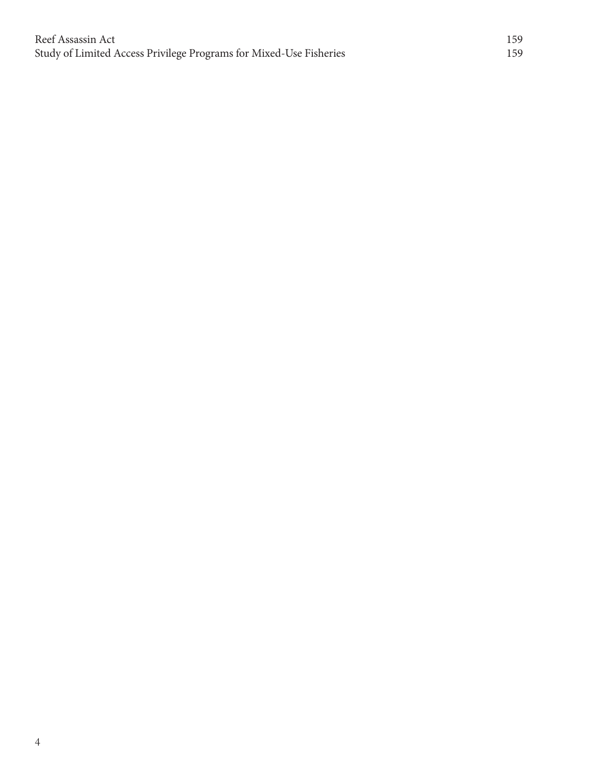Reef Assassin Act 159
Study of Limited Access Privilege Programs for Mixed-Use Fisheries 159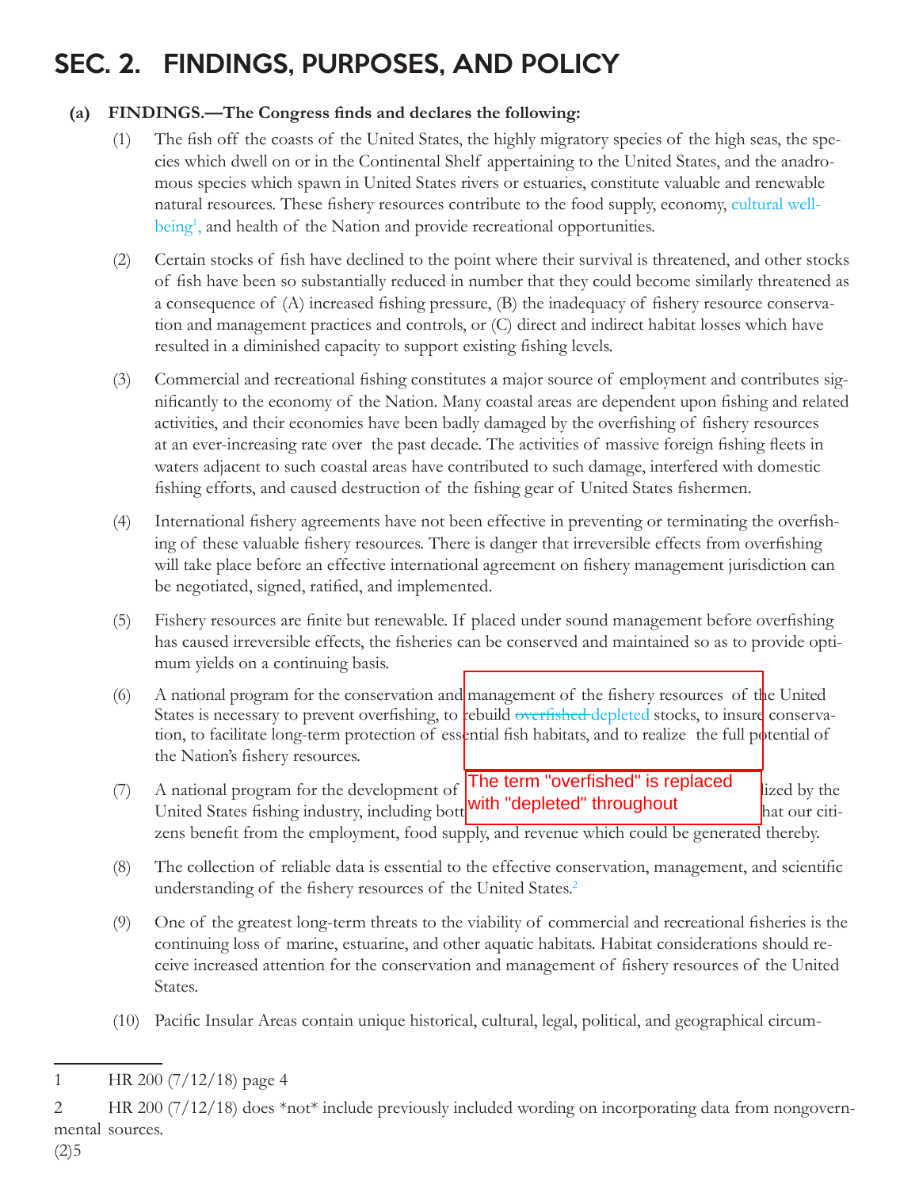# SEC. 2. FINDINGS, PURPOSES, AND POLICY

**(a) FINDINGS.—The Congress finds and declares the following:**

(1) The fish off the coasts of the United States, the highly migratory species of the high seas, the species which dwell on or in the Continental Shelf appertaining to the United States, and the anadromous species which spawn in United States rivers or estuaries, constitute valuable and renewable natural resources. These fishery resources contribute to the food supply, economy, cultural well-being[1], and health of the Nation and provide recreational opportunities.

(2) Certain stocks of fish have declined to the point where their survival is threatened, and other stocks of fish have been so substantially reduced in number that they could become similarly threatened as a consequence of (A) increased fishing pressure, (B) the inadequacy of fishery resource conservation and management practices and controls, or (C) direct and indirect habitat losses which have resulted in a diminished capacity to support existing fishing levels.

(3) Commercial and recreational fishing constitutes a major source of employment and contributes significantly to the economy of the Nation. Many coastal areas are dependent upon fishing and related activities, and their economies have been badly damaged by the overfishing of fishery resources at an ever-increasing rate over the past decade. The activities of massive foreign fishing fleets in waters adjacent to such coastal areas have contributed to such damage, interfered with domestic fishing efforts, and caused destruction of the fishing gear of United States fishermen.

(4) International fishery agreements have not been effective in preventing or terminating the overfishing of these valuable fishery resources. There is danger that irreversible effects from overfishing will take place before an effective international agreement on fishery management jurisdiction can be negotiated, signed, ratified, and implemented.

(5) Fishery resources are finite but renewable. If placed under sound management before overfishing has caused irreversible effects, the fisheries can be conserved and maintained so as to provide optimum yields on a continuing basis.

(6) A national program for the conservation and management of the fishery resources of the United States is necessary to prevent overfishing, to rebuild ~~overfished~~ depleted stocks, to insure conservation, to facilitate long-term protection of essential fish habitats, and to realize the full potential of the Nation's fishery resources.

The term "overfished" is replaced with "depleted" throughout

(7) A national program for the development of [...] lized by the United States fishing industry, including bott[...] hat our citizens benefit from the employment, food supply, and revenue which could be generated thereby.

(8) The collection of reliable data is essential to the effective conservation, management, and scientific understanding of the fishery resources of the United States.[2]

(9) One of the greatest long-term threats to the viability of commercial and recreational fisheries is the continuing loss of marine, estuarine, and other aquatic habitats. Habitat considerations should receive increased attention for the conservation and management of fishery resources of the United States.

(10) Pacific Insular Areas contain unique historical, cultural, legal, political, and geographical circum-

---

1 HR 200 (7/12/18) page 4

2 HR 200 (7/12/18) does *not* include previously included wording on incorporating data from nongovernmental sources.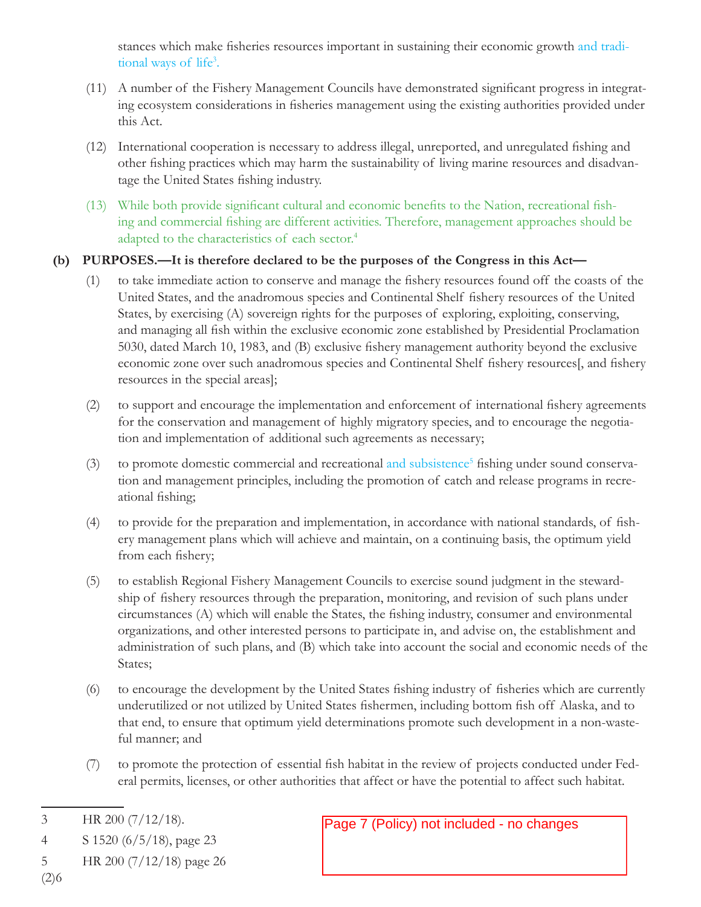stances which make fisheries resources important in sustaining their economic growth and traditional ways of life[3].

(11) A number of the Fishery Management Councils have demonstrated significant progress in integrating ecosystem considerations in fisheries management using the existing authorities provided under this Act.

(12) International cooperation is necessary to address illegal, unreported, and unregulated fishing and other fishing practices which may harm the sustainability of living marine resources and disadvantage the United States fishing industry.

(13) While both provide significant cultural and economic benefits to the Nation, recreational fishing and commercial fishing are different activities. Therefore, management approaches should be adapted to the characteristics of each sector.[4]

**(b) PURPOSES.—It is therefore declared to be the purposes of the Congress in this Act—**

(1) to take immediate action to conserve and manage the fishery resources found off the coasts of the United States, and the anadromous species and Continental Shelf fishery resources of the United States, by exercising (A) sovereign rights for the purposes of exploring, exploiting, conserving, and managing all fish within the exclusive economic zone established by Presidential Proclamation 5030, dated March 10, 1983, and (B) exclusive fishery management authority beyond the exclusive economic zone over such anadromous species and Continental Shelf fishery resources[, and fishery resources in the special areas];

(2) to support and encourage the implementation and enforcement of international fishery agreements for the conservation and management of highly migratory species, and to encourage the negotiation and implementation of additional such agreements as necessary;

(3) to promote domestic commercial and recreational and subsistence[5] fishing under sound conservation and management principles, including the promotion of catch and release programs in recreational fishing;

(4) to provide for the preparation and implementation, in accordance with national standards, of fishery management plans which will achieve and maintain, on a continuing basis, the optimum yield from each fishery;

(5) to establish Regional Fishery Management Councils to exercise sound judgment in the stewardship of fishery resources through the preparation, monitoring, and revision of such plans under circumstances (A) which will enable the States, the fishing industry, consumer and environmental organizations, and other interested persons to participate in, and advise on, the establishment and administration of such plans, and (B) which take into account the social and economic needs of the States;

(6) to encourage the development by the United States fishing industry of fisheries which are currently underutilized or not utilized by United States fishermen, including bottom fish off Alaska, and to that end, to ensure that optimum yield determinations promote such development in a non-wasteful manner; and

(7) to promote the protection of essential fish habitat in the review of projects conducted under Federal permits, licenses, or other authorities that affect or have the potential to affect such habitat.

---

3 HR 200 (7/12/18).

4 S 1520 (6/5/18), page 23

5 HR 200 (7/12/18) page 26

Page 7 (Policy) not included - no changes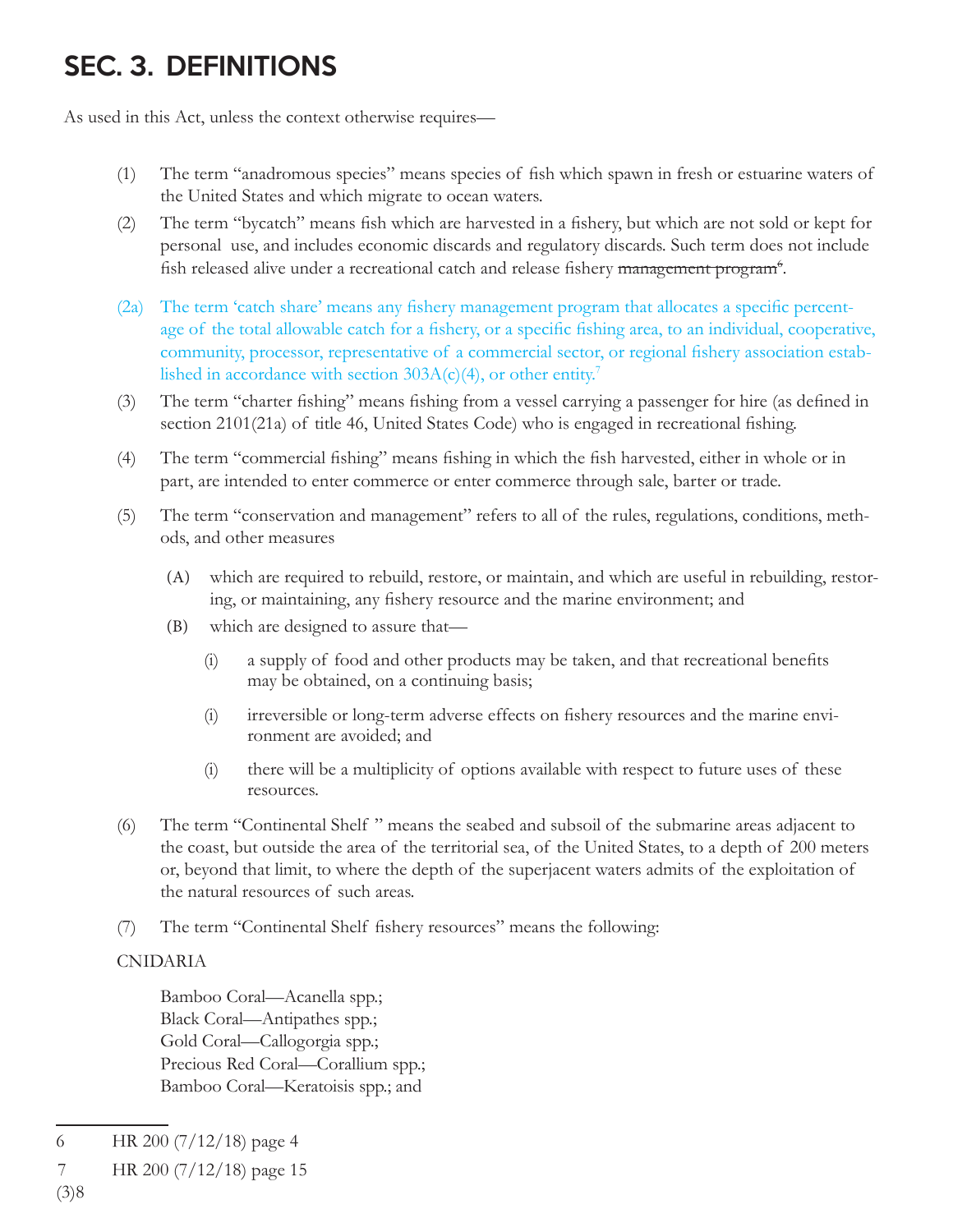# SEC. 3. DEFINITIONS

As used in this Act, unless the context otherwise requires—

(1) The term “anadromous species” means species of fish which spawn in fresh or estuarine waters of the United States and which migrate to ocean waters.

(2) The term “bycatch” means fish which are harvested in a fishery, but which are not sold or kept for personal use, and includes economic discards and regulatory discards. Such term does not include fish released alive under a recreational catch and release fishery ~~management program~~[6].

(2a) The term ‘catch share’ means any fishery management program that allocates a specific percentage of the total allowable catch for a fishery, or a specific fishing area, to an individual, cooperative, community, processor, representative of a commercial sector, or regional fishery association established in accordance with section 303A(c)(4), or other entity.[7]

(3) The term “charter fishing” means fishing from a vessel carrying a passenger for hire (as defined in section 2101(21a) of title 46, United States Code) who is engaged in recreational fishing.

(4) The term “commercial fishing” means fishing in which the fish harvested, either in whole or in part, are intended to enter commerce or enter commerce through sale, barter or trade.

(5) The term “conservation and management” refers to all of the rules, regulations, conditions, methods, and other measures

- (A) which are required to rebuild, restore, or maintain, and which are useful in rebuilding, restoring, or maintaining, any fishery resource and the marine environment; and
- (B) which are designed to assure that—
  - (i) a supply of food and other products may be taken, and that recreational benefits may be obtained, on a continuing basis;
  - (i) irreversible or long-term adverse effects on fishery resources and the marine environment are avoided; and
  - (i) there will be a multiplicity of options available with respect to future uses of these resources.

(6) The term “Continental Shelf ” means the seabed and subsoil of the submarine areas adjacent to the coast, but outside the area of the territorial sea, of the United States, to a depth of 200 meters or, beyond that limit, to where the depth of the superjacent waters admits of the exploitation of the natural resources of such areas.

(7) The term “Continental Shelf fishery resources” means the following:

CNIDARIA

Bamboo Coral—Acanella spp.;
Black Coral—Antipathes spp.;
Gold Coral—Callogorgia spp.;
Precious Red Coral—Corallium spp.;
Bamboo Coral—Keratoisis spp.; and

---

6 HR 200 (7/12/18) page 4

7 HR 200 (7/12/18) page 15

(3)8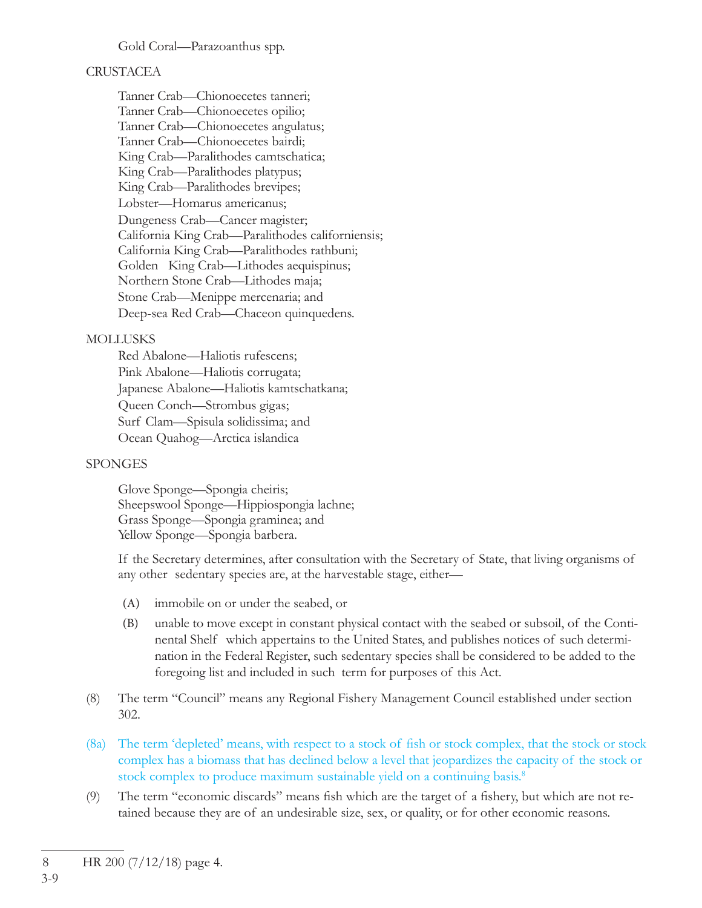Gold Coral—Parazoanthus spp.

CRUSTACEA

Tanner Crab—Chionoecetes tanneri;
Tanner Crab—Chionoecetes opilio;
Tanner Crab—Chionoecetes angulatus;
Tanner Crab—Chionoecetes bairdi;
King Crab—Paralithodes camtschatica;
King Crab—Paralithodes platypus;
King Crab—Paralithodes brevipes;
Lobster—Homarus americanus;
Dungeness Crab—Cancer magister;
California King Crab—Paralithodes californiensis;
California King Crab—Paralithodes rathbuni;
Golden King Crab—Lithodes aequispinus;
Northern Stone Crab—Lithodes maja;
Stone Crab—Menippe mercenaria; and
Deep-sea Red Crab—Chaceon quinquedens.

MOLLUSKS

Red Abalone—Haliotis rufescens;
Pink Abalone—Haliotis corrugata;
Japanese Abalone—Haliotis kamtschatkana;
Queen Conch—Strombus gigas;
Surf Clam—Spisula solidissima; and
Ocean Quahog—Arctica islandica

SPONGES

Glove Sponge—Spongia cheiris;
Sheepswool Sponge—Hippiospongia lachne;
Grass Sponge—Spongia graminea; and
Yellow Sponge—Spongia barbera.

If the Secretary determines, after consultation with the Secretary of State, that living organisms of any other sedentary species are, at the harvestable stage, either—

(A) immobile on or under the seabed, or

(B) unable to move except in constant physical contact with the seabed or subsoil, of the Continental Shelf which appertains to the United States, and publishes notices of such determination in the Federal Register, such sedentary species shall be considered to be added to the foregoing list and included in such term for purposes of this Act.

(8) The term "Council" means any Regional Fishery Management Council established under section 302.

(8a) The term 'depleted' means, with respect to a stock of fish or stock complex, that the stock or stock complex has a biomass that has declined below a level that jeopardizes the capacity of the stock or stock complex to produce maximum sustainable yield on a continuing basis.[8]

(9) The term "economic discards" means fish which are the target of a fishery, but which are not retained because they are of an undesirable size, sex, or quality, or for other economic reasons.

---

8 HR 200 (7/12/18) page 4.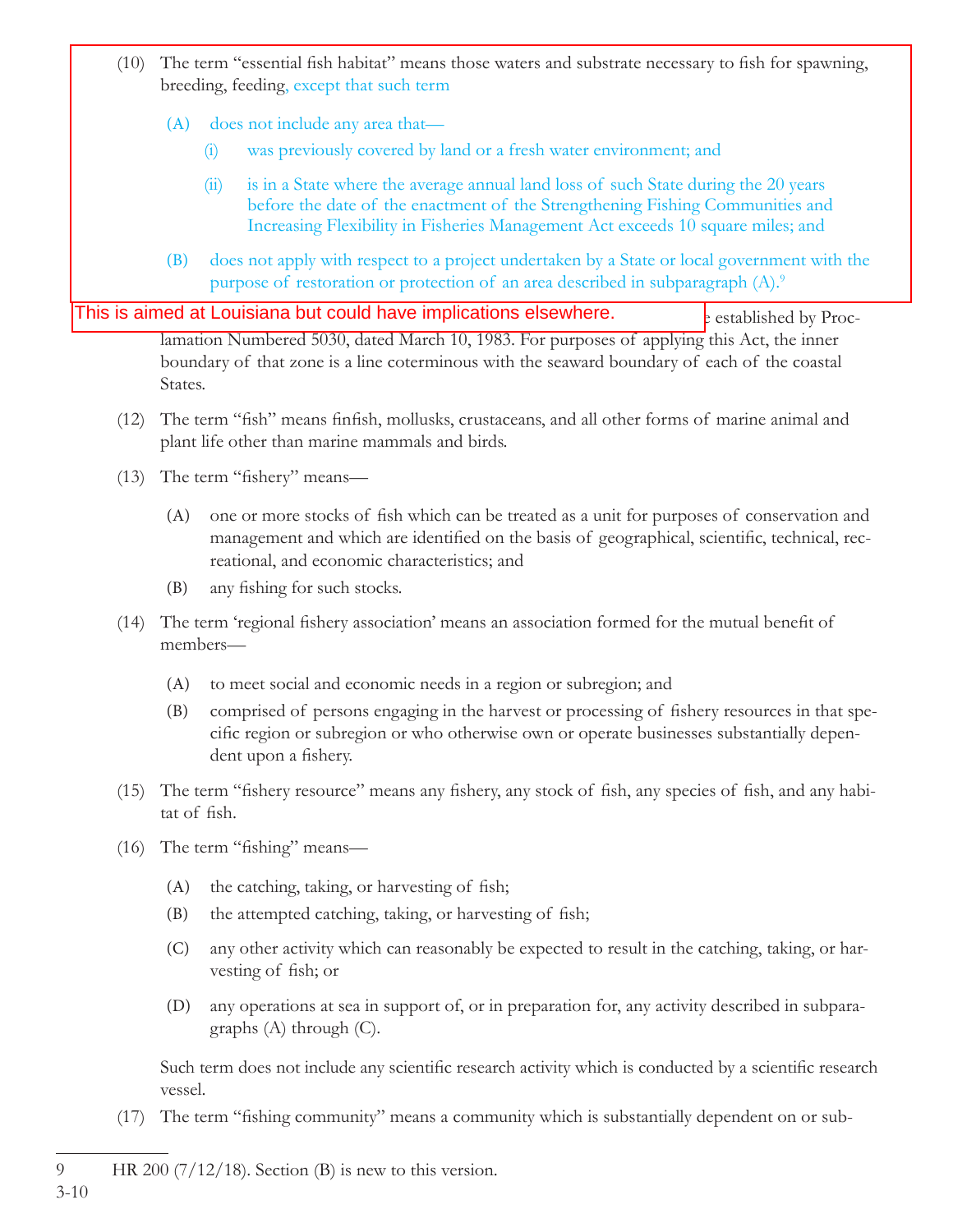(10) The term "essential fish habitat" means those waters and substrate necessary to fish for spawning, breeding, feeding, except that such term

(A) does not include any area that—

(i) was previously covered by land or a fresh water environment; and

(ii) is in a State where the average annual land loss of such State during the 20 years before the date of the enactment of the Strengthening Fishing Communities and Increasing Flexibility in Fisheries Management Act exceeds 10 square miles; and

(B) does not apply with respect to a project undertaken by a State or local government with the purpose of restoration or protection of an area described in subparagraph (A).[9]

This is aimed at Louisiana but could have implications elsewhere.

(11) ... established by Proclamation Numbered 5030, dated March 10, 1983. For purposes of applying this Act, the inner boundary of that zone is a line coterminous with the seaward boundary of each of the coastal States.

(12) The term "fish" means finfish, mollusks, crustaceans, and all other forms of marine animal and plant life other than marine mammals and birds.

(13) The term "fishery" means—

(A) one or more stocks of fish which can be treated as a unit for purposes of conservation and management and which are identified on the basis of geographical, scientific, technical, recreational, and economic characteristics; and

(B) any fishing for such stocks.

(14) The term 'regional fishery association' means an association formed for the mutual benefit of members—

(A) to meet social and economic needs in a region or subregion; and

(B) comprised of persons engaging in the harvest or processing of fishery resources in that specific region or subregion or who otherwise own or operate businesses substantially dependent upon a fishery.

(15) The term "fishery resource" means any fishery, any stock of fish, any species of fish, and any habitat of fish.

(16) The term "fishing" means—

(A) the catching, taking, or harvesting of fish;

(B) the attempted catching, taking, or harvesting of fish;

(C) any other activity which can reasonably be expected to result in the catching, taking, or harvesting of fish; or

(D) any operations at sea in support of, or in preparation for, any activity described in subparagraphs (A) through (C).

Such term does not include any scientific research activity which is conducted by a scientific research vessel.

(17) The term "fishing community" means a community which is substantially dependent on or sub-

---

9 HR 200 (7/12/18). Section (B) is new to this version.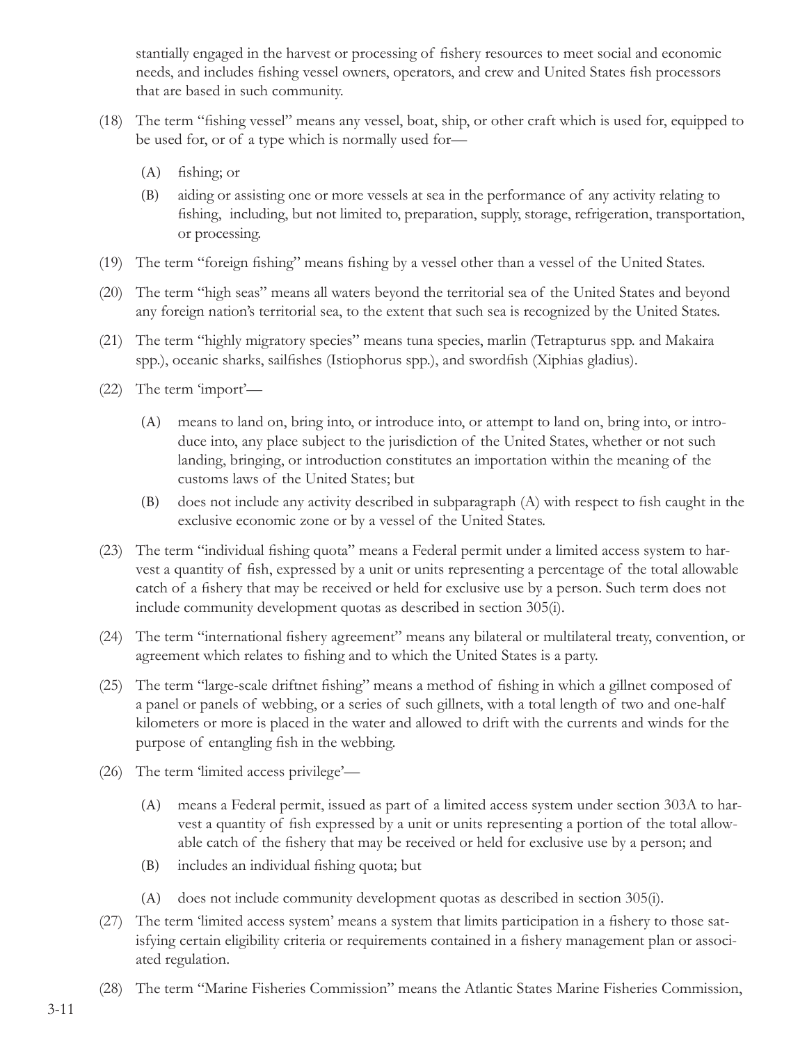stantially engaged in the harvest or processing of fishery resources to meet social and economic needs, and includes fishing vessel owners, operators, and crew and United States fish processors that are based in such community.

(18) The term "fishing vessel" means any vessel, boat, ship, or other craft which is used for, equipped to be used for, or of a type which is normally used for—

(A) fishing; or

(B) aiding or assisting one or more vessels at sea in the performance of any activity relating to fishing, including, but not limited to, preparation, supply, storage, refrigeration, transportation, or processing.

(19) The term "foreign fishing" means fishing by a vessel other than a vessel of the United States.

(20) The term "high seas" means all waters beyond the territorial sea of the United States and beyond any foreign nation's territorial sea, to the extent that such sea is recognized by the United States.

(21) The term "highly migratory species" means tuna species, marlin (Tetrapturus spp. and Makaira spp.), oceanic sharks, sailfishes (Istiophorus spp.), and swordfish (Xiphias gladius).

(22) The term 'import'—

(A) means to land on, bring into, or introduce into, or attempt to land on, bring into, or introduce into, any place subject to the jurisdiction of the United States, whether or not such landing, bringing, or introduction constitutes an importation within the meaning of the customs laws of the United States; but

(B) does not include any activity described in subparagraph (A) with respect to fish caught in the exclusive economic zone or by a vessel of the United States.

(23) The term "individual fishing quota" means a Federal permit under a limited access system to harvest a quantity of fish, expressed by a unit or units representing a percentage of the total allowable catch of a fishery that may be received or held for exclusive use by a person. Such term does not include community development quotas as described in section 305(i).

(24) The term "international fishery agreement" means any bilateral or multilateral treaty, convention, or agreement which relates to fishing and to which the United States is a party.

(25) The term "large-scale driftnet fishing" means a method of fishing in which a gillnet composed of a panel or panels of webbing, or a series of such gillnets, with a total length of two and one-half kilometers or more is placed in the water and allowed to drift with the currents and winds for the purpose of entangling fish in the webbing.

(26) The term 'limited access privilege'—

(A) means a Federal permit, issued as part of a limited access system under section 303A to harvest a quantity of fish expressed by a unit or units representing a portion of the total allowable catch of the fishery that may be received or held for exclusive use by a person; and

(B) includes an individual fishing quota; but

(A) does not include community development quotas as described in section 305(i).

(27) The term 'limited access system' means a system that limits participation in a fishery to those satisfying certain eligibility criteria or requirements contained in a fishery management plan or associated regulation.

(28) The term "Marine Fisheries Commission" means the Atlantic States Marine Fisheries Commission,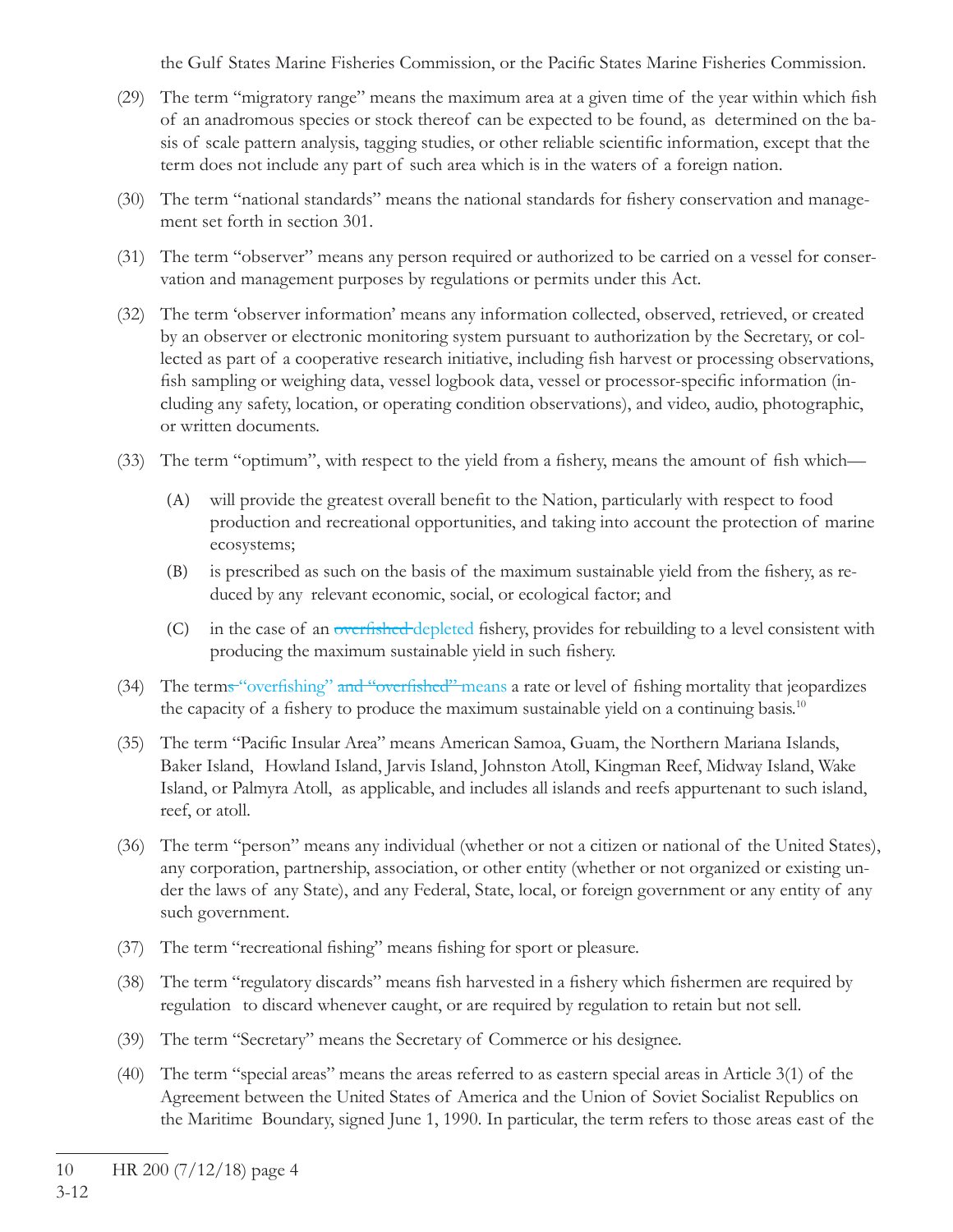the Gulf States Marine Fisheries Commission, or the Pacific States Marine Fisheries Commission.

(29) The term "migratory range" means the maximum area at a given time of the year within which fish of an anadromous species or stock thereof can be expected to be found, as determined on the basis of scale pattern analysis, tagging studies, or other reliable scientific information, except that the term does not include any part of such area which is in the waters of a foreign nation.

(30) The term "national standards" means the national standards for fishery conservation and management set forth in section 301.

(31) The term "observer" means any person required or authorized to be carried on a vessel for conservation and management purposes by regulations or permits under this Act.

(32) The term 'observer information' means any information collected, observed, retrieved, or created by an observer or electronic monitoring system pursuant to authorization by the Secretary, or collected as part of a cooperative research initiative, including fish harvest or processing observations, fish sampling or weighing data, vessel logbook data, vessel or processor-specific information (including any safety, location, or operating condition observations), and video, audio, photographic, or written documents.

(33) The term "optimum", with respect to the yield from a fishery, means the amount of fish which—

(A) will provide the greatest overall benefit to the Nation, particularly with respect to food production and recreational opportunities, and taking into account the protection of marine ecosystems;

(B) is prescribed as such on the basis of the maximum sustainable yield from the fishery, as reduced by any relevant economic, social, or ecological factor; and

(C) in the case of an ~~overfished~~ depleted fishery, provides for rebuilding to a level consistent with producing the maximum sustainable yield in such fishery.

(34) The term~~s~~ "overfishing" ~~and "overfished"~~ means a rate or level of fishing mortality that jeopardizes the capacity of a fishery to produce the maximum sustainable yield on a continuing basis.[10]

(35) The term "Pacific Insular Area" means American Samoa, Guam, the Northern Mariana Islands, Baker Island, Howland Island, Jarvis Island, Johnston Atoll, Kingman Reef, Midway Island, Wake Island, or Palmyra Atoll, as applicable, and includes all islands and reefs appurtenant to such island, reef, or atoll.

(36) The term "person" means any individual (whether or not a citizen or national of the United States), any corporation, partnership, association, or other entity (whether or not organized or existing under the laws of any State), and any Federal, State, local, or foreign government or any entity of any such government.

(37) The term "recreational fishing" means fishing for sport or pleasure.

(38) The term "regulatory discards" means fish harvested in a fishery which fishermen are required by regulation to discard whenever caught, or are required by regulation to retain but not sell.

(39) The term "Secretary" means the Secretary of Commerce or his designee.

(40) The term "special areas" means the areas referred to as eastern special areas in Article 3(1) of the Agreement between the United States of America and the Union of Soviet Socialist Republics on the Maritime Boundary, signed June 1, 1990. In particular, the term refers to those areas east of the

---

10 HR 200 (7/12/18) page 4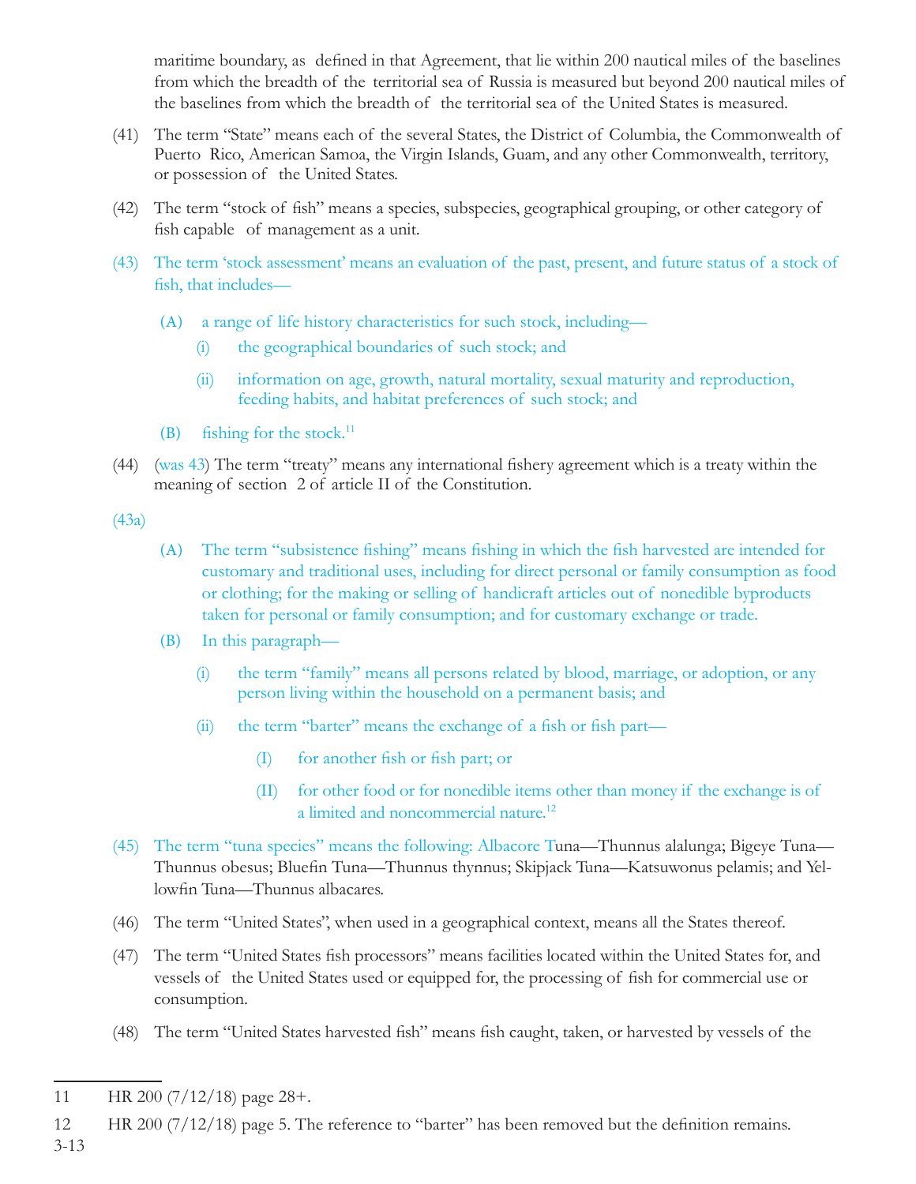maritime boundary, as defined in that Agreement, that lie within 200 nautical miles of the baselines from which the breadth of the territorial sea of Russia is measured but beyond 200 nautical miles of the baselines from which the breadth of the territorial sea of the United States is measured.

(41) The term "State" means each of the several States, the District of Columbia, the Commonwealth of Puerto Rico, American Samoa, the Virgin Islands, Guam, and any other Commonwealth, territory, or possession of the United States.

(42) The term "stock of fish" means a species, subspecies, geographical grouping, or other category of fish capable of management as a unit.

(43) The term 'stock assessment' means an evaluation of the past, present, and future status of a stock of fish, that includes—

- (A) a range of life history characteristics for such stock, including—
  - (i) the geographical boundaries of such stock; and
  - (ii) information on age, growth, natural mortality, sexual maturity and reproduction, feeding habits, and habitat preferences of such stock; and
- (B) fishing for the stock.[11]

(44) (was 43) The term "treaty" means any international fishery agreement which is a treaty within the meaning of section 2 of article II of the Constitution.

(43a)

- (A) The term "subsistence fishing" means fishing in which the fish harvested are intended for customary and traditional uses, including for direct personal or family consumption as food or clothing; for the making or selling of handicraft articles out of nonedible byproducts taken for personal or family consumption; and for customary exchange or trade.
- (B) In this paragraph—
  - (i) the term "family" means all persons related by blood, marriage, or adoption, or any person living within the household on a permanent basis; and
  - (ii) the term "barter" means the exchange of a fish or fish part—
    - (I) for another fish or fish part; or
    - (II) for other food or for nonedible items other than money if the exchange is of a limited and noncommercial nature.[12]

(45) The term "tuna species" means the following: Albacore Tuna—Thunnus alalunga; Bigeye Tuna—Thunnus obesus; Bluefin Tuna—Thunnus thynnus; Skipjack Tuna—Katsuwonus pelamis; and Yellowfin Tuna—Thunnus albacares.

(46) The term "United States", when used in a geographical context, means all the States thereof.

(47) The term "United States fish processors" means facilities located within the United States for, and vessels of the United States used or equipped for, the processing of fish for commercial use or consumption.

(48) The term "United States harvested fish" means fish caught, taken, or harvested by vessels of the

---

11 HR 200 (7/12/18) page 28+.

12 HR 200 (7/12/18) page 5. The reference to "barter" has been removed but the definition remains.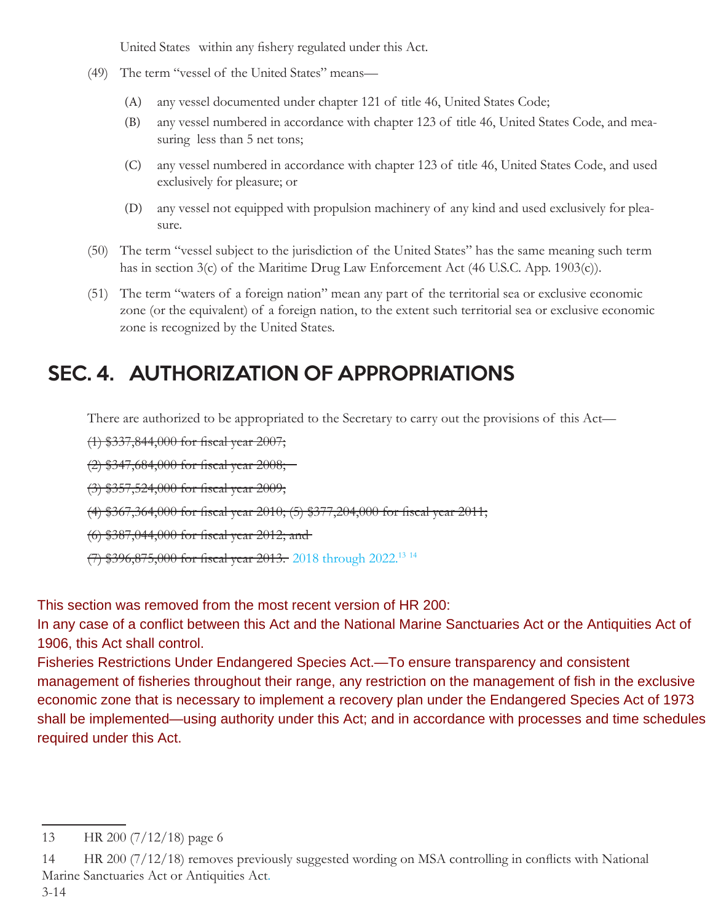United States within any fishery regulated under this Act.

(49) The term "vessel of the United States" means—

(A) any vessel documented under chapter 121 of title 46, United States Code;

(B) any vessel numbered in accordance with chapter 123 of title 46, United States Code, and measuring less than 5 net tons;

(C) any vessel numbered in accordance with chapter 123 of title 46, United States Code, and used exclusively for pleasure; or

(D) any vessel not equipped with propulsion machinery of any kind and used exclusively for pleasure.

(50) The term "vessel subject to the jurisdiction of the United States" has the same meaning such term has in section 3(c) of the Maritime Drug Law Enforcement Act (46 U.S.C. App. 1903(c)).

(51) The term "waters of a foreign nation" mean any part of the territorial sea or exclusive economic zone (or the equivalent) of a foreign nation, to the extent such territorial sea or exclusive economic zone is recognized by the United States.

## SEC. 4. AUTHORIZATION OF APPROPRIATIONS

There are authorized to be appropriated to the Secretary to carry out the provisions of this Act—

~~(1) $337,844,000 for fiscal year 2007;~~

~~(2) $347,684,000 for fiscal year 2008;~~

~~(3) $357,524,000 for fiscal year 2009;~~

~~(4) $367,364,000 for fiscal year 2010; (5) $377,204,000 for fiscal year 2011;~~

~~(6) $387,044,000 for fiscal year 2012; and~~

~~(7) $396,875,000 for fiscal year 2013.~~ 2018 through 2022.[13] [14]

This section was removed from the most recent version of HR 200:

In any case of a conflict between this Act and the National Marine Sanctuaries Act or the Antiquities Act of 1906, this Act shall control.

Fisheries Restrictions Under Endangered Species Act.—To ensure transparency and consistent management of fisheries throughout their range, any restriction on the management of fish in the exclusive economic zone that is necessary to implement a recovery plan under the Endangered Species Act of 1973 shall be implemented—using authority under this Act; and in accordance with processes and time schedules required under this Act.

---

13 HR 200 (7/12/18) page 6

14 HR 200 (7/12/18) removes previously suggested wording on MSA controlling in conflicts with National Marine Sanctuaries Act or Antiquities Act.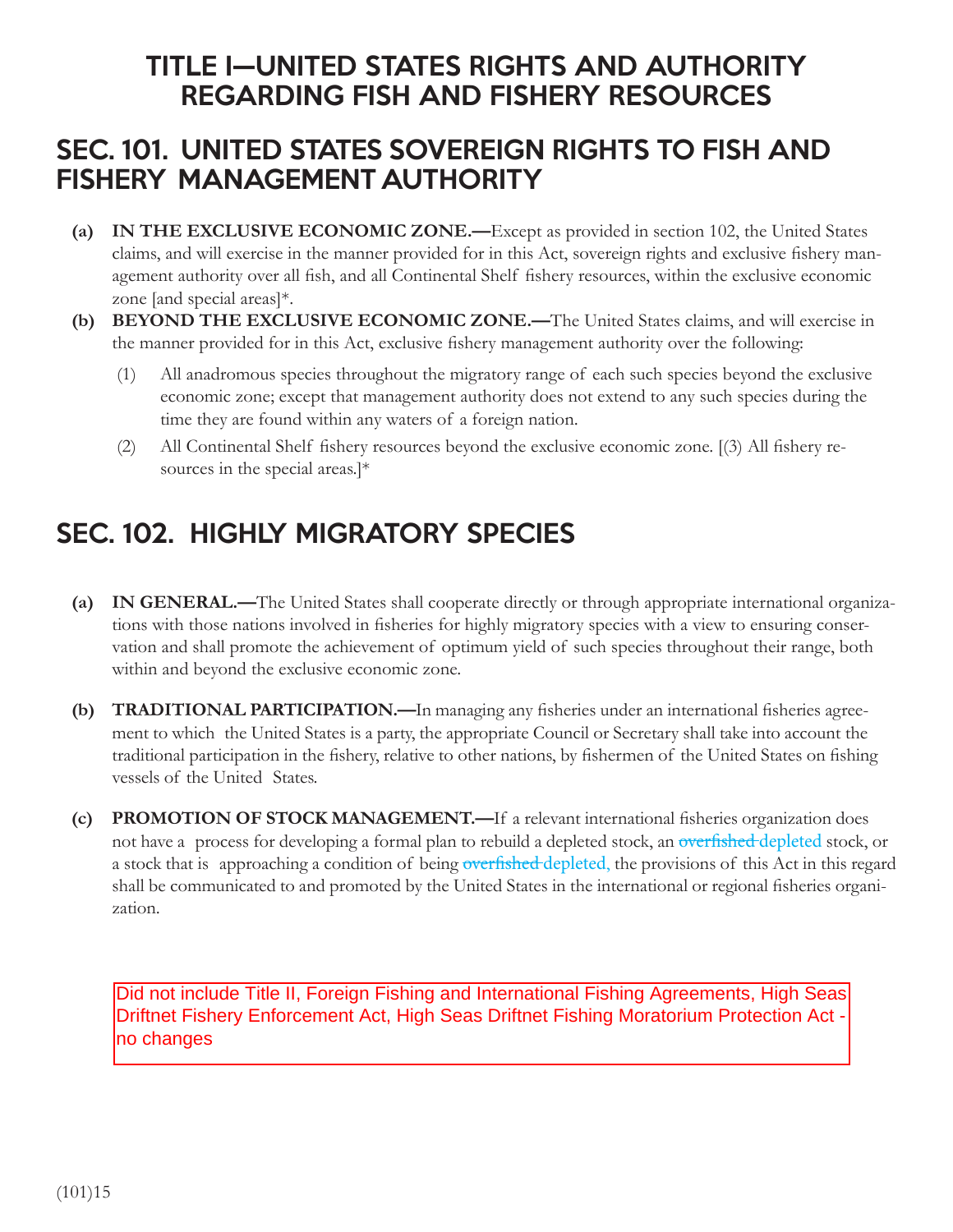# TITLE I—UNITED STATES RIGHTS AND AUTHORITY REGARDING FISH AND FISHERY RESOURCES

## SEC. 101. UNITED STATES SOVEREIGN RIGHTS TO FISH AND FISHERY MANAGEMENT AUTHORITY

**(a) IN THE EXCLUSIVE ECONOMIC ZONE.—**Except as provided in section 102, the United States claims, and will exercise in the manner provided for in this Act, sovereign rights and exclusive fishery management authority over all fish, and all Continental Shelf fishery resources, within the exclusive economic zone [and special areas]*.

**(b) BEYOND THE EXCLUSIVE ECONOMIC ZONE.—**The United States claims, and will exercise in the manner provided for in this Act, exclusive fishery management authority over the following:

(1) All anadromous species throughout the migratory range of each such species beyond the exclusive economic zone; except that management authority does not extend to any such species during the time they are found within any waters of a foreign nation.

(2) All Continental Shelf fishery resources beyond the exclusive economic zone. [(3) All fishery resources in the special areas.]*

## SEC. 102. HIGHLY MIGRATORY SPECIES

**(a) IN GENERAL.—**The United States shall cooperate directly or through appropriate international organizations with those nations involved in fisheries for highly migratory species with a view to ensuring conservation and shall promote the achievement of optimum yield of such species throughout their range, both within and beyond the exclusive economic zone.

**(b) TRADITIONAL PARTICIPATION.—**In managing any fisheries under an international fisheries agreement to which the United States is a party, the appropriate Council or Secretary shall take into account the traditional participation in the fishery, relative to other nations, by fishermen of the United States on fishing vessels of the United States.

**(c) PROMOTION OF STOCK MANAGEMENT.—**If a relevant international fisheries organization does not have a process for developing a formal plan to rebuild a depleted stock, an ~~overfished~~ depleted stock, or a stock that is approaching a condition of being ~~overfished~~ depleted, the provisions of this Act in this regard shall be communicated to and promoted by the United States in the international or regional fisheries organization.

Did not include Title II, Foreign Fishing and International Fishing Agreements, High Seas Driftnet Fishery Enforcement Act, High Seas Driftnet Fishing Moratorium Protection Act - no changes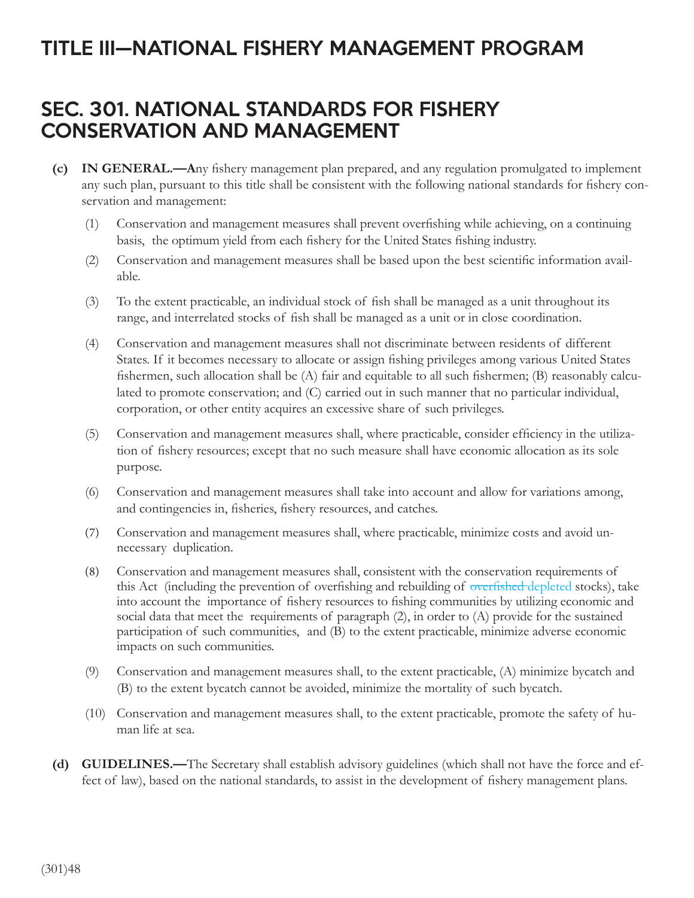# TITLE III—NATIONAL FISHERY MANAGEMENT PROGRAM

## SEC. 301. NATIONAL STANDARDS FOR FISHERY CONSERVATION AND MANAGEMENT

**(c) IN GENERAL.—**Any fishery management plan prepared, and any regulation promulgated to implement any such plan, pursuant to this title shall be consistent with the following national standards for fishery conservation and management:

(1) Conservation and management measures shall prevent overfishing while achieving, on a continuing basis, the optimum yield from each fishery for the United States fishing industry.

(2) Conservation and management measures shall be based upon the best scientific information available.

(3) To the extent practicable, an individual stock of fish shall be managed as a unit throughout its range, and interrelated stocks of fish shall be managed as a unit or in close coordination.

(4) Conservation and management measures shall not discriminate between residents of different States. If it becomes necessary to allocate or assign fishing privileges among various United States fishermen, such allocation shall be (A) fair and equitable to all such fishermen; (B) reasonably calculated to promote conservation; and (C) carried out in such manner that no particular individual, corporation, or other entity acquires an excessive share of such privileges.

(5) Conservation and management measures shall, where practicable, consider efficiency in the utilization of fishery resources; except that no such measure shall have economic allocation as its sole purpose.

(6) Conservation and management measures shall take into account and allow for variations among, and contingencies in, fisheries, fishery resources, and catches.

(7) Conservation and management measures shall, where practicable, minimize costs and avoid unnecessary duplication.

(8) Conservation and management measures shall, consistent with the conservation requirements of this Act (including the prevention of overfishing and rebuilding of ~~overfished~~ depleted stocks), take into account the importance of fishery resources to fishing communities by utilizing economic and social data that meet the requirements of paragraph (2), in order to (A) provide for the sustained participation of such communities, and (B) to the extent practicable, minimize adverse economic impacts on such communities.

(9) Conservation and management measures shall, to the extent practicable, (A) minimize bycatch and (B) to the extent bycatch cannot be avoided, minimize the mortality of such bycatch.

(10) Conservation and management measures shall, to the extent practicable, promote the safety of human life at sea.

**(d) GUIDELINES.—**The Secretary shall establish advisory guidelines (which shall not have the force and effect of law), based on the national standards, to assist in the development of fishery management plans.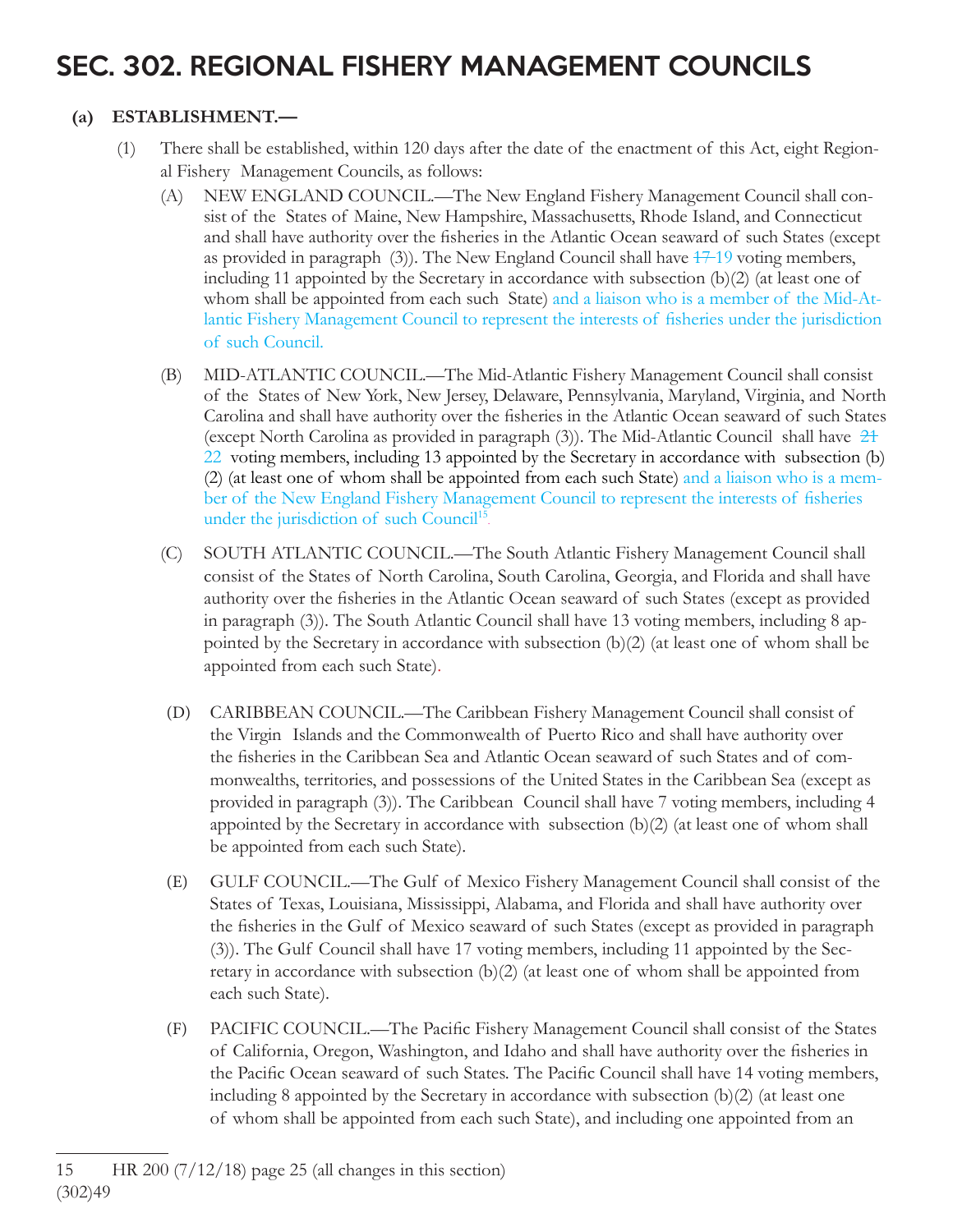# SEC. 302. REGIONAL FISHERY MANAGEMENT COUNCILS

**(a) ESTABLISHMENT.—**

(1) There shall be established, within 120 days after the date of the enactment of this Act, eight Regional Fishery Management Councils, as follows:

(A) NEW ENGLAND COUNCIL.—The New England Fishery Management Council shall consist of the States of Maine, New Hampshire, Massachusetts, Rhode Island, and Connecticut and shall have authority over the fisheries in the Atlantic Ocean seaward of such States (except as provided in paragraph (3)). The New England Council shall have ~~17~~ 19 voting members, including 11 appointed by the Secretary in accordance with subsection (b)(2) (at least one of whom shall be appointed from each such State) and a liaison who is a member of the Mid-Atlantic Fishery Management Council to represent the interests of fisheries under the jurisdiction of such Council.

(B) MID-ATLANTIC COUNCIL.—The Mid-Atlantic Fishery Management Council shall consist of the States of New York, New Jersey, Delaware, Pennsylvania, Maryland, Virginia, and North Carolina and shall have authority over the fisheries in the Atlantic Ocean seaward of such States (except North Carolina as provided in paragraph (3)). The Mid-Atlantic Council shall have ~~21~~ 22 voting members, including 13 appointed by the Secretary in accordance with subsection (b)(2) (at least one of whom shall be appointed from each such State) and a liaison who is a member of the New England Fishery Management Council to represent the interests of fisheries under the jurisdiction of such Council[15].

(C) SOUTH ATLANTIC COUNCIL.—The South Atlantic Fishery Management Council shall consist of the States of North Carolina, South Carolina, Georgia, and Florida and shall have authority over the fisheries in the Atlantic Ocean seaward of such States (except as provided in paragraph (3)). The South Atlantic Council shall have 13 voting members, including 8 appointed by the Secretary in accordance with subsection (b)(2) (at least one of whom shall be appointed from each such State).

(D) CARIBBEAN COUNCIL.—The Caribbean Fishery Management Council shall consist of the Virgin Islands and the Commonwealth of Puerto Rico and shall have authority over the fisheries in the Caribbean Sea and Atlantic Ocean seaward of such States and of commonwealths, territories, and possessions of the United States in the Caribbean Sea (except as provided in paragraph (3)). The Caribbean Council shall have 7 voting members, including 4 appointed by the Secretary in accordance with subsection (b)(2) (at least one of whom shall be appointed from each such State).

(E) GULF COUNCIL.—The Gulf of Mexico Fishery Management Council shall consist of the States of Texas, Louisiana, Mississippi, Alabama, and Florida and shall have authority over the fisheries in the Gulf of Mexico seaward of such States (except as provided in paragraph (3)). The Gulf Council shall have 17 voting members, including 11 appointed by the Secretary in accordance with subsection (b)(2) (at least one of whom shall be appointed from each such State).

(F) PACIFIC COUNCIL.—The Pacific Fishery Management Council shall consist of the States of California, Oregon, Washington, and Idaho and shall have authority over the fisheries in the Pacific Ocean seaward of such States. The Pacific Council shall have 14 voting members, including 8 appointed by the Secretary in accordance with subsection (b)(2) (at least one of whom shall be appointed from each such State), and including one appointed from an

15 HR 200 (7/12/18) page 25 (all changes in this section)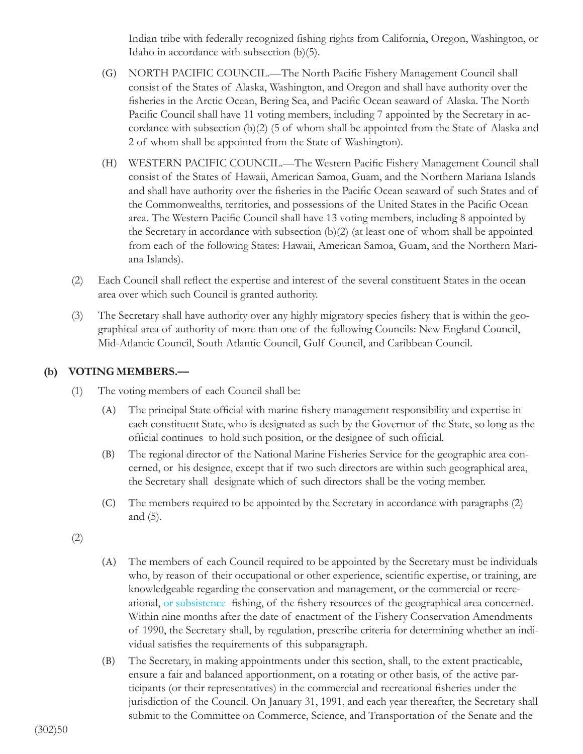Indian tribe with federally recognized fishing rights from California, Oregon, Washington, or Idaho in accordance with subsection (b)(5).

(G) NORTH PACIFIC COUNCIL.—The North Pacific Fishery Management Council shall consist of the States of Alaska, Washington, and Oregon and shall have authority over the fisheries in the Arctic Ocean, Bering Sea, and Pacific Ocean seaward of Alaska. The North Pacific Council shall have 11 voting members, including 7 appointed by the Secretary in accordance with subsection (b)(2) (5 of whom shall be appointed from the State of Alaska and 2 of whom shall be appointed from the State of Washington).

(H) WESTERN PACIFIC COUNCIL.—The Western Pacific Fishery Management Council shall consist of the States of Hawaii, American Samoa, Guam, and the Northern Mariana Islands and shall have authority over the fisheries in the Pacific Ocean seaward of such States and of the Commonwealths, territories, and possessions of the United States in the Pacific Ocean area. The Western Pacific Council shall have 13 voting members, including 8 appointed by the Secretary in accordance with subsection (b)(2) (at least one of whom shall be appointed from each of the following States: Hawaii, American Samoa, Guam, and the Northern Mariana Islands).

(2) Each Council shall reflect the expertise and interest of the several constituent States in the ocean area over which such Council is granted authority.

(3) The Secretary shall have authority over any highly migratory species fishery that is within the geographical area of authority of more than one of the following Councils: New England Council, Mid-Atlantic Council, South Atlantic Council, Gulf Council, and Caribbean Council.

**(b) VOTING MEMBERS.—**

(1) The voting members of each Council shall be:

(A) The principal State official with marine fishery management responsibility and expertise in each constituent State, who is designated as such by the Governor of the State, so long as the official continues to hold such position, or the designee of such official.

(B) The regional director of the National Marine Fisheries Service for the geographic area concerned, or his designee, except that if two such directors are within such geographical area, the Secretary shall designate which of such directors shall be the voting member.

(C) The members required to be appointed by the Secretary in accordance with paragraphs (2) and (5).

(2)

(A) The members of each Council required to be appointed by the Secretary must be individuals who, by reason of their occupational or other experience, scientific expertise, or training, are knowledgeable regarding the conservation and management, or the commercial or recreational, or subsistence fishing, of the fishery resources of the geographical area concerned. Within nine months after the date of enactment of the Fishery Conservation Amendments of 1990, the Secretary shall, by regulation, prescribe criteria for determining whether an individual satisfies the requirements of this subparagraph.

(B) The Secretary, in making appointments under this section, shall, to the extent practicable, ensure a fair and balanced apportionment, on a rotating or other basis, of the active participants (or their representatives) in the commercial and recreational fisheries under the jurisdiction of the Council. On January 31, 1991, and each year thereafter, the Secretary shall submit to the Committee on Commerce, Science, and Transportation of the Senate and the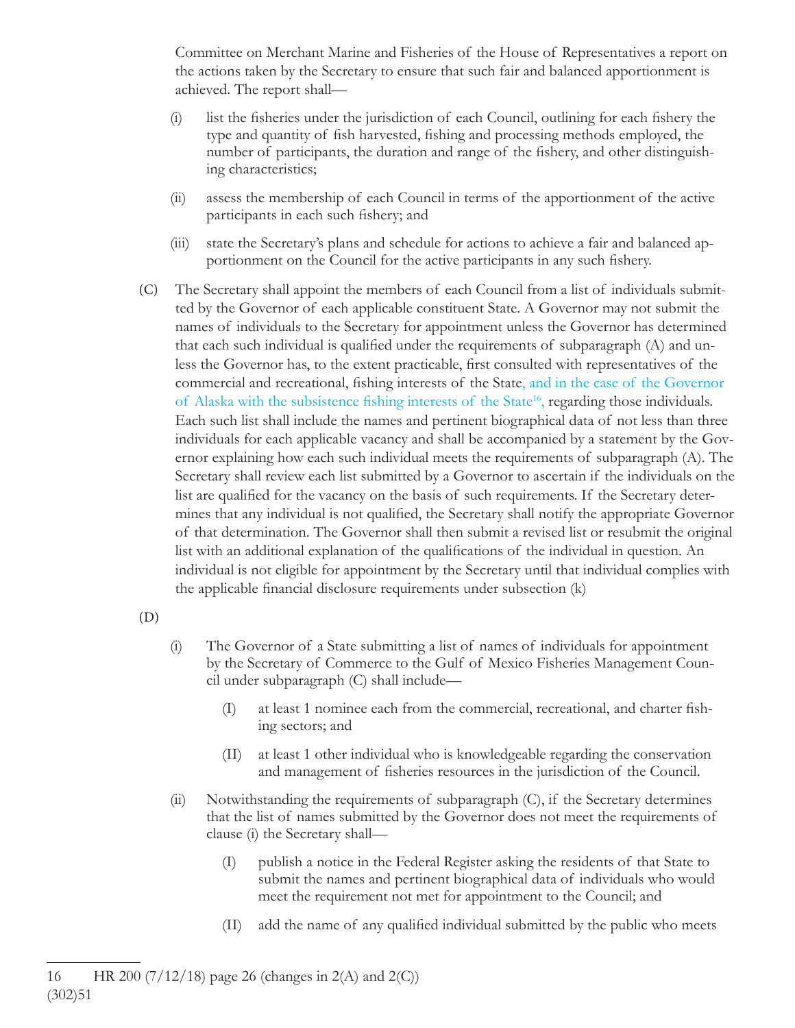Committee on Merchant Marine and Fisheries of the House of Representatives a report on the actions taken by the Secretary to ensure that such fair and balanced apportionment is achieved. The report shall—

- (i) list the fisheries under the jurisdiction of each Council, outlining for each fishery the type and quantity of fish harvested, fishing and processing methods employed, the number of participants, the duration and range of the fishery, and other distinguishing characteristics;
- (ii) assess the membership of each Council in terms of the apportionment of the active participants in each such fishery; and
- (iii) state the Secretary's plans and schedule for actions to achieve a fair and balanced apportionment on the Council for the active participants in any such fishery.

(C) The Secretary shall appoint the members of each Council from a list of individuals submitted by the Governor of each applicable constituent State. A Governor may not submit the names of individuals to the Secretary for appointment unless the Governor has determined that each such individual is qualified under the requirements of subparagraph (A) and unless the Governor has, to the extent practicable, first consulted with representatives of the commercial and recreational, fishing interests of the State, and in the case of the Governor of Alaska with the subsistence fishing interests of the State[16], regarding those individuals. Each such list shall include the names and pertinent biographical data of not less than three individuals for each applicable vacancy and shall be accompanied by a statement by the Governor explaining how each such individual meets the requirements of subparagraph (A). The Secretary shall review each list submitted by a Governor to ascertain if the individuals on the list are qualified for the vacancy on the basis of such requirements. If the Secretary determines that any individual is not qualified, the Secretary shall notify the appropriate Governor of that determination. The Governor shall then submit a revised list or resubmit the original list with an additional explanation of the qualifications of the individual in question. An individual is not eligible for appointment by the Secretary until that individual complies with the applicable financial disclosure requirements under subsection (k)

(D)

- (i) The Governor of a State submitting a list of names of individuals for appointment by the Secretary of Commerce to the Gulf of Mexico Fisheries Management Council under subparagraph (C) shall include—
  - (I) at least 1 nominee each from the commercial, recreational, and charter fishing sectors; and
  - (II) at least 1 other individual who is knowledgeable regarding the conservation and management of fisheries resources in the jurisdiction of the Council.
- (ii) Notwithstanding the requirements of subparagraph (C), if the Secretary determines that the list of names submitted by the Governor does not meet the requirements of clause (i) the Secretary shall—
  - (I) publish a notice in the Federal Register asking the residents of that State to submit the names and pertinent biographical data of individuals who would meet the requirement not met for appointment to the Council; and
  - (II) add the name of any qualified individual submitted by the public who meets

---

16 HR 200 (7/12/18) page 26 (changes in 2(A) and 2(C))

(302)51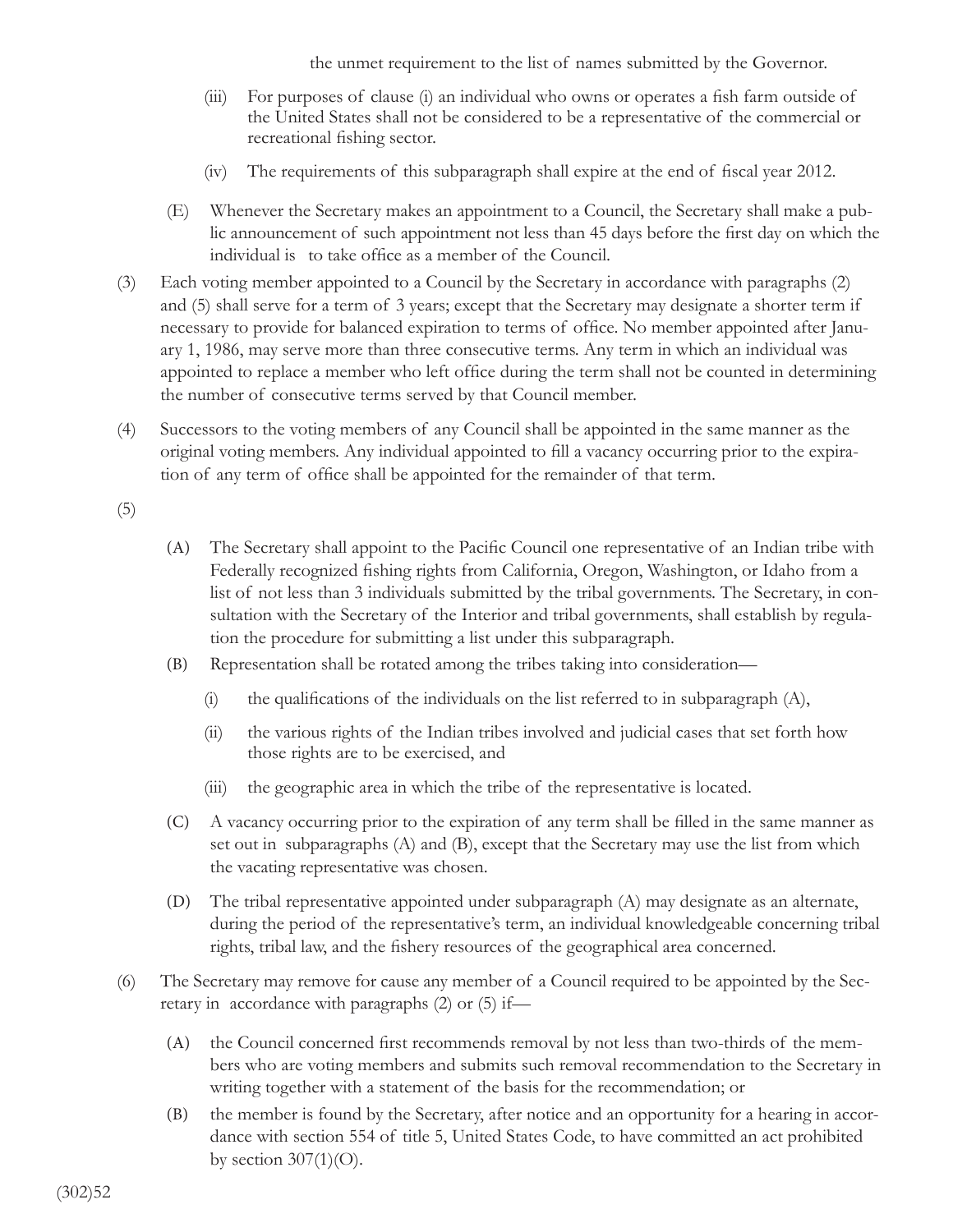the unmet requirement to the list of names submitted by the Governor.

(iii) For purposes of clause (i) an individual who owns or operates a fish farm outside of the United States shall not be considered to be a representative of the commercial or recreational fishing sector.

(iv) The requirements of this subparagraph shall expire at the end of fiscal year 2012.

(E) Whenever the Secretary makes an appointment to a Council, the Secretary shall make a public announcement of such appointment not less than 45 days before the first day on which the individual is to take office as a member of the Council.

(3) Each voting member appointed to a Council by the Secretary in accordance with paragraphs (2) and (5) shall serve for a term of 3 years; except that the Secretary may designate a shorter term if necessary to provide for balanced expiration to terms of office. No member appointed after January 1, 1986, may serve more than three consecutive terms. Any term in which an individual was appointed to replace a member who left office during the term shall not be counted in determining the number of consecutive terms served by that Council member.

(4) Successors to the voting members of any Council shall be appointed in the same manner as the original voting members. Any individual appointed to fill a vacancy occurring prior to the expiration of any term of office shall be appointed for the remainder of that term.

(5)

(A) The Secretary shall appoint to the Pacific Council one representative of an Indian tribe with Federally recognized fishing rights from California, Oregon, Washington, or Idaho from a list of not less than 3 individuals submitted by the tribal governments. The Secretary, in consultation with the Secretary of the Interior and tribal governments, shall establish by regulation the procedure for submitting a list under this subparagraph.

(B) Representation shall be rotated among the tribes taking into consideration—

(i) the qualifications of the individuals on the list referred to in subparagraph (A),

(ii) the various rights of the Indian tribes involved and judicial cases that set forth how those rights are to be exercised, and

(iii) the geographic area in which the tribe of the representative is located.

(C) A vacancy occurring prior to the expiration of any term shall be filled in the same manner as set out in subparagraphs (A) and (B), except that the Secretary may use the list from which the vacating representative was chosen.

(D) The tribal representative appointed under subparagraph (A) may designate as an alternate, during the period of the representative's term, an individual knowledgeable concerning tribal rights, tribal law, and the fishery resources of the geographical area concerned.

(6) The Secretary may remove for cause any member of a Council required to be appointed by the Secretary in accordance with paragraphs (2) or (5) if—

(A) the Council concerned first recommends removal by not less than two-thirds of the members who are voting members and submits such removal recommendation to the Secretary in writing together with a statement of the basis for the recommendation; or

(B) the member is found by the Secretary, after notice and an opportunity for a hearing in accordance with section 554 of title 5, United States Code, to have committed an act prohibited by section 307(1)(O).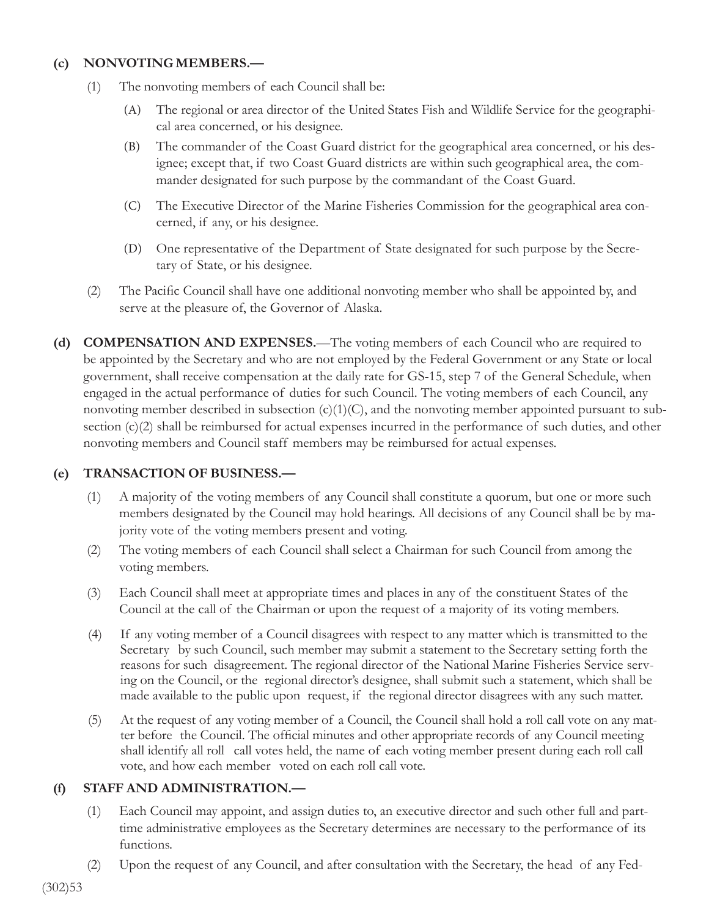**(c) NONVOTING MEMBERS.—**

(1) The nonvoting members of each Council shall be:

(A) The regional or area director of the United States Fish and Wildlife Service for the geographical area concerned, or his designee.

(B) The commander of the Coast Guard district for the geographical area concerned, or his designee; except that, if two Coast Guard districts are within such geographical area, the commander designated for such purpose by the commandant of the Coast Guard.

(C) The Executive Director of the Marine Fisheries Commission for the geographical area concerned, if any, or his designee.

(D) One representative of the Department of State designated for such purpose by the Secretary of State, or his designee.

(2) The Pacific Council shall have one additional nonvoting member who shall be appointed by, and serve at the pleasure of, the Governor of Alaska.

**(d) COMPENSATION AND EXPENSES.**—The voting members of each Council who are required to be appointed by the Secretary and who are not employed by the Federal Government or any State or local government, shall receive compensation at the daily rate for GS-15, step 7 of the General Schedule, when engaged in the actual performance of duties for such Council. The voting members of each Council, any nonvoting member described in subsection (c)(1)(C), and the nonvoting member appointed pursuant to subsection (c)(2) shall be reimbursed for actual expenses incurred in the performance of such duties, and other nonvoting members and Council staff members may be reimbursed for actual expenses.

**(e) TRANSACTION OF BUSINESS.—**

(1) A majority of the voting members of any Council shall constitute a quorum, but one or more such members designated by the Council may hold hearings. All decisions of any Council shall be by majority vote of the voting members present and voting.

(2) The voting members of each Council shall select a Chairman for such Council from among the voting members.

(3) Each Council shall meet at appropriate times and places in any of the constituent States of the Council at the call of the Chairman or upon the request of a majority of its voting members.

(4) If any voting member of a Council disagrees with respect to any matter which is transmitted to the Secretary by such Council, such member may submit a statement to the Secretary setting forth the reasons for such disagreement. The regional director of the National Marine Fisheries Service serving on the Council, or the regional director's designee, shall submit such a statement, which shall be made available to the public upon request, if the regional director disagrees with any such matter.

(5) At the request of any voting member of a Council, the Council shall hold a roll call vote on any matter before the Council. The official minutes and other appropriate records of any Council meeting shall identify all roll call votes held, the name of each voting member present during each roll call vote, and how each member voted on each roll call vote.

**(f) STAFF AND ADMINISTRATION.—**

(1) Each Council may appoint, and assign duties to, an executive director and such other full and part-time administrative employees as the Secretary determines are necessary to the performance of its functions.

(2) Upon the request of any Council, and after consultation with the Secretary, the head of any Fed-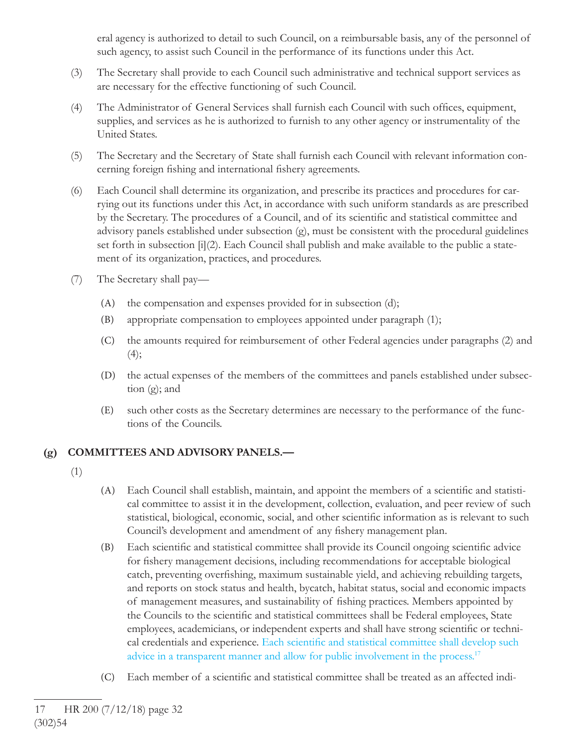eral agency is authorized to detail to such Council, on a reimbursable basis, any of the personnel of such agency, to assist such Council in the performance of its functions under this Act.

(3) The Secretary shall provide to each Council such administrative and technical support services as are necessary for the effective functioning of such Council.

(4) The Administrator of General Services shall furnish each Council with such offices, equipment, supplies, and services as he is authorized to furnish to any other agency or instrumentality of the United States.

(5) The Secretary and the Secretary of State shall furnish each Council with relevant information concerning foreign fishing and international fishery agreements.

(6) Each Council shall determine its organization, and prescribe its practices and procedures for carrying out its functions under this Act, in accordance with such uniform standards as are prescribed by the Secretary. The procedures of a Council, and of its scientific and statistical committee and advisory panels established under subsection (g), must be consistent with the procedural guidelines set forth in subsection [i](2). Each Council shall publish and make available to the public a statement of its organization, practices, and procedures.

(7) The Secretary shall pay—

(A) the compensation and expenses provided for in subsection (d);

(B) appropriate compensation to employees appointed under paragraph (1);

(C) the amounts required for reimbursement of other Federal agencies under paragraphs (2) and (4);

(D) the actual expenses of the members of the committees and panels established under subsection (g); and

(E) such other costs as the Secretary determines are necessary to the performance of the functions of the Councils.

**(g) COMMITTEES AND ADVISORY PANELS.—**

(1)

(A) Each Council shall establish, maintain, and appoint the members of a scientific and statistical committee to assist it in the development, collection, evaluation, and peer review of such statistical, biological, economic, social, and other scientific information as is relevant to such Council's development and amendment of any fishery management plan.

(B) Each scientific and statistical committee shall provide its Council ongoing scientific advice for fishery management decisions, including recommendations for acceptable biological catch, preventing overfishing, maximum sustainable yield, and achieving rebuilding targets, and reports on stock status and health, bycatch, habitat status, social and economic impacts of management measures, and sustainability of fishing practices. Members appointed by the Councils to the scientific and statistical committees shall be Federal employees, State employees, academicians, or independent experts and shall have strong scientific or technical credentials and experience. Each scientific and statistical committee shall develop such advice in a transparent manner and allow for public involvement in the process.[17]

(C) Each member of a scientific and statistical committee shall be treated as an affected indi-

---

17 HR 200 (7/12/18) page 32

(302)54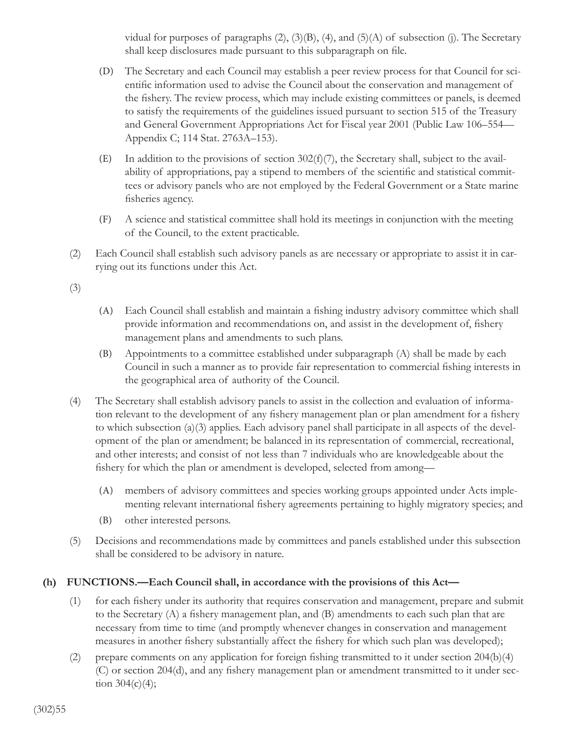vidual for purposes of paragraphs (2), (3)(B), (4), and (5)(A) of subsection (j). The Secretary shall keep disclosures made pursuant to this subparagraph on file.

(D) The Secretary and each Council may establish a peer review process for that Council for scientific information used to advise the Council about the conservation and management of the fishery. The review process, which may include existing committees or panels, is deemed to satisfy the requirements of the guidelines issued pursuant to section 515 of the Treasury and General Government Appropriations Act for Fiscal year 2001 (Public Law 106–554—Appendix C; 114 Stat. 2763A–153).

(E) In addition to the provisions of section 302(f)(7), the Secretary shall, subject to the availability of appropriations, pay a stipend to members of the scientific and statistical committees or advisory panels who are not employed by the Federal Government or a State marine fisheries agency.

(F) A science and statistical committee shall hold its meetings in conjunction with the meeting of the Council, to the extent practicable.

(2) Each Council shall establish such advisory panels as are necessary or appropriate to assist it in carrying out its functions under this Act.

(3)

(A) Each Council shall establish and maintain a fishing industry advisory committee which shall provide information and recommendations on, and assist in the development of, fishery management plans and amendments to such plans.

(B) Appointments to a committee established under subparagraph (A) shall be made by each Council in such a manner as to provide fair representation to commercial fishing interests in the geographical area of authority of the Council.

(4) The Secretary shall establish advisory panels to assist in the collection and evaluation of information relevant to the development of any fishery management plan or plan amendment for a fishery to which subsection (a)(3) applies. Each advisory panel shall participate in all aspects of the development of the plan or amendment; be balanced in its representation of commercial, recreational, and other interests; and consist of not less than 7 individuals who are knowledgeable about the fishery for which the plan or amendment is developed, selected from among—

(A) members of advisory committees and species working groups appointed under Acts implementing relevant international fishery agreements pertaining to highly migratory species; and

(B) other interested persons.

(5) Decisions and recommendations made by committees and panels established under this subsection shall be considered to be advisory in nature.

**(h) FUNCTIONS.—Each Council shall, in accordance with the provisions of this Act—**

(1) for each fishery under its authority that requires conservation and management, prepare and submit to the Secretary (A) a fishery management plan, and (B) amendments to each such plan that are necessary from time to time (and promptly whenever changes in conservation and management measures in another fishery substantially affect the fishery for which such plan was developed);

(2) prepare comments on any application for foreign fishing transmitted to it under section 204(b)(4)(C) or section 204(d), and any fishery management plan or amendment transmitted to it under section 304(c)(4);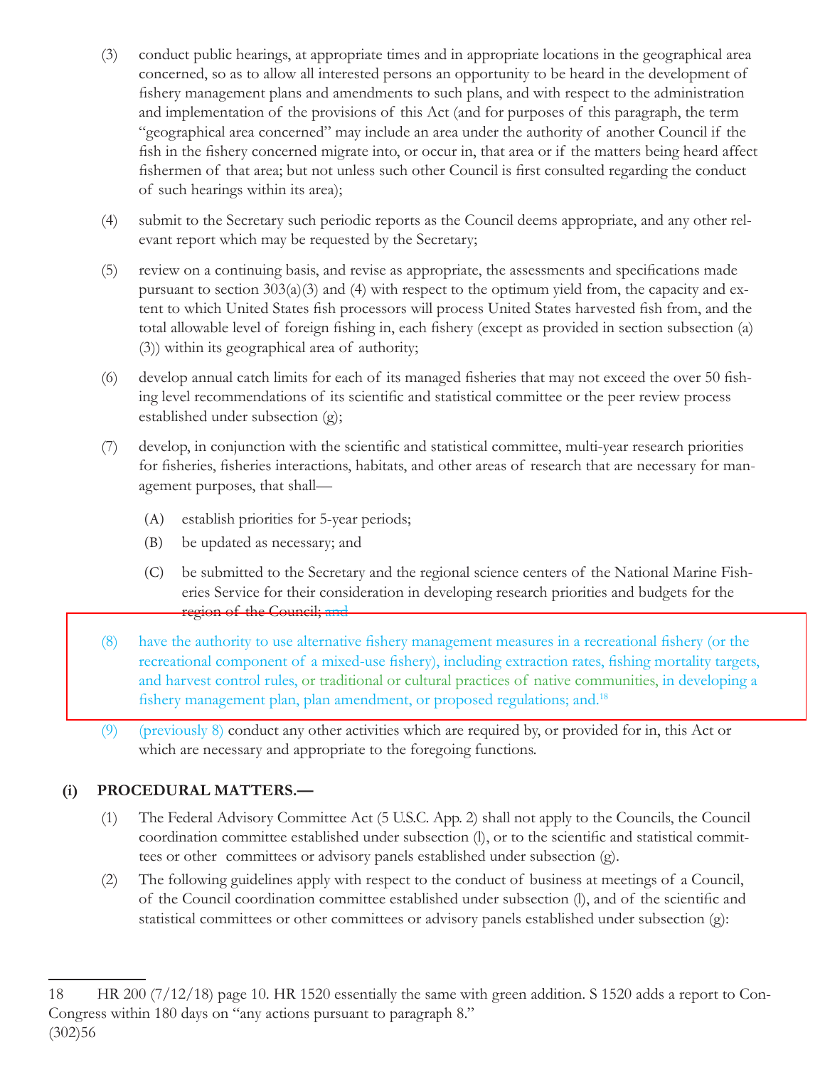(3) conduct public hearings, at appropriate times and in appropriate locations in the geographical area concerned, so as to allow all interested persons an opportunity to be heard in the development of fishery management plans and amendments to such plans, and with respect to the administration and implementation of the provisions of this Act (and for purposes of this paragraph, the term "geographical area concerned" may include an area under the authority of another Council if the fish in the fishery concerned migrate into, or occur in, that area or if the matters being heard affect fishermen of that area; but not unless such other Council is first consulted regarding the conduct of such hearings within its area);

(4) submit to the Secretary such periodic reports as the Council deems appropriate, and any other relevant report which may be requested by the Secretary;

(5) review on a continuing basis, and revise as appropriate, the assessments and specifications made pursuant to section 303(a)(3) and (4) with respect to the optimum yield from, the capacity and extent to which United States fish processors will process United States harvested fish from, and the total allowable level of foreign fishing in, each fishery (except as provided in section subsection (a)(3)) within its geographical area of authority;

(6) develop annual catch limits for each of its managed fisheries that may not exceed the over 50 fishing level recommendations of its scientific and statistical committee or the peer review process established under subsection (g);

(7) develop, in conjunction with the scientific and statistical committee, multi-year research priorities for fisheries, fisheries interactions, habitats, and other areas of research that are necessary for management purposes, that shall—

   (A) establish priorities for 5-year periods;

   (B) be updated as necessary; and

   (C) be submitted to the Secretary and the regional science centers of the National Marine Fisheries Service for their consideration in developing research priorities and budgets for the region of the Council; ~~and~~

(8) have the authority to use alternative fishery management measures in a recreational fishery (or the recreational component of a mixed-use fishery), including extraction rates, fishing mortality targets, and harvest control rules, or traditional or cultural practices of native communities, in developing a fishery management plan, plan amendment, or proposed regulations; and.[18]

(9) (previously 8) conduct any other activities which are required by, or provided for in, this Act or which are necessary and appropriate to the foregoing functions.

**(i) PROCEDURAL MATTERS.—**

(1) The Federal Advisory Committee Act (5 U.S.C. App. 2) shall not apply to the Councils, the Council coordination committee established under subsection (l), or to the scientific and statistical committees or other committees or advisory panels established under subsection (g).

(2) The following guidelines apply with respect to the conduct of business at meetings of a Council, of the Council coordination committee established under subsection (l), and of the scientific and statistical committees or other committees or advisory panels established under subsection (g):

---

18 HR 200 (7/12/18) page 10. HR 1520 essentially the same with green addition. S 1520 adds a report to Congress within 180 days on "any actions pursuant to paragraph 8."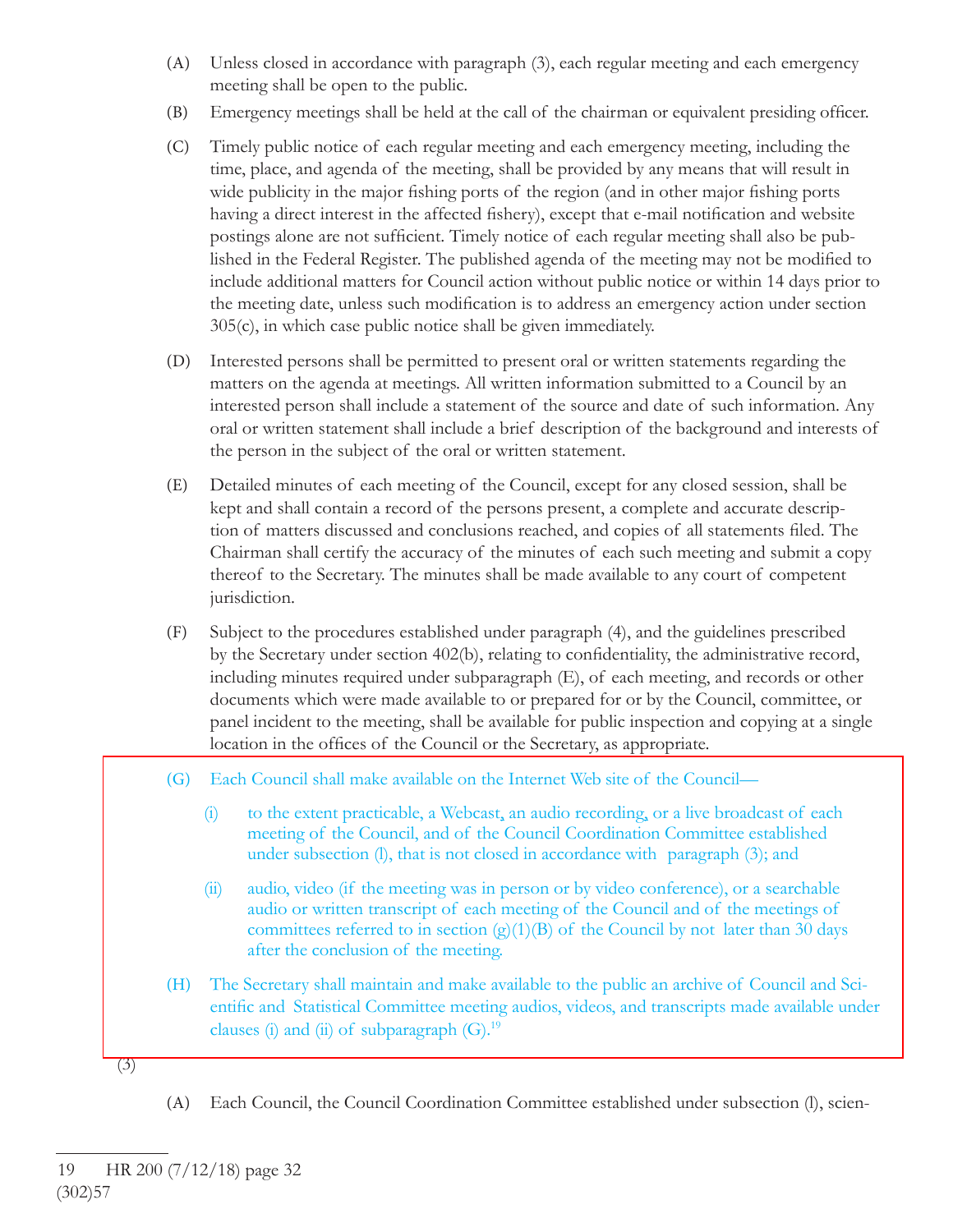(A) Unless closed in accordance with paragraph (3), each regular meeting and each emergency meeting shall be open to the public.

(B) Emergency meetings shall be held at the call of the chairman or equivalent presiding officer.

(C) Timely public notice of each regular meeting and each emergency meeting, including the time, place, and agenda of the meeting, shall be provided by any means that will result in wide publicity in the major fishing ports of the region (and in other major fishing ports having a direct interest in the affected fishery), except that e-mail notification and website postings alone are not sufficient. Timely notice of each regular meeting shall also be published in the Federal Register. The published agenda of the meeting may not be modified to include additional matters for Council action without public notice or within 14 days prior to the meeting date, unless such modification is to address an emergency action under section 305(c), in which case public notice shall be given immediately.

(D) Interested persons shall be permitted to present oral or written statements regarding the matters on the agenda at meetings. All written information submitted to a Council by an interested person shall include a statement of the source and date of such information. Any oral or written statement shall include a brief description of the background and interests of the person in the subject of the oral or written statement.

(E) Detailed minutes of each meeting of the Council, except for any closed session, shall be kept and shall contain a record of the persons present, a complete and accurate description of matters discussed and conclusions reached, and copies of all statements filed. The Chairman shall certify the accuracy of the minutes of each such meeting and submit a copy thereof to the Secretary. The minutes shall be made available to any court of competent jurisdiction.

(F) Subject to the procedures established under paragraph (4), and the guidelines prescribed by the Secretary under section 402(b), relating to confidentiality, the administrative record, including minutes required under subparagraph (E), of each meeting, and records or other documents which were made available to or prepared for or by the Council, committee, or panel incident to the meeting, shall be available for public inspection and copying at a single location in the offices of the Council or the Secretary, as appropriate.

(G) Each Council shall make available on the Internet Web site of the Council—

(i) to the extent practicable, a Webcast, an audio recording, or a live broadcast of each meeting of the Council, and of the Council Coordination Committee established under subsection (l), that is not closed in accordance with paragraph (3); and

(ii) audio, video (if the meeting was in person or by video conference), or a searchable audio or written transcript of each meeting of the Council and of the meetings of committees referred to in section (g)(1)(B) of the Council by not later than 30 days after the conclusion of the meeting.

(H) The Secretary shall maintain and make available to the public an archive of Council and Scientific and Statistical Committee meeting audios, videos, and transcripts made available under clauses (i) and (ii) of subparagraph (G).[19]

(3)

(A) Each Council, the Council Coordination Committee established under subsection (l), scien-

---

19 HR 200 (7/12/18) page 32

(302)57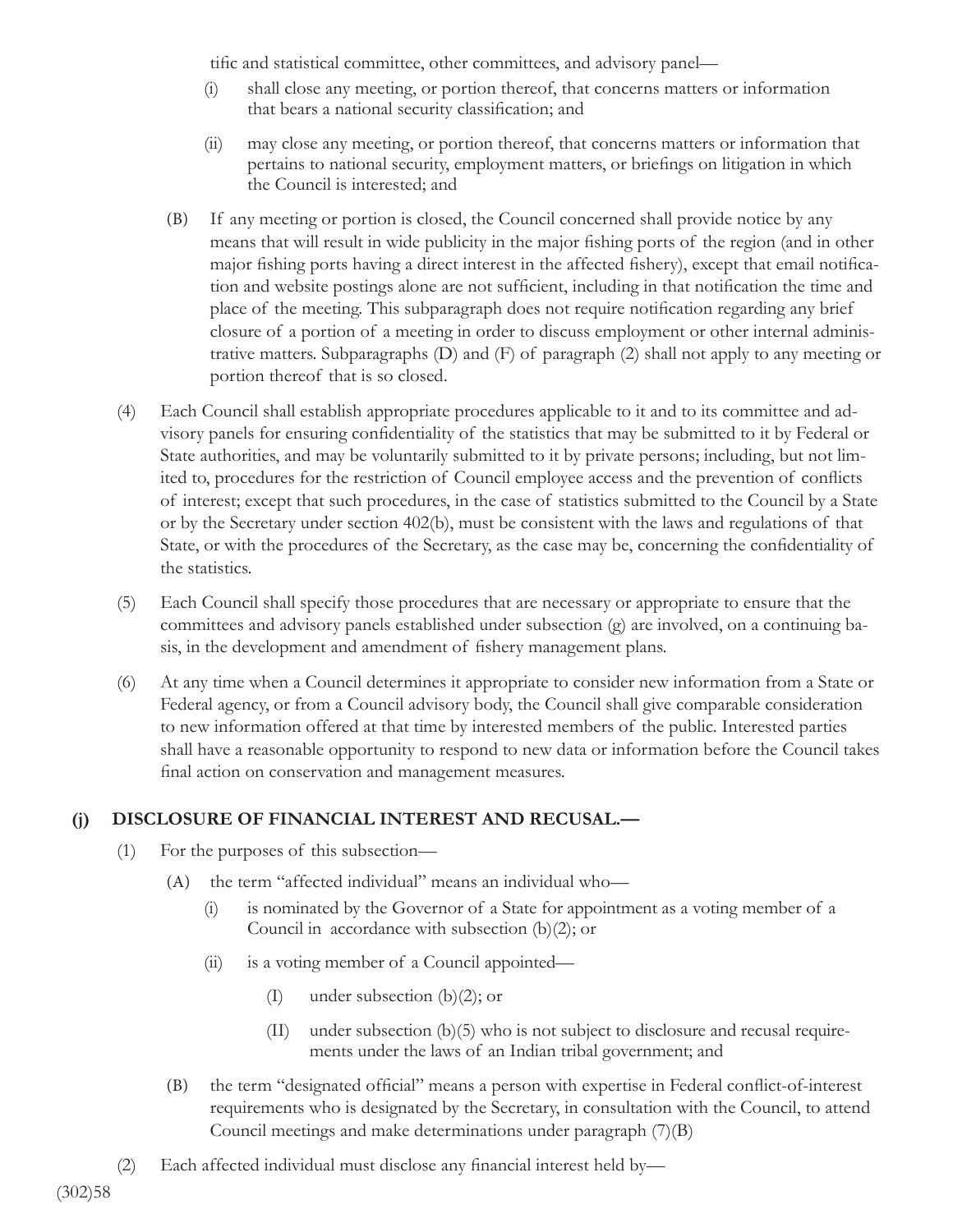tific and statistical committee, other committees, and advisory panel—

(i) shall close any meeting, or portion thereof, that concerns matters or information that bears a national security classification; and

(ii) may close any meeting, or portion thereof, that concerns matters or information that pertains to national security, employment matters, or briefings on litigation in which the Council is interested; and

(B) If any meeting or portion is closed, the Council concerned shall provide notice by any means that will result in wide publicity in the major fishing ports of the region (and in other major fishing ports having a direct interest in the affected fishery), except that email notification and website postings alone are not sufficient, including in that notification the time and place of the meeting. This subparagraph does not require notification regarding any brief closure of a portion of a meeting in order to discuss employment or other internal administrative matters. Subparagraphs (D) and (F) of paragraph (2) shall not apply to any meeting or portion thereof that is so closed.

(4) Each Council shall establish appropriate procedures applicable to it and to its committee and advisory panels for ensuring confidentiality of the statistics that may be submitted to it by Federal or State authorities, and may be voluntarily submitted to it by private persons; including, but not limited to, procedures for the restriction of Council employee access and the prevention of conflicts of interest; except that such procedures, in the case of statistics submitted to the Council by a State or by the Secretary under section 402(b), must be consistent with the laws and regulations of that State, or with the procedures of the Secretary, as the case may be, concerning the confidentiality of the statistics.

(5) Each Council shall specify those procedures that are necessary or appropriate to ensure that the committees and advisory panels established under subsection (g) are involved, on a continuing basis, in the development and amendment of fishery management plans.

(6) At any time when a Council determines it appropriate to consider new information from a State or Federal agency, or from a Council advisory body, the Council shall give comparable consideration to new information offered at that time by interested members of the public. Interested parties shall have a reasonable opportunity to respond to new data or information before the Council takes final action on conservation and management measures.

## (j) DISCLOSURE OF FINANCIAL INTEREST AND RECUSAL.—

(1) For the purposes of this subsection—

(A) the term "affected individual" means an individual who—

(i) is nominated by the Governor of a State for appointment as a voting member of a Council in accordance with subsection (b)(2); or

(ii) is a voting member of a Council appointed—

(I) under subsection (b)(2); or

(II) under subsection (b)(5) who is not subject to disclosure and recusal requirements under the laws of an Indian tribal government; and

(B) the term "designated official" means a person with expertise in Federal conflict-of-interest requirements who is designated by the Secretary, in consultation with the Council, to attend Council meetings and make determinations under paragraph (7)(B)

(2) Each affected individual must disclose any financial interest held by—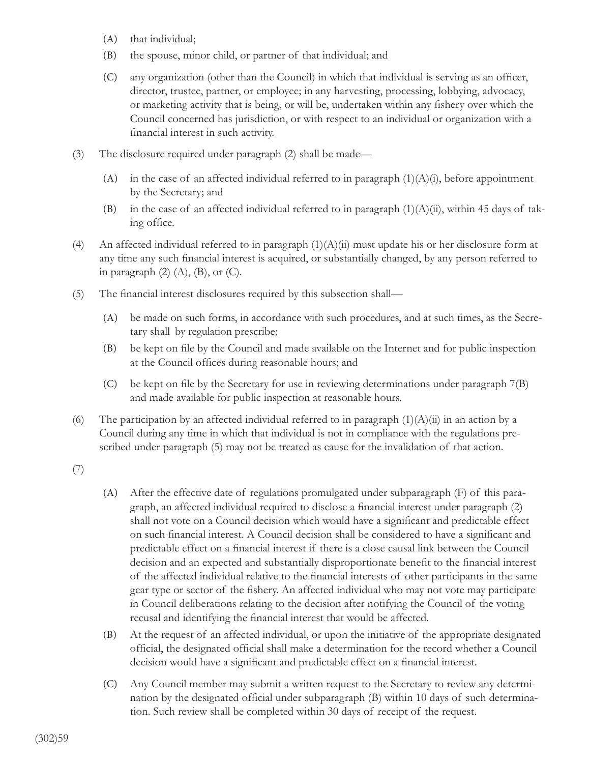(A) that individual;

(B) the spouse, minor child, or partner of that individual; and

(C) any organization (other than the Council) in which that individual is serving as an officer, director, trustee, partner, or employee; in any harvesting, processing, lobbying, advocacy, or marketing activity that is being, or will be, undertaken within any fishery over which the Council concerned has jurisdiction, or with respect to an individual or organization with a financial interest in such activity.

(3) The disclosure required under paragraph (2) shall be made—

(A) in the case of an affected individual referred to in paragraph (1)(A)(i), before appointment by the Secretary; and

(B) in the case of an affected individual referred to in paragraph (1)(A)(ii), within 45 days of taking office.

(4) An affected individual referred to in paragraph (1)(A)(ii) must update his or her disclosure form at any time any such financial interest is acquired, or substantially changed, by any person referred to in paragraph (2) (A), (B), or (C).

(5) The financial interest disclosures required by this subsection shall—

(A) be made on such forms, in accordance with such procedures, and at such times, as the Secretary shall by regulation prescribe;

(B) be kept on file by the Council and made available on the Internet and for public inspection at the Council offices during reasonable hours; and

(C) be kept on file by the Secretary for use in reviewing determinations under paragraph 7(B) and made available for public inspection at reasonable hours.

(6) The participation by an affected individual referred to in paragraph (1)(A)(ii) in an action by a Council during any time in which that individual is not in compliance with the regulations prescribed under paragraph (5) may not be treated as cause for the invalidation of that action.

(7)

(A) After the effective date of regulations promulgated under subparagraph (F) of this paragraph, an affected individual required to disclose a financial interest under paragraph (2) shall not vote on a Council decision which would have a significant and predictable effect on such financial interest. A Council decision shall be considered to have a significant and predictable effect on a financial interest if there is a close causal link between the Council decision and an expected and substantially disproportionate benefit to the financial interest of the affected individual relative to the financial interests of other participants in the same gear type or sector of the fishery. An affected individual who may not vote may participate in Council deliberations relating to the decision after notifying the Council of the voting recusal and identifying the financial interest that would be affected.

(B) At the request of an affected individual, or upon the initiative of the appropriate designated official, the designated official shall make a determination for the record whether a Council decision would have a significant and predictable effect on a financial interest.

(C) Any Council member may submit a written request to the Secretary to review any determination by the designated official under subparagraph (B) within 10 days of such determination. Such review shall be completed within 30 days of receipt of the request.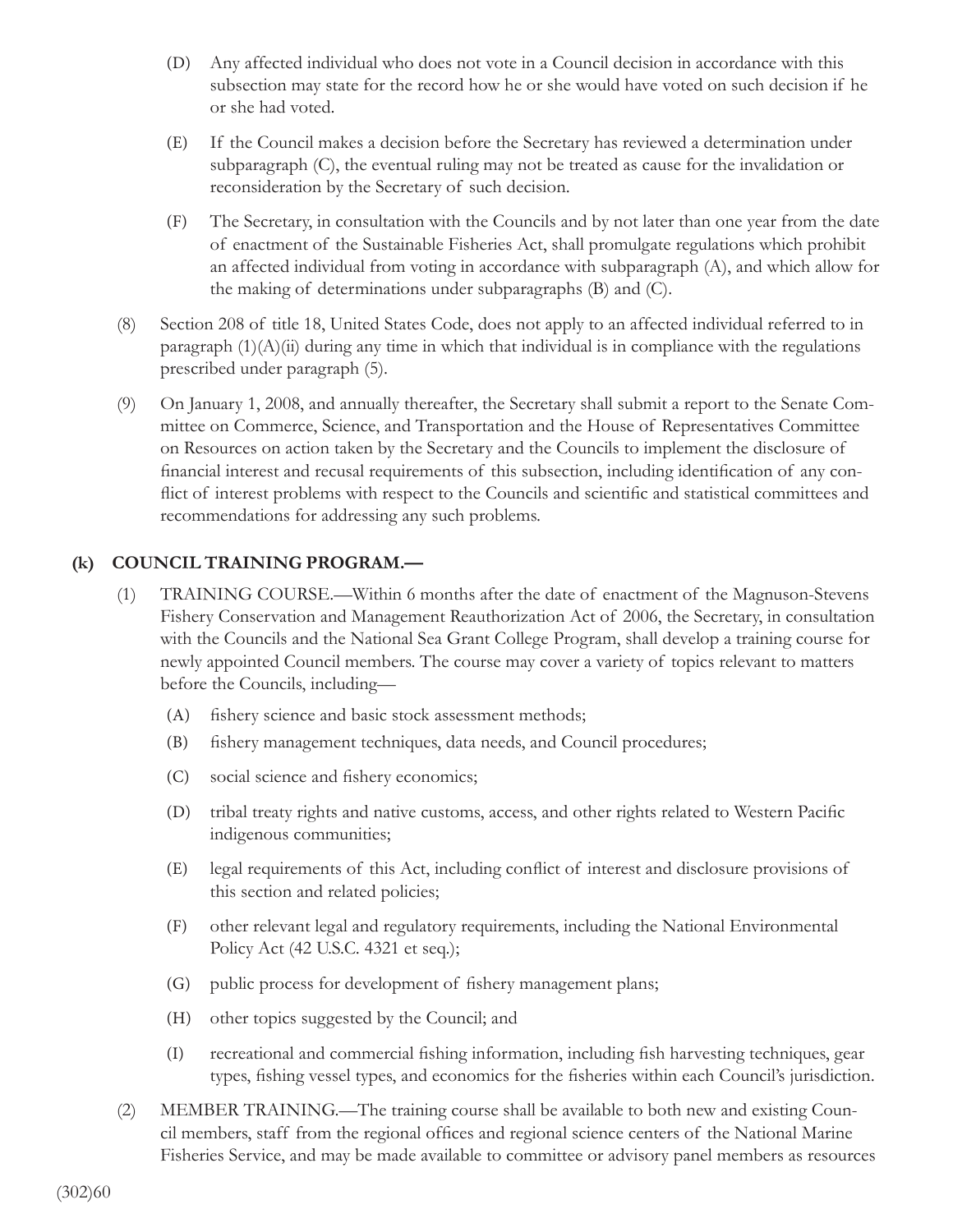(D) Any affected individual who does not vote in a Council decision in accordance with this subsection may state for the record how he or she would have voted on such decision if he or she had voted.

(E) If the Council makes a decision before the Secretary has reviewed a determination under subparagraph (C), the eventual ruling may not be treated as cause for the invalidation or reconsideration by the Secretary of such decision.

(F) The Secretary, in consultation with the Councils and by not later than one year from the date of enactment of the Sustainable Fisheries Act, shall promulgate regulations which prohibit an affected individual from voting in accordance with subparagraph (A), and which allow for the making of determinations under subparagraphs (B) and (C).

(8) Section 208 of title 18, United States Code, does not apply to an affected individual referred to in paragraph (1)(A)(ii) during any time in which that individual is in compliance with the regulations prescribed under paragraph (5).

(9) On January 1, 2008, and annually thereafter, the Secretary shall submit a report to the Senate Committee on Commerce, Science, and Transportation and the House of Representatives Committee on Resources on action taken by the Secretary and the Councils to implement the disclosure of financial interest and recusal requirements of this subsection, including identification of any conflict of interest problems with respect to the Councils and scientific and statistical committees and recommendations for addressing any such problems.

**(k) COUNCIL TRAINING PROGRAM.—**

(1) TRAINING COURSE.—Within 6 months after the date of enactment of the Magnuson-Stevens Fishery Conservation and Management Reauthorization Act of 2006, the Secretary, in consultation with the Councils and the National Sea Grant College Program, shall develop a training course for newly appointed Council members. The course may cover a variety of topics relevant to matters before the Councils, including—

(A) fishery science and basic stock assessment methods;

(B) fishery management techniques, data needs, and Council procedures;

(C) social science and fishery economics;

(D) tribal treaty rights and native customs, access, and other rights related to Western Pacific indigenous communities;

(E) legal requirements of this Act, including conflict of interest and disclosure provisions of this section and related policies;

(F) other relevant legal and regulatory requirements, including the National Environmental Policy Act (42 U.S.C. 4321 et seq.);

(G) public process for development of fishery management plans;

(H) other topics suggested by the Council; and

(I) recreational and commercial fishing information, including fish harvesting techniques, gear types, fishing vessel types, and economics for the fisheries within each Council's jurisdiction.

(2) MEMBER TRAINING.—The training course shall be available to both new and existing Council members, staff from the regional offices and regional science centers of the National Marine Fisheries Service, and may be made available to committee or advisory panel members as resources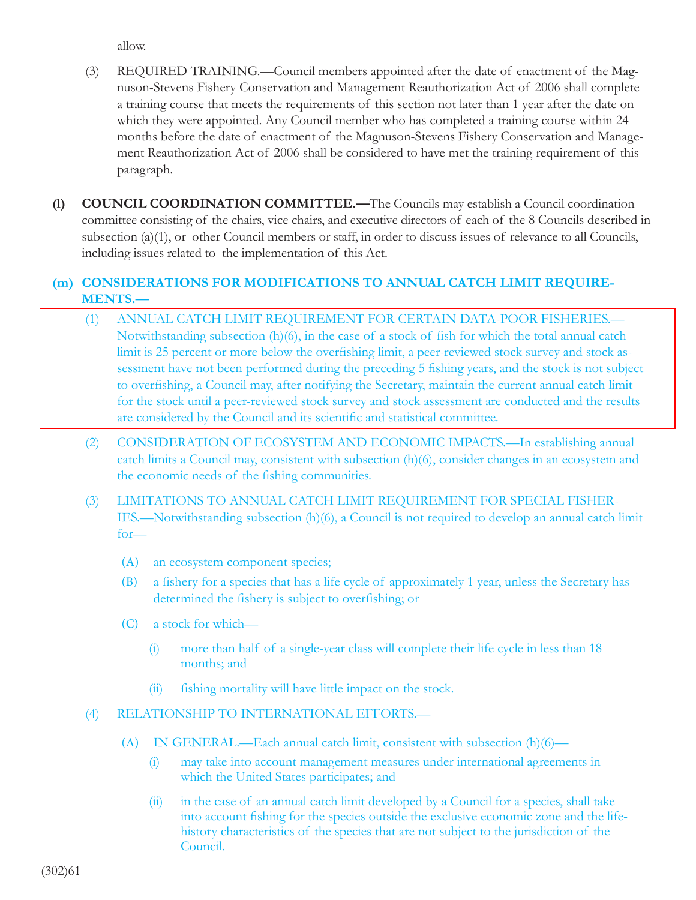allow.

(3) REQUIRED TRAINING.—Council members appointed after the date of enactment of the Magnuson-Stevens Fishery Conservation and Management Reauthorization Act of 2006 shall complete a training course that meets the requirements of this section not later than 1 year after the date on which they were appointed. Any Council member who has completed a training course within 24 months before the date of enactment of the Magnuson-Stevens Fishery Conservation and Management Reauthorization Act of 2006 shall be considered to have met the training requirement of this paragraph.

**(l) COUNCIL COORDINATION COMMITTEE.—**The Councils may establish a Council coordination committee consisting of the chairs, vice chairs, and executive directors of each of the 8 Councils described in subsection (a)(1), or other Council members or staff, in order to discuss issues of relevance to all Councils, including issues related to the implementation of this Act.

**(m) CONSIDERATIONS FOR MODIFICATIONS TO ANNUAL CATCH LIMIT REQUIREMENTS.—**

(1) ANNUAL CATCH LIMIT REQUIREMENT FOR CERTAIN DATA-POOR FISHERIES.—Notwithstanding subsection (h)(6), in the case of a stock of fish for which the total annual catch limit is 25 percent or more below the overfishing limit, a peer-reviewed stock survey and stock assessment have not been performed during the preceding 5 fishing years, and the stock is not subject to overfishing, a Council may, after notifying the Secretary, maintain the current annual catch limit for the stock until a peer-reviewed stock survey and stock assessment are conducted and the results are considered by the Council and its scientific and statistical committee.

(2) CONSIDERATION OF ECOSYSTEM AND ECONOMIC IMPACTS.—In establishing annual catch limits a Council may, consistent with subsection (h)(6), consider changes in an ecosystem and the economic needs of the fishing communities.

(3) LIMITATIONS TO ANNUAL CATCH LIMIT REQUIREMENT FOR SPECIAL FISHERIES.—Notwithstanding subsection (h)(6), a Council is not required to develop an annual catch limit for—

- (A) an ecosystem component species;
- (B) a fishery for a species that has a life cycle of approximately 1 year, unless the Secretary has determined the fishery is subject to overfishing; or
- (C) a stock for which—
  - (i) more than half of a single-year class will complete their life cycle in less than 18 months; and
  - (ii) fishing mortality will have little impact on the stock.

(4) RELATIONSHIP TO INTERNATIONAL EFFORTS.—

- (A) IN GENERAL.—Each annual catch limit, consistent with subsection (h)(6)—
  - (i) may take into account management measures under international agreements in which the United States participates; and
  - (ii) in the case of an annual catch limit developed by a Council for a species, shall take into account fishing for the species outside the exclusive economic zone and the life-history characteristics of the species that are not subject to the jurisdiction of the Council.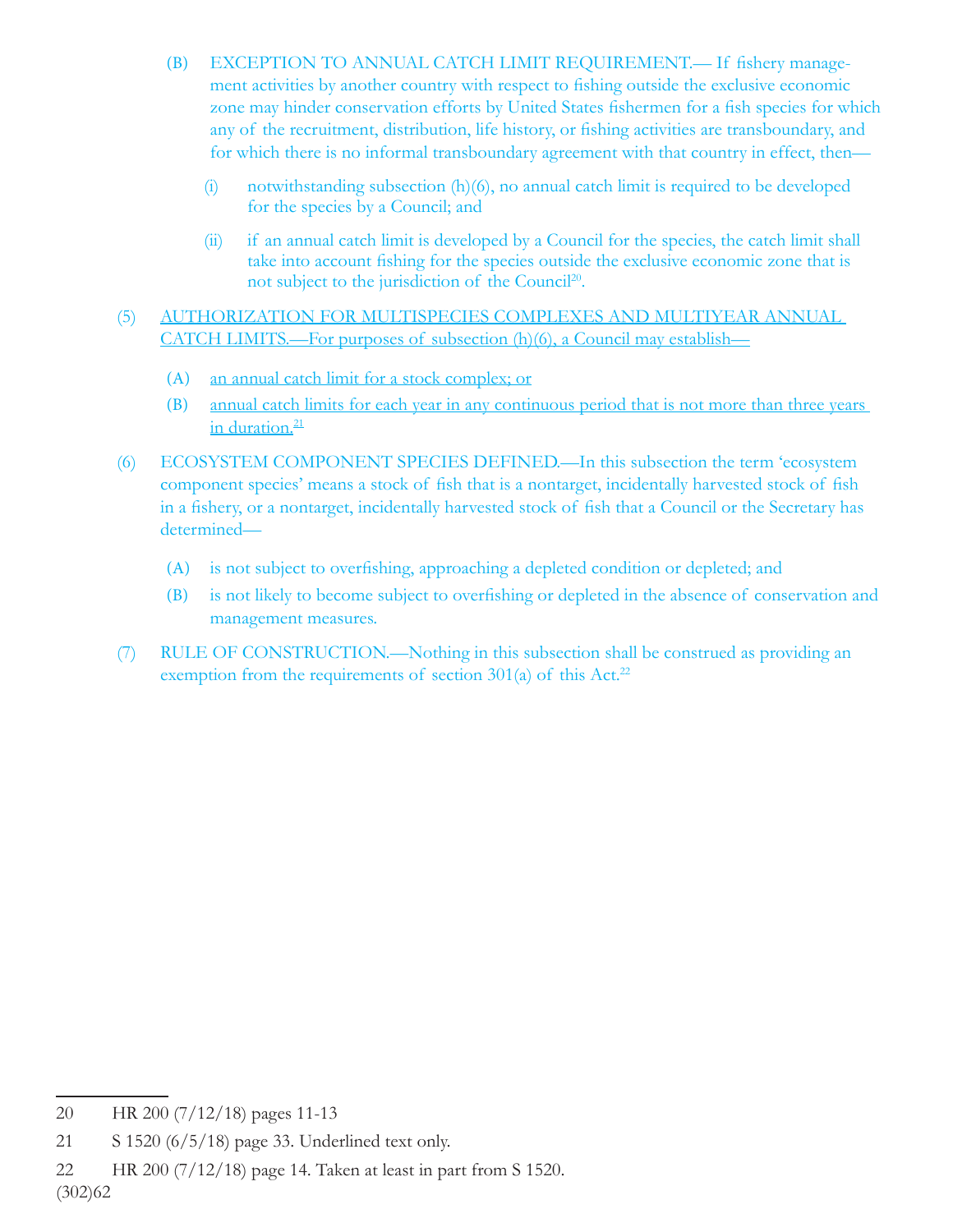(B) EXCEPTION TO ANNUAL CATCH LIMIT REQUIREMENT.— If fishery management activities by another country with respect to fishing outside the exclusive economic zone may hinder conservation efforts by United States fishermen for a fish species for which any of the recruitment, distribution, life history, or fishing activities are transboundary, and for which there is no informal transboundary agreement with that country in effect, then—

(i) notwithstanding subsection (h)(6), no annual catch limit is required to be developed for the species by a Council; and

(ii) if an annual catch limit is developed by a Council for the species, the catch limit shall take into account fishing for the species outside the exclusive economic zone that is not subject to the jurisdiction of the Council[20].

(5) <u>AUTHORIZATION FOR MULTISPECIES COMPLEXES AND MULTIYEAR ANNUAL CATCH LIMITS.—For purposes of subsection (h)(6), a Council may establish—</u>

(A) <u>an annual catch limit for a stock complex; or</u>

(B) <u>annual catch limits for each year in any continuous period that is not more than three years in duration.</u>[21]

(6) ECOSYSTEM COMPONENT SPECIES DEFINED.—In this subsection the term 'ecosystem component species' means a stock of fish that is a nontarget, incidentally harvested stock of fish in a fishery, or a nontarget, incidentally harvested stock of fish that a Council or the Secretary has determined—

(A) is not subject to overfishing, approaching a depleted condition or depleted; and

(B) is not likely to become subject to overfishing or depleted in the absence of conservation and management measures.

(7) RULE OF CONSTRUCTION.—Nothing in this subsection shall be construed as providing an exemption from the requirements of section 301(a) of this Act.[22]

---

20 HR 200 (7/12/18) pages 11-13

21 S 1520 (6/5/18) page 33. Underlined text only.

22 HR 200 (7/12/18) page 14. Taken at least in part from S 1520.

(302)62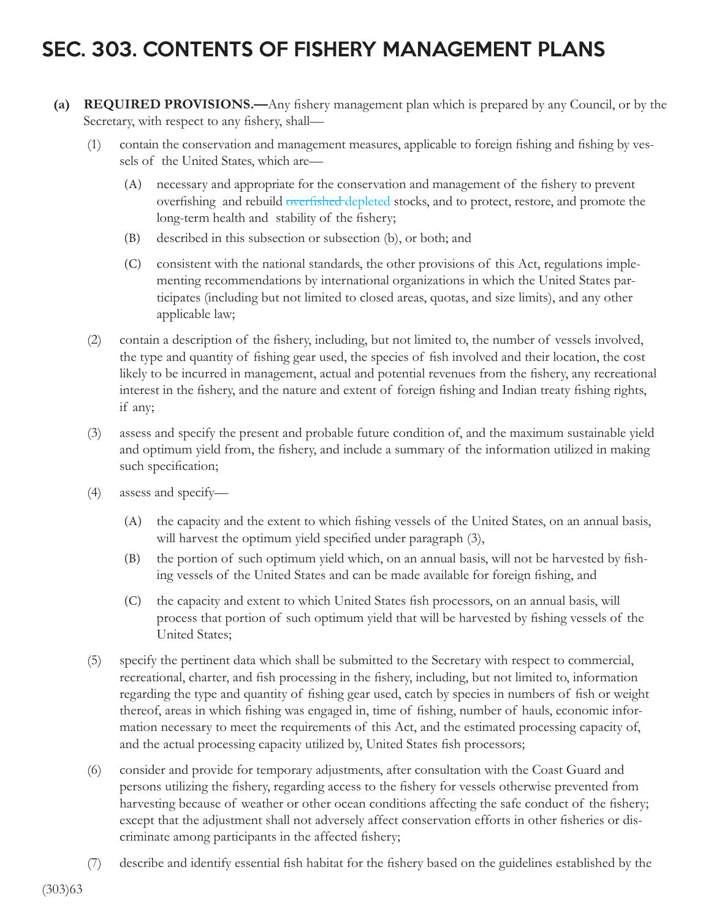# SEC. 303. CONTENTS OF FISHERY MANAGEMENT PLANS

**(a) REQUIRED PROVISIONS.—**Any fishery management plan which is prepared by any Council, or by the Secretary, with respect to any fishery, shall—

(1) contain the conservation and management measures, applicable to foreign fishing and fishing by vessels of the United States, which are—

(A) necessary and appropriate for the conservation and management of the fishery to prevent overfishing and rebuild ~~overfished~~ depleted stocks, and to protect, restore, and promote the long-term health and stability of the fishery;

(B) described in this subsection or subsection (b), or both; and

(C) consistent with the national standards, the other provisions of this Act, regulations implementing recommendations by international organizations in which the United States participates (including but not limited to closed areas, quotas, and size limits), and any other applicable law;

(2) contain a description of the fishery, including, but not limited to, the number of vessels involved, the type and quantity of fishing gear used, the species of fish involved and their location, the cost likely to be incurred in management, actual and potential revenues from the fishery, any recreational interest in the fishery, and the nature and extent of foreign fishing and Indian treaty fishing rights, if any;

(3) assess and specify the present and probable future condition of, and the maximum sustainable yield and optimum yield from, the fishery, and include a summary of the information utilized in making such specification;

(4) assess and specify—

(A) the capacity and the extent to which fishing vessels of the United States, on an annual basis, will harvest the optimum yield specified under paragraph (3),

(B) the portion of such optimum yield which, on an annual basis, will not be harvested by fishing vessels of the United States and can be made available for foreign fishing, and

(C) the capacity and extent to which United States fish processors, on an annual basis, will process that portion of such optimum yield that will be harvested by fishing vessels of the United States;

(5) specify the pertinent data which shall be submitted to the Secretary with respect to commercial, recreational, charter, and fish processing in the fishery, including, but not limited to, information regarding the type and quantity of fishing gear used, catch by species in numbers of fish or weight thereof, areas in which fishing was engaged in, time of fishing, number of hauls, economic information necessary to meet the requirements of this Act, and the estimated processing capacity of, and the actual processing capacity utilized by, United States fish processors;

(6) consider and provide for temporary adjustments, after consultation with the Coast Guard and persons utilizing the fishery, regarding access to the fishery for vessels otherwise prevented from harvesting because of weather or other ocean conditions affecting the safe conduct of the fishery; except that the adjustment shall not adversely affect conservation efforts in other fisheries or discriminate among participants in the affected fishery;

(7) describe and identify essential fish habitat for the fishery based on the guidelines established by the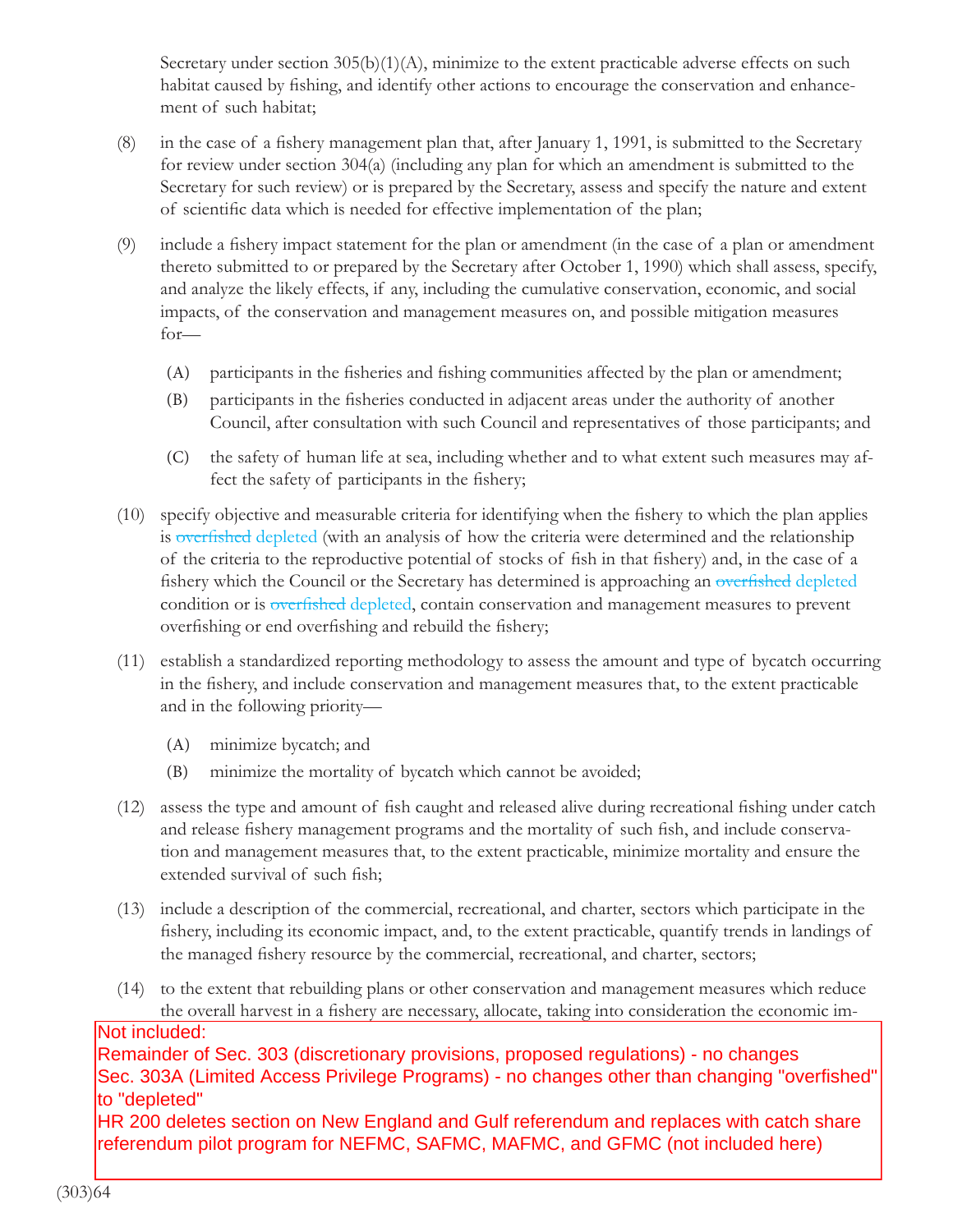Secretary under section 305(b)(1)(A), minimize to the extent practicable adverse effects on such habitat caused by fishing, and identify other actions to encourage the conservation and enhancement of such habitat;

(8) in the case of a fishery management plan that, after January 1, 1991, is submitted to the Secretary for review under section 304(a) (including any plan for which an amendment is submitted to the Secretary for such review) or is prepared by the Secretary, assess and specify the nature and extent of scientific data which is needed for effective implementation of the plan;

(9) include a fishery impact statement for the plan or amendment (in the case of a plan or amendment thereto submitted to or prepared by the Secretary after October 1, 1990) which shall assess, specify, and analyze the likely effects, if any, including the cumulative conservation, economic, and social impacts, of the conservation and management measures on, and possible mitigation measures for—

   (A) participants in the fisheries and fishing communities affected by the plan or amendment;

   (B) participants in the fisheries conducted in adjacent areas under the authority of another Council, after consultation with such Council and representatives of those participants; and

   (C) the safety of human life at sea, including whether and to what extent such measures may affect the safety of participants in the fishery;

(10) specify objective and measurable criteria for identifying when the fishery to which the plan applies is ~~overfished~~ depleted (with an analysis of how the criteria were determined and the relationship of the criteria to the reproductive potential of stocks of fish in that fishery) and, in the case of a fishery which the Council or the Secretary has determined is approaching an ~~overfished~~ depleted condition or is ~~overfished~~ depleted, contain conservation and management measures to prevent overfishing or end overfishing and rebuild the fishery;

(11) establish a standardized reporting methodology to assess the amount and type of bycatch occurring in the fishery, and include conservation and management measures that, to the extent practicable and in the following priority—

   (A) minimize bycatch; and

   (B) minimize the mortality of bycatch which cannot be avoided;

(12) assess the type and amount of fish caught and released alive during recreational fishing under catch and release fishery management programs and the mortality of such fish, and include conservation and management measures that, to the extent practicable, minimize mortality and ensure the extended survival of such fish;

(13) include a description of the commercial, recreational, and charter, sectors which participate in the fishery, including its economic impact, and, to the extent practicable, quantify trends in landings of the managed fishery resource by the commercial, recreational, and charter, sectors;

(14) to the extent that rebuilding plans or other conservation and management measures which reduce the overall harvest in a fishery are necessary, allocate, taking into consideration the economic im-

Not included:
Remainder of Sec. 303 (discretionary provisions, proposed regulations) - no changes
Sec. 303A (Limited Access Privilege Programs) - no changes other than changing "overfished" to "depleted"
HR 200 deletes section on New England and Gulf referendum and replaces with catch share referendum pilot program for NEFMC, SAFMC, MAFMC, and GFMC (not included here)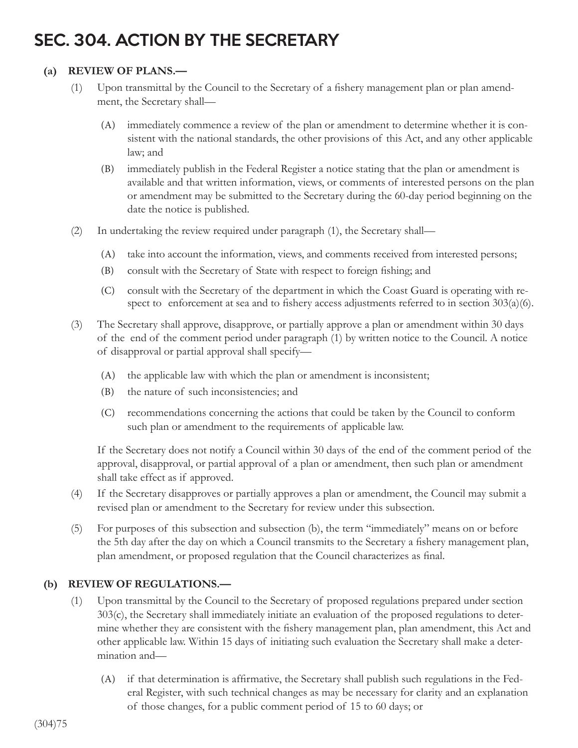# SEC. 304. ACTION BY THE SECRETARY

**(a) REVIEW OF PLANS.—**

(1) Upon transmittal by the Council to the Secretary of a fishery management plan or plan amendment, the Secretary shall—

(A) immediately commence a review of the plan or amendment to determine whether it is consistent with the national standards, the other provisions of this Act, and any other applicable law; and

(B) immediately publish in the Federal Register a notice stating that the plan or amendment is available and that written information, views, or comments of interested persons on the plan or amendment may be submitted to the Secretary during the 60-day period beginning on the date the notice is published.

(2) In undertaking the review required under paragraph (1), the Secretary shall—

(A) take into account the information, views, and comments received from interested persons;

(B) consult with the Secretary of State with respect to foreign fishing; and

(C) consult with the Secretary of the department in which the Coast Guard is operating with respect to enforcement at sea and to fishery access adjustments referred to in section 303(a)(6).

(3) The Secretary shall approve, disapprove, or partially approve a plan or amendment within 30 days of the end of the comment period under paragraph (1) by written notice to the Council. A notice of disapproval or partial approval shall specify—

(A) the applicable law with which the plan or amendment is inconsistent;

(B) the nature of such inconsistencies; and

(C) recommendations concerning the actions that could be taken by the Council to conform such plan or amendment to the requirements of applicable law.

If the Secretary does not notify a Council within 30 days of the end of the comment period of the approval, disapproval, or partial approval of a plan or amendment, then such plan or amendment shall take effect as if approved.

(4) If the Secretary disapproves or partially approves a plan or amendment, the Council may submit a revised plan or amendment to the Secretary for review under this subsection.

(5) For purposes of this subsection and subsection (b), the term "immediately" means on or before the 5th day after the day on which a Council transmits to the Secretary a fishery management plan, plan amendment, or proposed regulation that the Council characterizes as final.

**(b) REVIEW OF REGULATIONS.—**

(1) Upon transmittal by the Council to the Secretary of proposed regulations prepared under section 303(c), the Secretary shall immediately initiate an evaluation of the proposed regulations to determine whether they are consistent with the fishery management plan, plan amendment, this Act and other applicable law. Within 15 days of initiating such evaluation the Secretary shall make a determination and—

(A) if that determination is affirmative, the Secretary shall publish such regulations in the Federal Register, with such technical changes as may be necessary for clarity and an explanation of those changes, for a public comment period of 15 to 60 days; or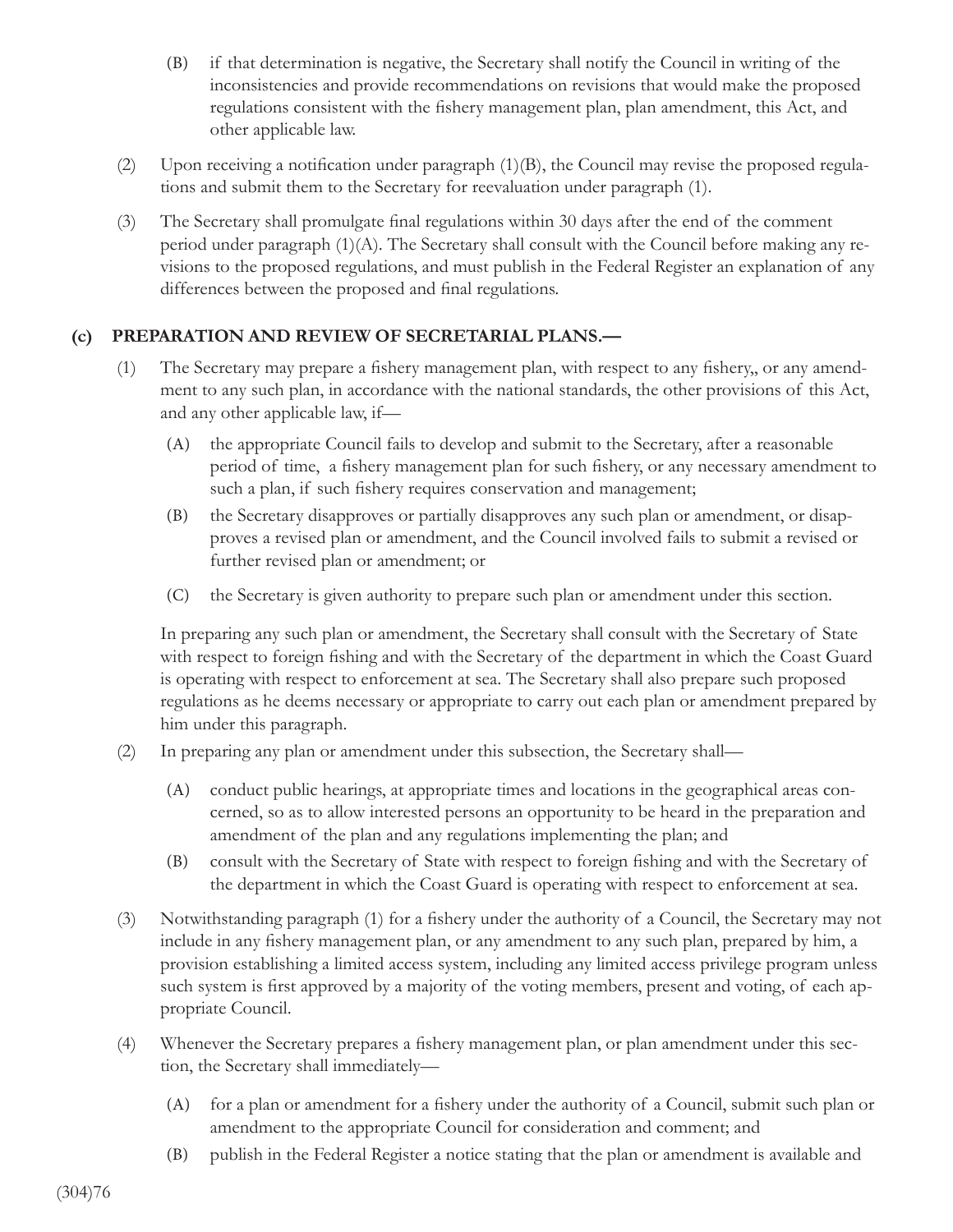(B) if that determination is negative, the Secretary shall notify the Council in writing of the inconsistencies and provide recommendations on revisions that would make the proposed regulations consistent with the fishery management plan, plan amendment, this Act, and other applicable law.

(2) Upon receiving a notification under paragraph (1)(B), the Council may revise the proposed regulations and submit them to the Secretary for reevaluation under paragraph (1).

(3) The Secretary shall promulgate final regulations within 30 days after the end of the comment period under paragraph (1)(A). The Secretary shall consult with the Council before making any revisions to the proposed regulations, and must publish in the Federal Register an explanation of any differences between the proposed and final regulations.

**(c) PREPARATION AND REVIEW OF SECRETARIAL PLANS.—**

(1) The Secretary may prepare a fishery management plan, with respect to any fishery,, or any amendment to any such plan, in accordance with the national standards, the other provisions of this Act, and any other applicable law, if—

(A) the appropriate Council fails to develop and submit to the Secretary, after a reasonable period of time, a fishery management plan for such fishery, or any necessary amendment to such a plan, if such fishery requires conservation and management;

(B) the Secretary disapproves or partially disapproves any such plan or amendment, or disapproves a revised plan or amendment, and the Council involved fails to submit a revised or further revised plan or amendment; or

(C) the Secretary is given authority to prepare such plan or amendment under this section.

In preparing any such plan or amendment, the Secretary shall consult with the Secretary of State with respect to foreign fishing and with the Secretary of the department in which the Coast Guard is operating with respect to enforcement at sea. The Secretary shall also prepare such proposed regulations as he deems necessary or appropriate to carry out each plan or amendment prepared by him under this paragraph.

(2) In preparing any plan or amendment under this subsection, the Secretary shall—

(A) conduct public hearings, at appropriate times and locations in the geographical areas concerned, so as to allow interested persons an opportunity to be heard in the preparation and amendment of the plan and any regulations implementing the plan; and

(B) consult with the Secretary of State with respect to foreign fishing and with the Secretary of the department in which the Coast Guard is operating with respect to enforcement at sea.

(3) Notwithstanding paragraph (1) for a fishery under the authority of a Council, the Secretary may not include in any fishery management plan, or any amendment to any such plan, prepared by him, a provision establishing a limited access system, including any limited access privilege program unless such system is first approved by a majority of the voting members, present and voting, of each appropriate Council.

(4) Whenever the Secretary prepares a fishery management plan, or plan amendment under this section, the Secretary shall immediately—

(A) for a plan or amendment for a fishery under the authority of a Council, submit such plan or amendment to the appropriate Council for consideration and comment; and

(B) publish in the Federal Register a notice stating that the plan or amendment is available and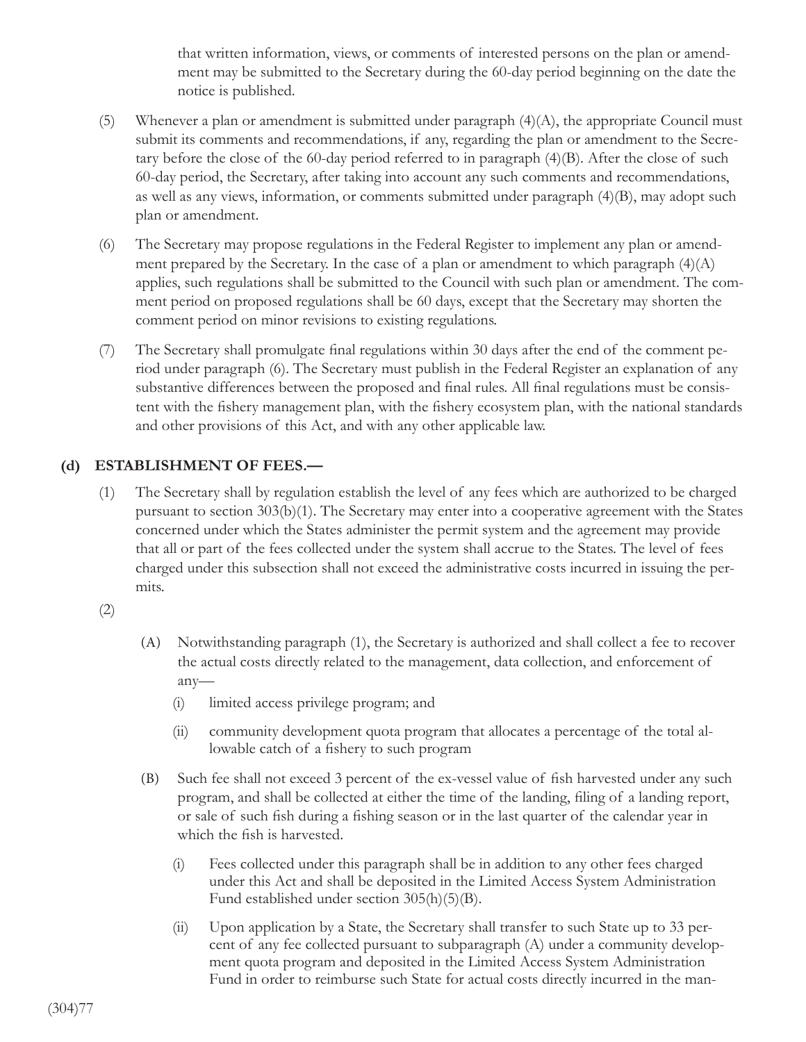that written information, views, or comments of interested persons on the plan or amendment may be submitted to the Secretary during the 60-day period beginning on the date the notice is published.

(5) Whenever a plan or amendment is submitted under paragraph (4)(A), the appropriate Council must submit its comments and recommendations, if any, regarding the plan or amendment to the Secretary before the close of the 60-day period referred to in paragraph (4)(B). After the close of such 60-day period, the Secretary, after taking into account any such comments and recommendations, as well as any views, information, or comments submitted under paragraph (4)(B), may adopt such plan or amendment.

(6) The Secretary may propose regulations in the Federal Register to implement any plan or amendment prepared by the Secretary. In the case of a plan or amendment to which paragraph (4)(A) applies, such regulations shall be submitted to the Council with such plan or amendment. The comment period on proposed regulations shall be 60 days, except that the Secretary may shorten the comment period on minor revisions to existing regulations.

(7) The Secretary shall promulgate final regulations within 30 days after the end of the comment period under paragraph (6). The Secretary must publish in the Federal Register an explanation of any substantive differences between the proposed and final rules. All final regulations must be consistent with the fishery management plan, with the fishery ecosystem plan, with the national standards and other provisions of this Act, and with any other applicable law.

**(d) ESTABLISHMENT OF FEES.—**

(1) The Secretary shall by regulation establish the level of any fees which are authorized to be charged pursuant to section 303(b)(1). The Secretary may enter into a cooperative agreement with the States concerned under which the States administer the permit system and the agreement may provide that all or part of the fees collected under the system shall accrue to the States. The level of fees charged under this subsection shall not exceed the administrative costs incurred in issuing the permits.

(2)

(A) Notwithstanding paragraph (1), the Secretary is authorized and shall collect a fee to recover the actual costs directly related to the management, data collection, and enforcement of any—

(i) limited access privilege program; and

(ii) community development quota program that allocates a percentage of the total allowable catch of a fishery to such program

(B) Such fee shall not exceed 3 percent of the ex-vessel value of fish harvested under any such program, and shall be collected at either the time of the landing, filing of a landing report, or sale of such fish during a fishing season or in the last quarter of the calendar year in which the fish is harvested.

(i) Fees collected under this paragraph shall be in addition to any other fees charged under this Act and shall be deposited in the Limited Access System Administration Fund established under section 305(h)(5)(B).

(ii) Upon application by a State, the Secretary shall transfer to such State up to 33 percent of any fee collected pursuant to subparagraph (A) under a community development quota program and deposited in the Limited Access System Administration Fund in order to reimburse such State for actual costs directly incurred in the man-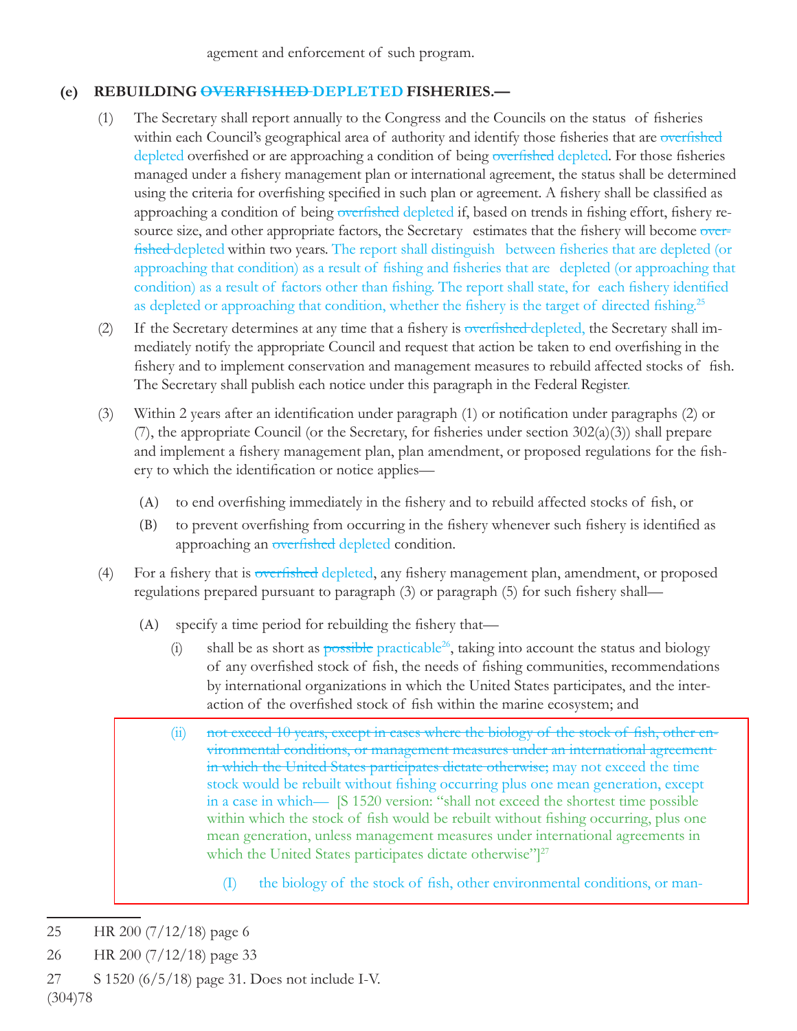agement and enforcement of such program.

**(e) REBUILDING ~~OVERFISHED~~ DEPLETED FISHERIES.—**

(1) The Secretary shall report annually to the Congress and the Councils on the status of fisheries within each Council's geographical area of authority and identify those fisheries that are ~~overfished~~ depleted overfished or are approaching a condition of being ~~overfished~~ depleted. For those fisheries managed under a fishery management plan or international agreement, the status shall be determined using the criteria for overfishing specified in such plan or agreement. A fishery shall be classified as approaching a condition of being ~~overfished~~ depleted if, based on trends in fishing effort, fishery resource size, and other appropriate factors, the Secretary estimates that the fishery will become ~~overfished~~ depleted within two years. The report shall distinguish between fisheries that are depleted (or approaching that condition) as a result of fishing and fisheries that are depleted (or approaching that condition) as a result of factors other than fishing. The report shall state, for each fishery identified as depleted or approaching that condition, whether the fishery is the target of directed fishing.[25]

(2) If the Secretary determines at any time that a fishery is ~~overfished~~ depleted, the Secretary shall immediately notify the appropriate Council and request that action be taken to end overfishing in the fishery and to implement conservation and management measures to rebuild affected stocks of fish. The Secretary shall publish each notice under this paragraph in the Federal Register.

(3) Within 2 years after an identification under paragraph (1) or notification under paragraphs (2) or (7), the appropriate Council (or the Secretary, for fisheries under section 302(a)(3)) shall prepare and implement a fishery management plan, plan amendment, or proposed regulations for the fishery to which the identification or notice applies—

- (A) to end overfishing immediately in the fishery and to rebuild affected stocks of fish, or
- (B) to prevent overfishing from occurring in the fishery whenever such fishery is identified as approaching an ~~overfished~~ depleted condition.

(4) For a fishery that is ~~overfished~~ depleted, any fishery management plan, amendment, or proposed regulations prepared pursuant to paragraph (3) or paragraph (5) for such fishery shall—

- (A) specify a time period for rebuilding the fishery that—
  - (i) shall be as short as ~~possible~~ practicable[26], taking into account the status and biology of any overfished stock of fish, the needs of fishing communities, recommendations by international organizations in which the United States participates, and the interaction of the overfished stock of fish within the marine ecosystem; and
  - (ii) ~~not exceed 10 years, except in cases where the biology of the stock of fish, other environmental conditions, or management measures under an international agreement in which the United States participates dictate otherwise;~~ may not exceed the time stock would be rebuilt without fishing occurring plus one mean generation, except in a case in which— [S 1520 version: "shall not exceed the shortest time possible within which the stock of fish would be rebuilt without fishing occurring, plus one mean generation, unless management measures under international agreements in which the United States participates dictate otherwise"][27]
    - (I) the biology of the stock of fish, other environmental conditions, or man-

---

25 HR 200 (7/12/18) page 6

26 HR 200 (7/12/18) page 33

27 S 1520 (6/5/18) page 31. Does not include I-V.

(304)78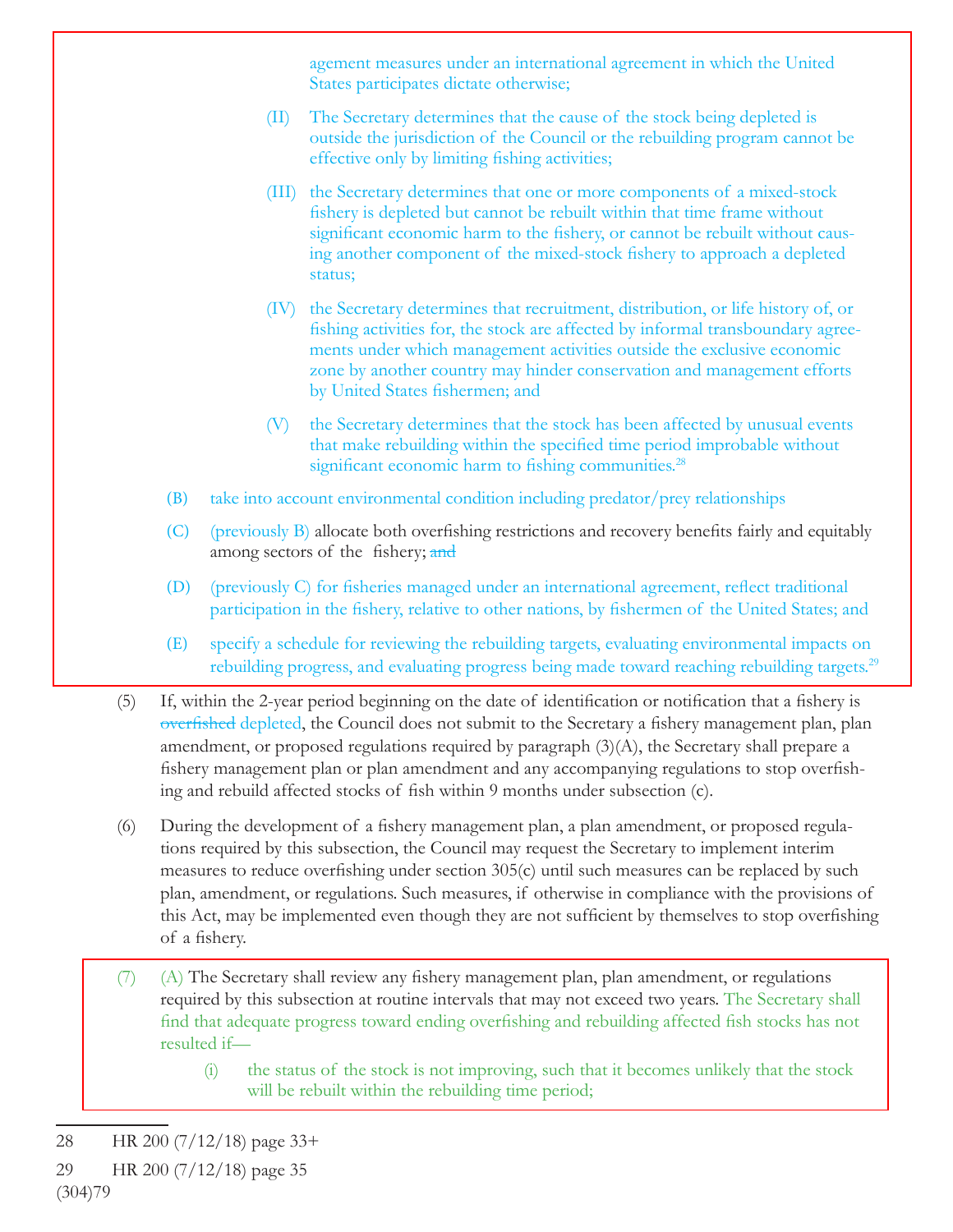agement measures under an international agreement in which the United States participates dictate otherwise;

(II) The Secretary determines that the cause of the stock being depleted is outside the jurisdiction of the Council or the rebuilding program cannot be effective only by limiting fishing activities;

(III) the Secretary determines that one or more components of a mixed-stock fishery is depleted but cannot be rebuilt within that time frame without significant economic harm to the fishery, or cannot be rebuilt without causing another component of the mixed-stock fishery to approach a depleted status;

(IV) the Secretary determines that recruitment, distribution, or life history of, or fishing activities for, the stock are affected by informal transboundary agreements under which management activities outside the exclusive economic zone by another country may hinder conservation and management efforts by United States fishermen; and

(V) the Secretary determines that the stock has been affected by unusual events that make rebuilding within the specified time period improbable without significant economic harm to fishing communities.[28]

(B) take into account environmental condition including predator/prey relationships

(C) (previously B) allocate both overfishing restrictions and recovery benefits fairly and equitably among sectors of the fishery; ~~and~~

(D) (previously C) for fisheries managed under an international agreement, reflect traditional participation in the fishery, relative to other nations, by fishermen of the United States; and

(E) specify a schedule for reviewing the rebuilding targets, evaluating environmental impacts on rebuilding progress, and evaluating progress being made toward reaching rebuilding targets.[29]

(5) If, within the 2-year period beginning on the date of identification or notification that a fishery is ~~overfished~~ depleted, the Council does not submit to the Secretary a fishery management plan, plan amendment, or proposed regulations required by paragraph (3)(A), the Secretary shall prepare a fishery management plan or plan amendment and any accompanying regulations to stop overfishing and rebuild affected stocks of fish within 9 months under subsection (c).

(6) During the development of a fishery management plan, a plan amendment, or proposed regulations required by this subsection, the Council may request the Secretary to implement interim measures to reduce overfishing under section 305(c) until such measures can be replaced by such plan, amendment, or regulations. Such measures, if otherwise in compliance with the provisions of this Act, may be implemented even though they are not sufficient by themselves to stop overfishing of a fishery.

(7) (A) The Secretary shall review any fishery management plan, plan amendment, or regulations required by this subsection at routine intervals that may not exceed two years. The Secretary shall find that adequate progress toward ending overfishing and rebuilding affected fish stocks has not resulted if—

(i) the status of the stock is not improving, such that it becomes unlikely that the stock will be rebuilt within the rebuilding time period;

---

28 HR 200 (7/12/18) page 33+

29 HR 200 (7/12/18) page 35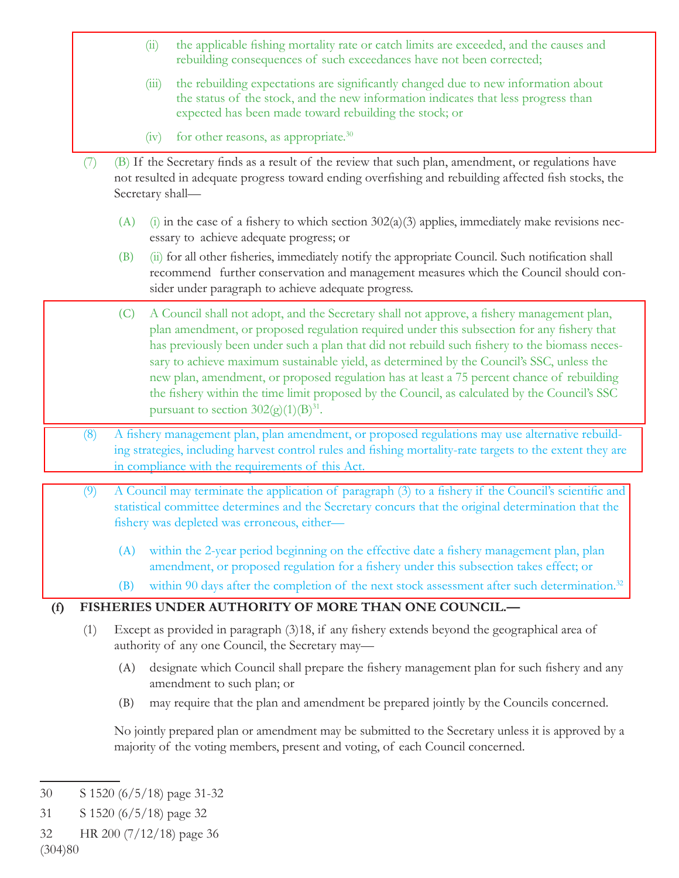(ii) the applicable fishing mortality rate or catch limits are exceeded, and the causes and rebuilding consequences of such exceedances have not been corrected;

(iii) the rebuilding expectations are significantly changed due to new information about the status of the stock, and the new information indicates that less progress than expected has been made toward rebuilding the stock; or

(iv) for other reasons, as appropriate.[30]

(7) (B) If the Secretary finds as a result of the review that such plan, amendment, or regulations have not resulted in adequate progress toward ending overfishing and rebuilding affected fish stocks, the Secretary shall—

(A) (i) in the case of a fishery to which section 302(a)(3) applies, immediately make revisions necessary to achieve adequate progress; or

(B) (ii) for all other fisheries, immediately notify the appropriate Council. Such notification shall recommend further conservation and management measures which the Council should consider under paragraph to achieve adequate progress.

(C) A Council shall not adopt, and the Secretary shall not approve, a fishery management plan, plan amendment, or proposed regulation required under this subsection for any fishery that has previously been under such a plan that did not rebuild such fishery to the biomass necessary to achieve maximum sustainable yield, as determined by the Council's SSC, unless the new plan, amendment, or proposed regulation has at least a 75 percent chance of rebuilding the fishery within the time limit proposed by the Council, as calculated by the Council's SSC pursuant to section 302(g)(1)(B)[31].

(8) A fishery management plan, plan amendment, or proposed regulations may use alternative rebuilding strategies, including harvest control rules and fishing mortality-rate targets to the extent they are in compliance with the requirements of this Act.

(9) A Council may terminate the application of paragraph (3) to a fishery if the Council's scientific and statistical committee determines and the Secretary concurs that the original determination that the fishery was depleted was erroneous, either—

(A) within the 2-year period beginning on the effective date a fishery management plan, plan amendment, or proposed regulation for a fishery under this subsection takes effect; or

(B) within 90 days after the completion of the next stock assessment after such determination.[32]

**(f) FISHERIES UNDER AUTHORITY OF MORE THAN ONE COUNCIL.—**

(1) Except as provided in paragraph (3)18, if any fishery extends beyond the geographical area of authority of any one Council, the Secretary may—

(A) designate which Council shall prepare the fishery management plan for such fishery and any amendment to such plan; or

(B) may require that the plan and amendment be prepared jointly by the Councils concerned.

No jointly prepared plan or amendment may be submitted to the Secretary unless it is approved by a majority of the voting members, present and voting, of each Council concerned.

---

30 S 1520 (6/5/18) page 31-32

31 S 1520 (6/5/18) page 32

32 HR 200 (7/12/18) page 36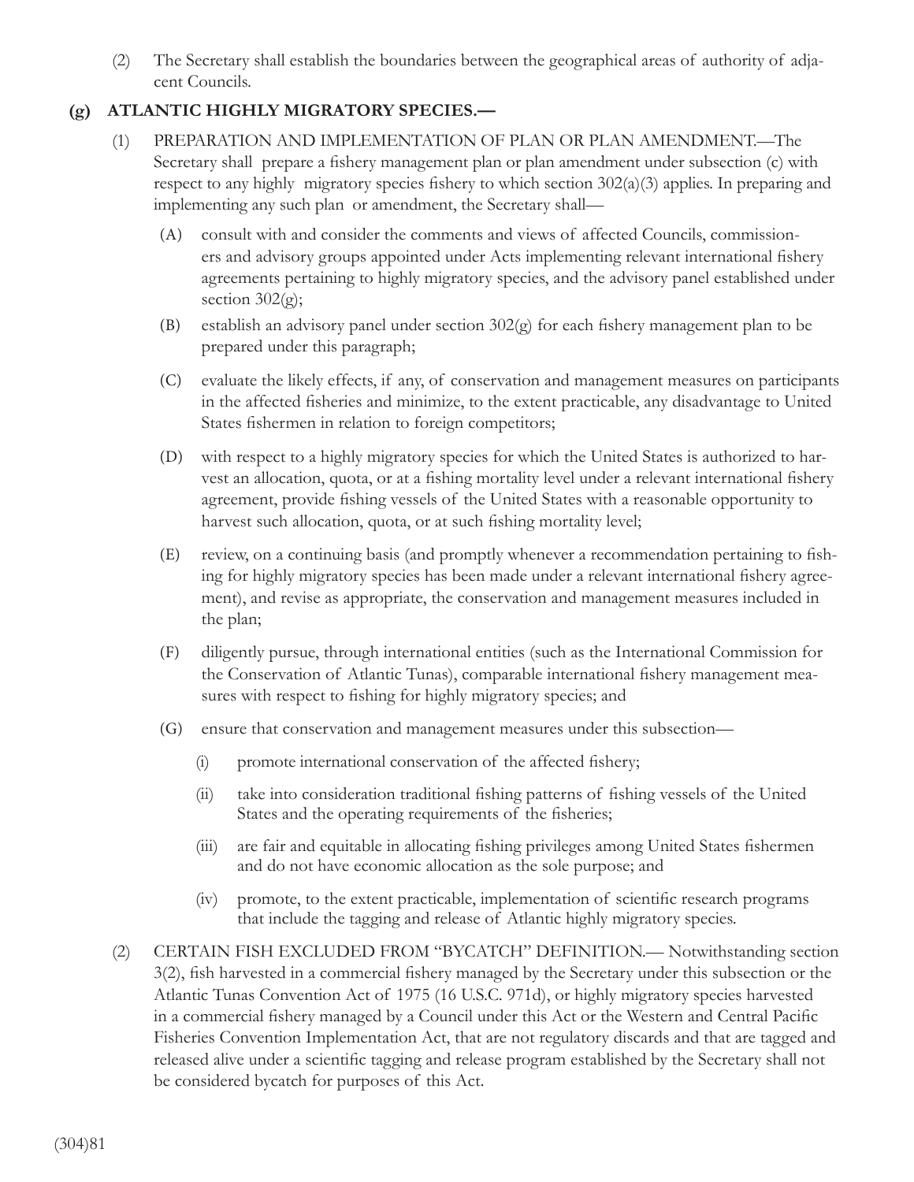(2) The Secretary shall establish the boundaries between the geographical areas of authority of adjacent Councils.

**(g) ATLANTIC HIGHLY MIGRATORY SPECIES.—**

(1) PREPARATION AND IMPLEMENTATION OF PLAN OR PLAN AMENDMENT.—The Secretary shall prepare a fishery management plan or plan amendment under subsection (c) with respect to any highly migratory species fishery to which section 302(a)(3) applies. In preparing and implementing any such plan or amendment, the Secretary shall—

(A) consult with and consider the comments and views of affected Councils, commissioners and advisory groups appointed under Acts implementing relevant international fishery agreements pertaining to highly migratory species, and the advisory panel established under section 302(g);

(B) establish an advisory panel under section 302(g) for each fishery management plan to be prepared under this paragraph;

(C) evaluate the likely effects, if any, of conservation and management measures on participants in the affected fisheries and minimize, to the extent practicable, any disadvantage to United States fishermen in relation to foreign competitors;

(D) with respect to a highly migratory species for which the United States is authorized to harvest an allocation, quota, or at a fishing mortality level under a relevant international fishery agreement, provide fishing vessels of the United States with a reasonable opportunity to harvest such allocation, quota, or at such fishing mortality level;

(E) review, on a continuing basis (and promptly whenever a recommendation pertaining to fishing for highly migratory species has been made under a relevant international fishery agreement), and revise as appropriate, the conservation and management measures included in the plan;

(F) diligently pursue, through international entities (such as the International Commission for the Conservation of Atlantic Tunas), comparable international fishery management measures with respect to fishing for highly migratory species; and

(G) ensure that conservation and management measures under this subsection—

(i) promote international conservation of the affected fishery;

(ii) take into consideration traditional fishing patterns of fishing vessels of the United States and the operating requirements of the fisheries;

(iii) are fair and equitable in allocating fishing privileges among United States fishermen and do not have economic allocation as the sole purpose; and

(iv) promote, to the extent practicable, implementation of scientific research programs that include the tagging and release of Atlantic highly migratory species.

(2) CERTAIN FISH EXCLUDED FROM "BYCATCH" DEFINITION.— Notwithstanding section 3(2), fish harvested in a commercial fishery managed by the Secretary under this subsection or the Atlantic Tunas Convention Act of 1975 (16 U.S.C. 971d), or highly migratory species harvested in a commercial fishery managed by a Council under this Act or the Western and Central Pacific Fisheries Convention Implementation Act, that are not regulatory discards and that are tagged and released alive under a scientific tagging and release program established by the Secretary shall not be considered bycatch for purposes of this Act.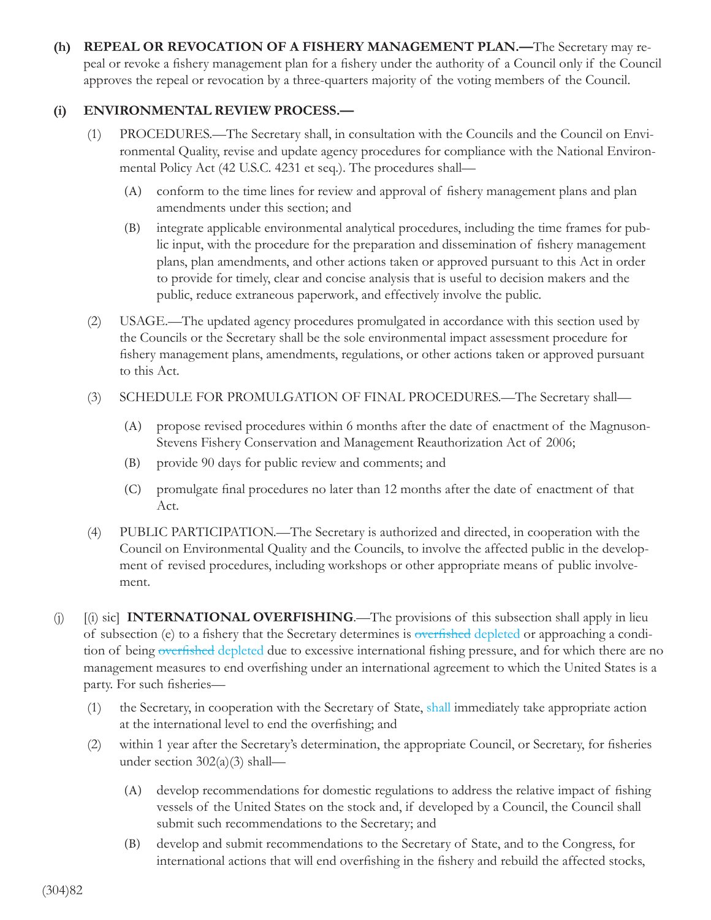**(h) REPEAL OR REVOCATION OF A FISHERY MANAGEMENT PLAN.—**The Secretary may repeal or revoke a fishery management plan for a fishery under the authority of a Council only if the Council approves the repeal or revocation by a three-quarters majority of the voting members of the Council.

**(i) ENVIRONMENTAL REVIEW PROCESS.—**

(1) PROCEDURES.—The Secretary shall, in consultation with the Councils and the Council on Environmental Quality, revise and update agency procedures for compliance with the National Environmental Policy Act (42 U.S.C. 4231 et seq.). The procedures shall—

(A) conform to the time lines for review and approval of fishery management plans and plan amendments under this section; and

(B) integrate applicable environmental analytical procedures, including the time frames for public input, with the procedure for the preparation and dissemination of fishery management plans, plan amendments, and other actions taken or approved pursuant to this Act in order to provide for timely, clear and concise analysis that is useful to decision makers and the public, reduce extraneous paperwork, and effectively involve the public.

(2) USAGE.—The updated agency procedures promulgated in accordance with this section used by the Councils or the Secretary shall be the sole environmental impact assessment procedure for fishery management plans, amendments, regulations, or other actions taken or approved pursuant to this Act.

(3) SCHEDULE FOR PROMULGATION OF FINAL PROCEDURES.—The Secretary shall—

(A) propose revised procedures within 6 months after the date of enactment of the Magnuson-Stevens Fishery Conservation and Management Reauthorization Act of 2006;

(B) provide 90 days for public review and comments; and

(C) promulgate final procedures no later than 12 months after the date of enactment of that Act.

(4) PUBLIC PARTICIPATION.—The Secretary is authorized and directed, in cooperation with the Council on Environmental Quality and the Councils, to involve the affected public in the development of revised procedures, including workshops or other appropriate means of public involvement.

(j) [(i) sic] **INTERNATIONAL OVERFISHING**.—The provisions of this subsection shall apply in lieu of subsection (e) to a fishery that the Secretary determines is ~~overfished~~ depleted or approaching a condition of being ~~overfished~~ depleted due to excessive international fishing pressure, and for which there are no management measures to end overfishing under an international agreement to which the United States is a party. For such fisheries—

(1) the Secretary, in cooperation with the Secretary of State, shall immediately take appropriate action at the international level to end the overfishing; and

(2) within 1 year after the Secretary's determination, the appropriate Council, or Secretary, for fisheries under section 302(a)(3) shall—

(A) develop recommendations for domestic regulations to address the relative impact of fishing vessels of the United States on the stock and, if developed by a Council, the Council shall submit such recommendations to the Secretary; and

(B) develop and submit recommendations to the Secretary of State, and to the Congress, for international actions that will end overfishing in the fishery and rebuild the affected stocks,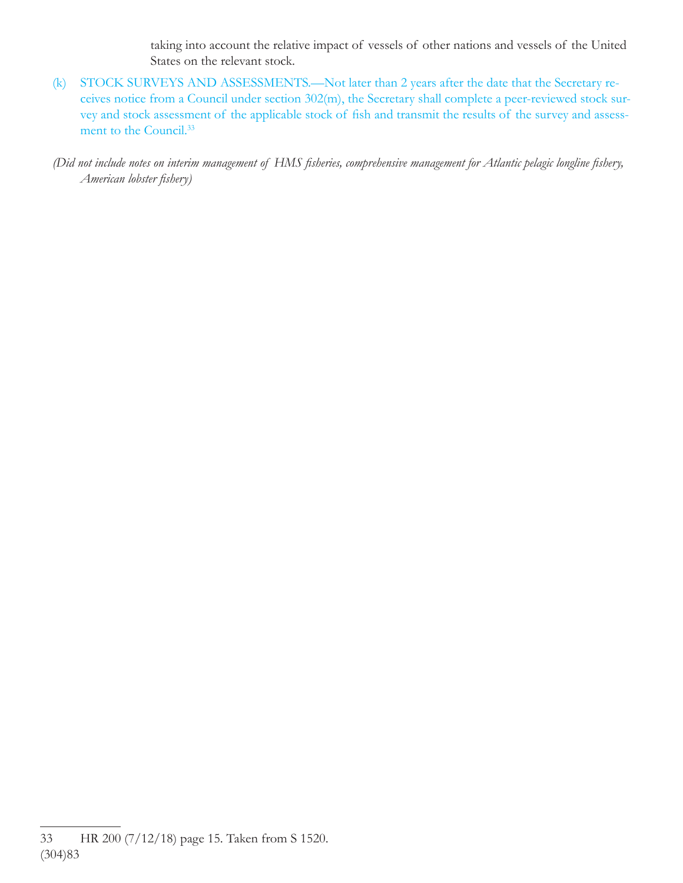taking into account the relative impact of vessels of other nations and vessels of the United States on the relevant stock.

(k) STOCK SURVEYS AND ASSESSMENTS.—Not later than 2 years after the date that the Secretary receives notice from a Council under section 302(m), the Secretary shall complete a peer-reviewed stock survey and stock assessment of the applicable stock of fish and transmit the results of the survey and assessment to the Council.[33]

*(Did not include notes on interim management of HMS fisheries, comprehensive management for Atlantic pelagic longline fishery, American lobster fishery)*

---

33 HR 200 (7/12/18) page 15. Taken from S 1520.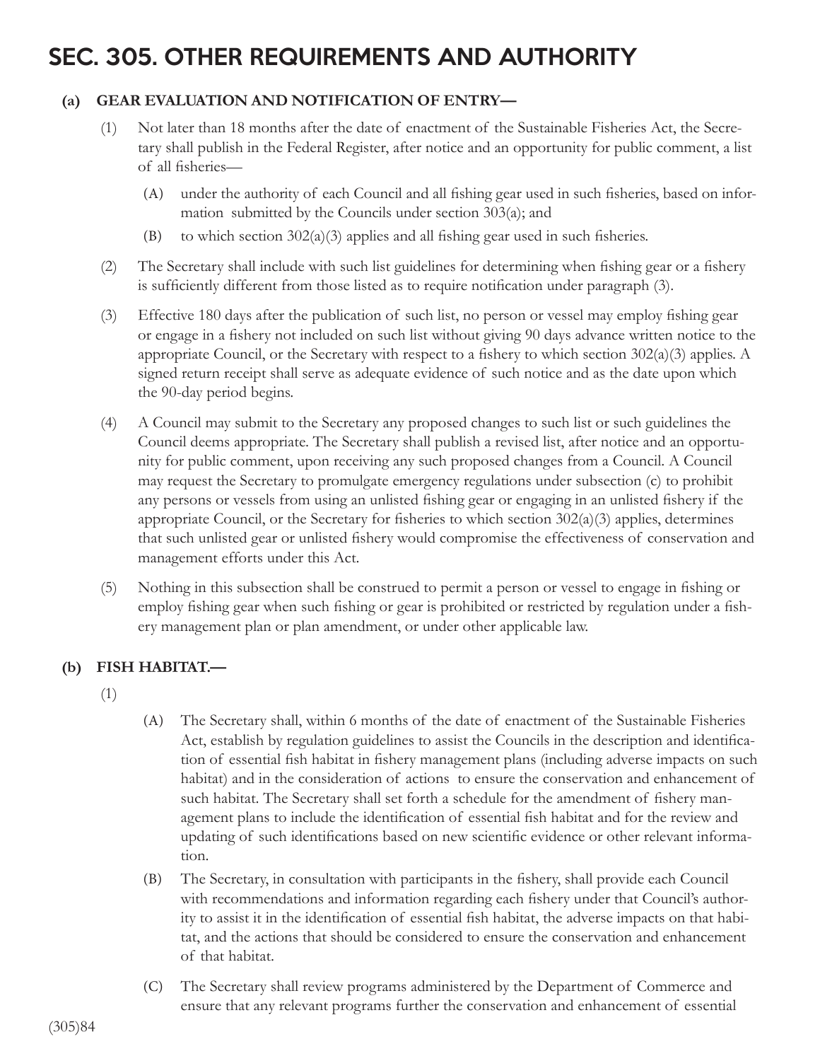# SEC. 305. OTHER REQUIREMENTS AND AUTHORITY

**(a) GEAR EVALUATION AND NOTIFICATION OF ENTRY—**

(1) Not later than 18 months after the date of enactment of the Sustainable Fisheries Act, the Secretary shall publish in the Federal Register, after notice and an opportunity for public comment, a list of all fisheries—

(A) under the authority of each Council and all fishing gear used in such fisheries, based on information submitted by the Councils under section 303(a); and

(B) to which section 302(a)(3) applies and all fishing gear used in such fisheries.

(2) The Secretary shall include with such list guidelines for determining when fishing gear or a fishery is sufficiently different from those listed as to require notification under paragraph (3).

(3) Effective 180 days after the publication of such list, no person or vessel may employ fishing gear or engage in a fishery not included on such list without giving 90 days advance written notice to the appropriate Council, or the Secretary with respect to a fishery to which section 302(a)(3) applies. A signed return receipt shall serve as adequate evidence of such notice and as the date upon which the 90-day period begins.

(4) A Council may submit to the Secretary any proposed changes to such list or such guidelines the Council deems appropriate. The Secretary shall publish a revised list, after notice and an opportunity for public comment, upon receiving any such proposed changes from a Council. A Council may request the Secretary to promulgate emergency regulations under subsection (c) to prohibit any persons or vessels from using an unlisted fishing gear or engaging in an unlisted fishery if the appropriate Council, or the Secretary for fisheries to which section 302(a)(3) applies, determines that such unlisted gear or unlisted fishery would compromise the effectiveness of conservation and management efforts under this Act.

(5) Nothing in this subsection shall be construed to permit a person or vessel to engage in fishing or employ fishing gear when such fishing or gear is prohibited or restricted by regulation under a fishery management plan or plan amendment, or under other applicable law.

**(b) FISH HABITAT.—**

(1)

(A) The Secretary shall, within 6 months of the date of enactment of the Sustainable Fisheries Act, establish by regulation guidelines to assist the Councils in the description and identification of essential fish habitat in fishery management plans (including adverse impacts on such habitat) and in the consideration of actions to ensure the conservation and enhancement of such habitat. The Secretary shall set forth a schedule for the amendment of fishery management plans to include the identification of essential fish habitat and for the review and updating of such identifications based on new scientific evidence or other relevant information.

(B) The Secretary, in consultation with participants in the fishery, shall provide each Council with recommendations and information regarding each fishery under that Council's authority to assist it in the identification of essential fish habitat, the adverse impacts on that habitat, and the actions that should be considered to ensure the conservation and enhancement of that habitat.

(C) The Secretary shall review programs administered by the Department of Commerce and ensure that any relevant programs further the conservation and enhancement of essential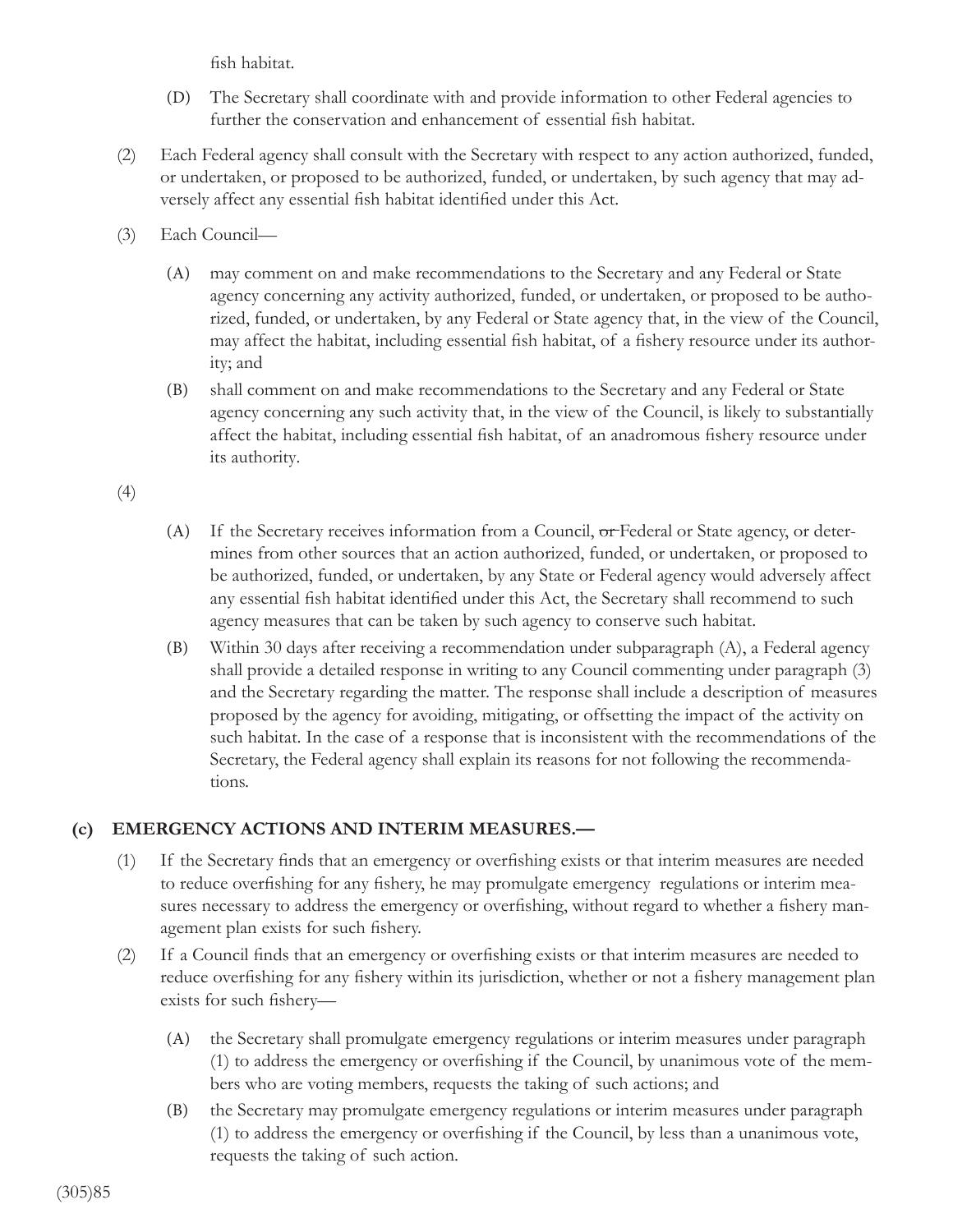fish habitat.

(D) The Secretary shall coordinate with and provide information to other Federal agencies to further the conservation and enhancement of essential fish habitat.

(2) Each Federal agency shall consult with the Secretary with respect to any action authorized, funded, or undertaken, or proposed to be authorized, funded, or undertaken, by such agency that may adversely affect any essential fish habitat identified under this Act.

(3) Each Council—

(A) may comment on and make recommendations to the Secretary and any Federal or State agency concerning any activity authorized, funded, or undertaken, or proposed to be authorized, funded, or undertaken, by any Federal or State agency that, in the view of the Council, may affect the habitat, including essential fish habitat, of a fishery resource under its authority; and

(B) shall comment on and make recommendations to the Secretary and any Federal or State agency concerning any such activity that, in the view of the Council, is likely to substantially affect the habitat, including essential fish habitat, of an anadromous fishery resource under its authority.

(4)

(A) If the Secretary receives information from a Council, ~~or~~ Federal or State agency, or determines from other sources that an action authorized, funded, or undertaken, or proposed to be authorized, funded, or undertaken, by any State or Federal agency would adversely affect any essential fish habitat identified under this Act, the Secretary shall recommend to such agency measures that can be taken by such agency to conserve such habitat.

(B) Within 30 days after receiving a recommendation under subparagraph (A), a Federal agency shall provide a detailed response in writing to any Council commenting under paragraph (3) and the Secretary regarding the matter. The response shall include a description of measures proposed by the agency for avoiding, mitigating, or offsetting the impact of the activity on such habitat. In the case of a response that is inconsistent with the recommendations of the Secretary, the Federal agency shall explain its reasons for not following the recommendations.

### (c) EMERGENCY ACTIONS AND INTERIM MEASURES.—

(1) If the Secretary finds that an emergency or overfishing exists or that interim measures are needed to reduce overfishing for any fishery, he may promulgate emergency regulations or interim measures necessary to address the emergency or overfishing, without regard to whether a fishery management plan exists for such fishery.

(2) If a Council finds that an emergency or overfishing exists or that interim measures are needed to reduce overfishing for any fishery within its jurisdiction, whether or not a fishery management plan exists for such fishery—

(A) the Secretary shall promulgate emergency regulations or interim measures under paragraph (1) to address the emergency or overfishing if the Council, by unanimous vote of the members who are voting members, requests the taking of such actions; and

(B) the Secretary may promulgate emergency regulations or interim measures under paragraph (1) to address the emergency or overfishing if the Council, by less than a unanimous vote, requests the taking of such action.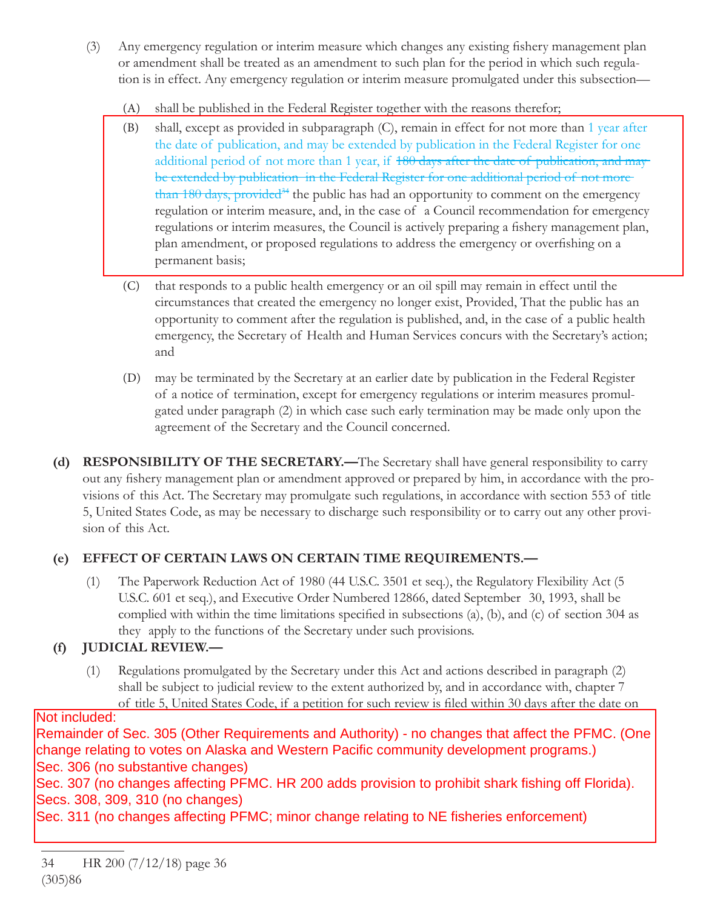(3) Any emergency regulation or interim measure which changes any existing fishery management plan or amendment shall be treated as an amendment to such plan for the period in which such regulation is in effect. Any emergency regulation or interim measure promulgated under this subsection—

(A) shall be published in the Federal Register together with the reasons therefor;

(B) shall, except as provided in subparagraph (C), remain in effect for not more than 1 year after the date of publication, and may be extended by publication in the Federal Register for one additional period of not more than 1 year, if ~~180 days after the date of publication, and may be extended by publication in the Federal Register for one additional period of not more than 180 days, provided~~[34] the public has had an opportunity to comment on the emergency regulation or interim measure, and, in the case of a Council recommendation for emergency regulations or interim measures, the Council is actively preparing a fishery management plan, plan amendment, or proposed regulations to address the emergency or overfishing on a permanent basis;

(C) that responds to a public health emergency or an oil spill may remain in effect until the circumstances that created the emergency no longer exist, Provided, That the public has an opportunity to comment after the regulation is published, and, in the case of a public health emergency, the Secretary of Health and Human Services concurs with the Secretary's action; and

(D) may be terminated by the Secretary at an earlier date by publication in the Federal Register of a notice of termination, except for emergency regulations or interim measures promulgated under paragraph (2) in which case such early termination may be made only upon the agreement of the Secretary and the Council concerned.

**(d) RESPONSIBILITY OF THE SECRETARY.—**The Secretary shall have general responsibility to carry out any fishery management plan or amendment approved or prepared by him, in accordance with the provisions of this Act. The Secretary may promulgate such regulations, in accordance with section 553 of title 5, United States Code, as may be necessary to discharge such responsibility or to carry out any other provision of this Act.

**(e) EFFECT OF CERTAIN LAWS ON CERTAIN TIME REQUIREMENTS.—**

(1) The Paperwork Reduction Act of 1980 (44 U.S.C. 3501 et seq.), the Regulatory Flexibility Act (5 U.S.C. 601 et seq.), and Executive Order Numbered 12866, dated September 30, 1993, shall be complied with within the time limitations specified in subsections (a), (b), and (c) of section 304 as they apply to the functions of the Secretary under such provisions.

**(f) JUDICIAL REVIEW.—**

(1) Regulations promulgated by the Secretary under this Act and actions described in paragraph (2) shall be subject to judicial review to the extent authorized by, and in accordance with, chapter 7 of title 5, United States Code, if a petition for such review is filed within 30 days after the date on

Not included:
Remainder of Sec. 305 (Other Requirements and Authority) - no changes that affect the PFMC. (One change relating to votes on Alaska and Western Pacific community development programs.)
Sec. 306 (no substantive changes)
Sec. 307 (no changes affecting PFMC. HR 200 adds provision to prohibit shark fishing off Florida).
Secs. 308, 309, 310 (no changes)
Sec. 311 (no changes affecting PFMC; minor change relating to NE fisheries enforcement)

---

34 HR 200 (7/12/18) page 36

(305)86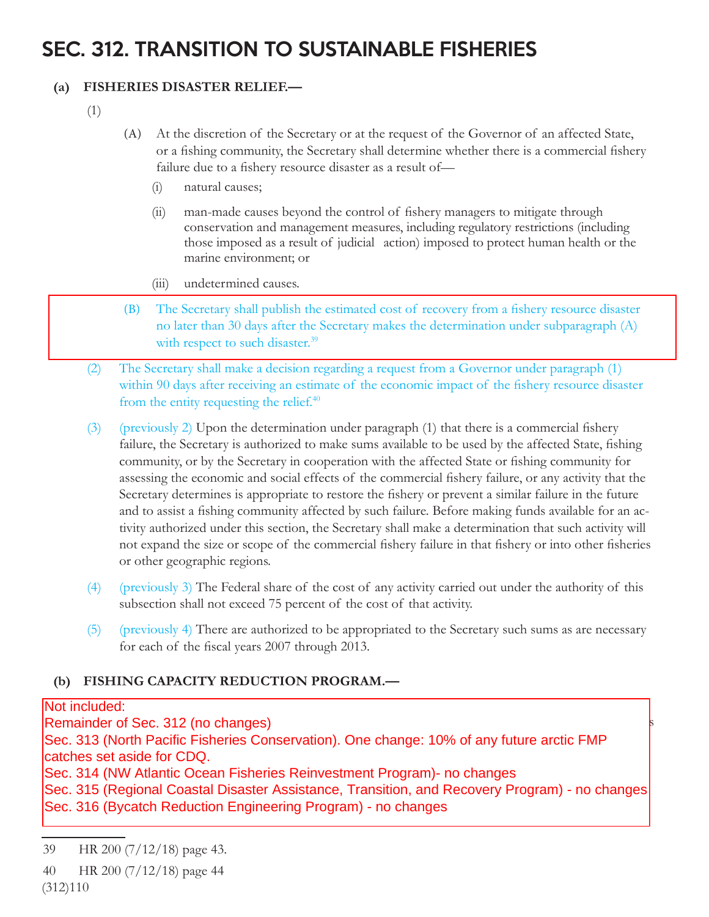# SEC. 312. TRANSITION TO SUSTAINABLE FISHERIES

**(a) FISHERIES DISASTER RELIEF.—**

(1)

(A) At the discretion of the Secretary or at the request of the Governor of an affected State, or a fishing community, the Secretary shall determine whether there is a commercial fishery failure due to a fishery resource disaster as a result of—

(i) natural causes;

(ii) man-made causes beyond the control of fishery managers to mitigate through conservation and management measures, including regulatory restrictions (including those imposed as a result of judicial action) imposed to protect human health or the marine environment; or

(iii) undetermined causes.

(B) The Secretary shall publish the estimated cost of recovery from a fishery resource disaster no later than 30 days after the Secretary makes the determination under subparagraph (A) with respect to such disaster.[39]

(2) The Secretary shall make a decision regarding a request from a Governor under paragraph (1) within 90 days after receiving an estimate of the economic impact of the fishery resource disaster from the entity requesting the relief.[40]

(3) (previously 2) Upon the determination under paragraph (1) that there is a commercial fishery failure, the Secretary is authorized to make sums available to be used by the affected State, fishing community, or by the Secretary in cooperation with the affected State or fishing community for assessing the economic and social effects of the commercial fishery failure, or any activity that the Secretary determines is appropriate to restore the fishery or prevent a similar failure in the future and to assist a fishing community affected by such failure. Before making funds available for an activity authorized under this section, the Secretary shall make a determination that such activity will not expand the size or scope of the commercial fishery failure in that fishery or into other fisheries or other geographic regions.

(4) (previously 3) The Federal share of the cost of any activity carried out under the authority of this subsection shall not exceed 75 percent of the cost of that activity.

(5) (previously 4) There are authorized to be appropriated to the Secretary such sums as are necessary for each of the fiscal years 2007 through 2013.

**(b) FISHING CAPACITY REDUCTION PROGRAM.—**

Not included:
Remainder of Sec. 312 (no changes)
Sec. 313 (North Pacific Fisheries Conservation). One change: 10% of any future arctic FMP catches set aside for CDQ.
Sec. 314 (NW Atlantic Ocean Fisheries Reinvestment Program)- no changes
Sec. 315 (Regional Coastal Disaster Assistance, Transition, and Recovery Program) - no changes
Sec. 316 (Bycatch Reduction Engineering Program) - no changes

39 HR 200 (7/12/18) page 43.

40 HR 200 (7/12/18) page 44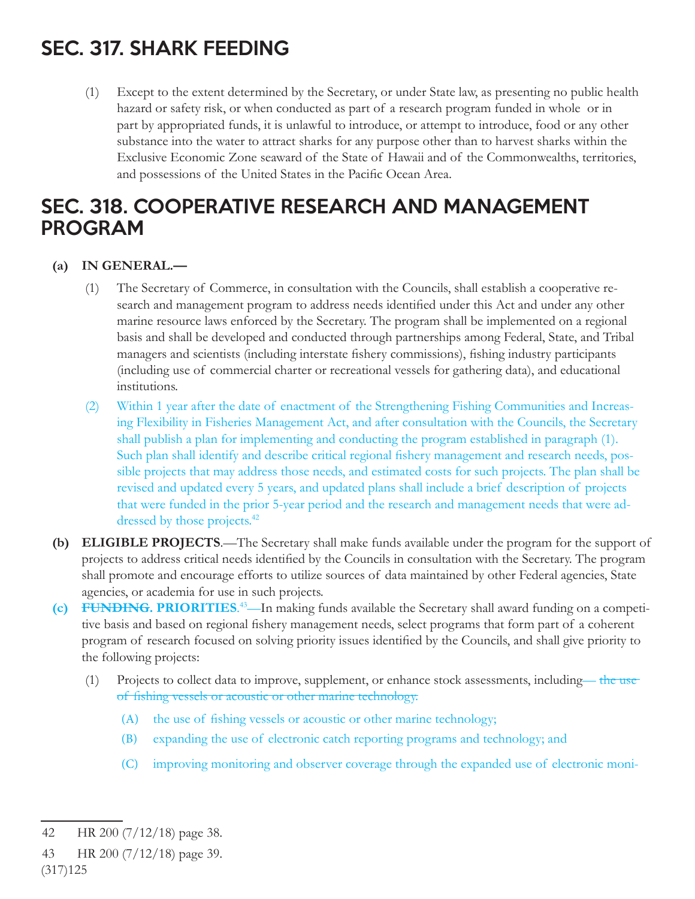# SEC. 317. SHARK FEEDING

(1) Except to the extent determined by the Secretary, or under State law, as presenting no public health hazard or safety risk, or when conducted as part of a research program funded in whole or in part by appropriated funds, it is unlawful to introduce, or attempt to introduce, food or any other substance into the water to attract sharks for any purpose other than to harvest sharks within the Exclusive Economic Zone seaward of the State of Hawaii and of the Commonwealths, territories, and possessions of the United States in the Pacific Ocean Area.

# SEC. 318. COOPERATIVE RESEARCH AND MANAGEMENT PROGRAM

**(a) IN GENERAL.—**

(1) The Secretary of Commerce, in consultation with the Councils, shall establish a cooperative research and management program to address needs identified under this Act and under any other marine resource laws enforced by the Secretary. The program shall be implemented on a regional basis and shall be developed and conducted through partnerships among Federal, State, and Tribal managers and scientists (including interstate fishery commissions), fishing industry participants (including use of commercial charter or recreational vessels for gathering data), and educational institutions.

(2) Within 1 year after the date of enactment of the Strengthening Fishing Communities and Increasing Flexibility in Fisheries Management Act, and after consultation with the Councils, the Secretary shall publish a plan for implementing and conducting the program established in paragraph (1). Such plan shall identify and describe critical regional fishery management and research needs, possible projects that may address those needs, and estimated costs for such projects. The plan shall be revised and updated every 5 years, and updated plans shall include a brief description of projects that were funded in the prior 5-year period and the research and management needs that were addressed by those projects.[42]

**(b) ELIGIBLE PROJECTS**.—The Secretary shall make funds available under the program for the support of projects to address critical needs identified by the Councils in consultation with the Secretary. The program shall promote and encourage efforts to utilize sources of data maintained by other Federal agencies, State agencies, or academia for use in such projects.

**(c) ~~FUNDING~~. PRIORITIES**.[43]—In making funds available the Secretary shall award funding on a competitive basis and based on regional fishery management needs, select programs that form part of a coherent program of research focused on solving priority issues identified by the Councils, and shall give priority to the following projects:

(1) Projects to collect data to improve, supplement, or enhance stock assessments, including~~— the use of fishing vessels or acoustic or other marine technology.~~

(A) the use of fishing vessels or acoustic or other marine technology;

(B) expanding the use of electronic catch reporting programs and technology; and

(C) improving monitoring and observer coverage through the expanded use of electronic moni-

---

42 HR 200 (7/12/18) page 38.

43 HR 200 (7/12/18) page 39.

(317)125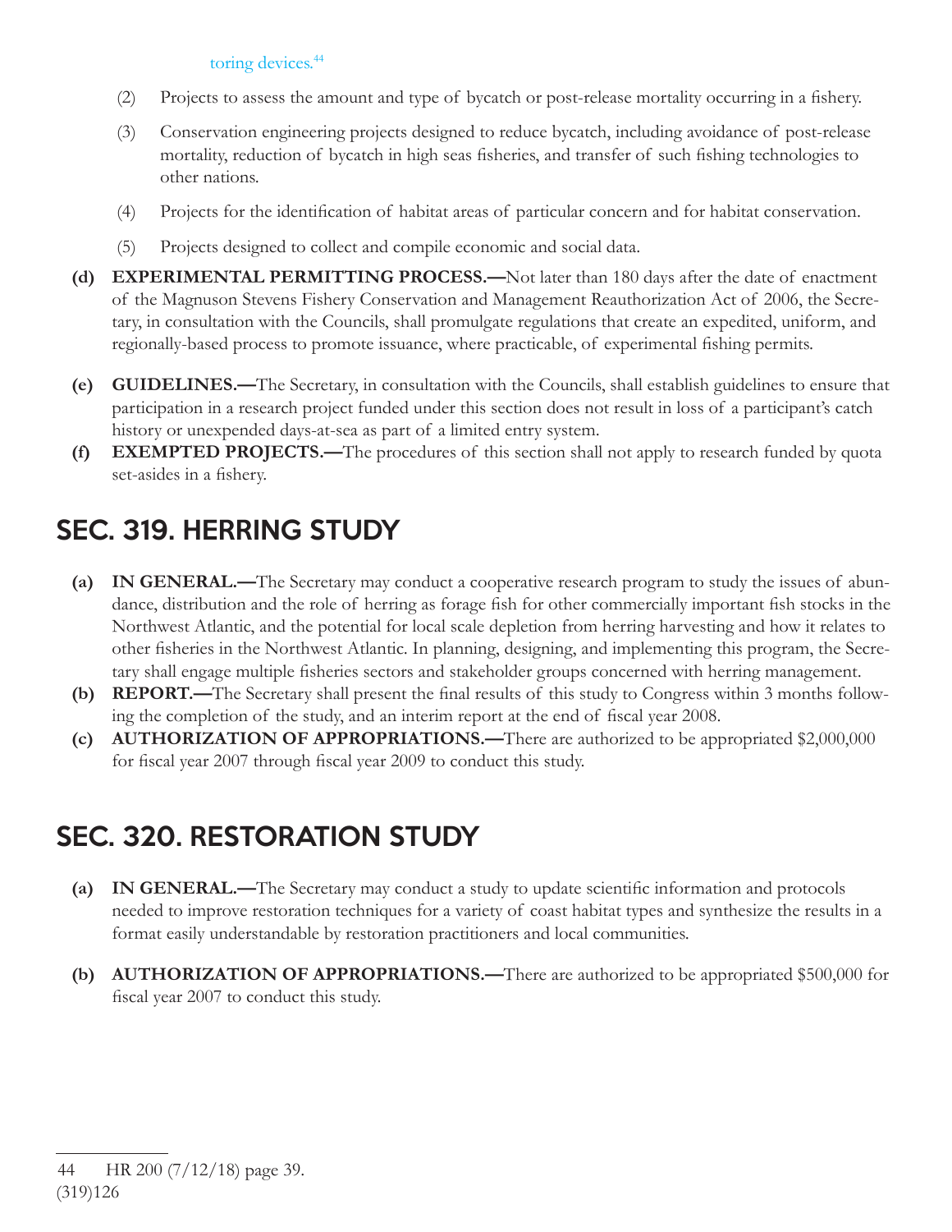toring devices.[44]

(2) Projects to assess the amount and type of bycatch or post-release mortality occurring in a fishery.

(3) Conservation engineering projects designed to reduce bycatch, including avoidance of post-release mortality, reduction of bycatch in high seas fisheries, and transfer of such fishing technologies to other nations.

(4) Projects for the identification of habitat areas of particular concern and for habitat conservation.

(5) Projects designed to collect and compile economic and social data.

**(d) EXPERIMENTAL PERMITTING PROCESS.—**Not later than 180 days after the date of enactment of the Magnuson Stevens Fishery Conservation and Management Reauthorization Act of 2006, the Secretary, in consultation with the Councils, shall promulgate regulations that create an expedited, uniform, and regionally-based process to promote issuance, where practicable, of experimental fishing permits.

**(e) GUIDELINES.—**The Secretary, in consultation with the Councils, shall establish guidelines to ensure that participation in a research project funded under this section does not result in loss of a participant's catch history or unexpended days-at-sea as part of a limited entry system.

**(f) EXEMPTED PROJECTS.—**The procedures of this section shall not apply to research funded by quota set-asides in a fishery.

## SEC. 319. HERRING STUDY

**(a) IN GENERAL.—**The Secretary may conduct a cooperative research program to study the issues of abundance, distribution and the role of herring as forage fish for other commercially important fish stocks in the Northwest Atlantic, and the potential for local scale depletion from herring harvesting and how it relates to other fisheries in the Northwest Atlantic. In planning, designing, and implementing this program, the Secretary shall engage multiple fisheries sectors and stakeholder groups concerned with herring management.

**(b) REPORT.—**The Secretary shall present the final results of this study to Congress within 3 months following the completion of the study, and an interim report at the end of fiscal year 2008.

**(c) AUTHORIZATION OF APPROPRIATIONS.—**There are authorized to be appropriated $2,000,000 for fiscal year 2007 through fiscal year 2009 to conduct this study.

## SEC. 320. RESTORATION STUDY

**(a) IN GENERAL.—**The Secretary may conduct a study to update scientific information and protocols needed to improve restoration techniques for a variety of coast habitat types and synthesize the results in a format easily understandable by restoration practitioners and local communities.

**(b) AUTHORIZATION OF APPROPRIATIONS.—**There are authorized to be appropriated $500,000 for fiscal year 2007 to conduct this study.

---

44 HR 200 (7/12/18) page 39.

(319)126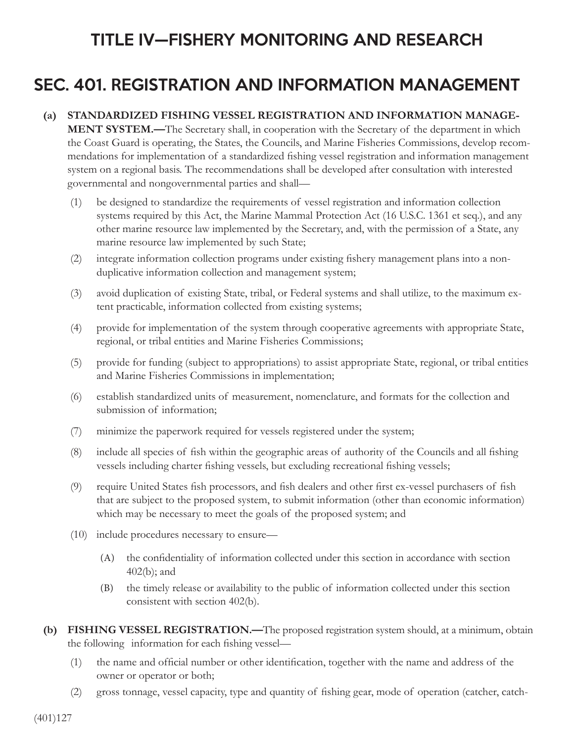# TITLE IV—FISHERY MONITORING AND RESEARCH

## SEC. 401. REGISTRATION AND INFORMATION MANAGEMENT

**(a) STANDARDIZED FISHING VESSEL REGISTRATION AND INFORMATION MANAGEMENT SYSTEM.—**The Secretary shall, in cooperation with the Secretary of the department in which the Coast Guard is operating, the States, the Councils, and Marine Fisheries Commissions, develop recommendations for implementation of a standardized fishing vessel registration and information management system on a regional basis. The recommendations shall be developed after consultation with interested governmental and nongovernmental parties and shall—

(1) be designed to standardize the requirements of vessel registration and information collection systems required by this Act, the Marine Mammal Protection Act (16 U.S.C. 1361 et seq.), and any other marine resource law implemented by the Secretary, and, with the permission of a State, any marine resource law implemented by such State;

(2) integrate information collection programs under existing fishery management plans into a non-duplicative information collection and management system;

(3) avoid duplication of existing State, tribal, or Federal systems and shall utilize, to the maximum extent practicable, information collected from existing systems;

(4) provide for implementation of the system through cooperative agreements with appropriate State, regional, or tribal entities and Marine Fisheries Commissions;

(5) provide for funding (subject to appropriations) to assist appropriate State, regional, or tribal entities and Marine Fisheries Commissions in implementation;

(6) establish standardized units of measurement, nomenclature, and formats for the collection and submission of information;

(7) minimize the paperwork required for vessels registered under the system;

(8) include all species of fish within the geographic areas of authority of the Councils and all fishing vessels including charter fishing vessels, but excluding recreational fishing vessels;

(9) require United States fish processors, and fish dealers and other first ex-vessel purchasers of fish that are subject to the proposed system, to submit information (other than economic information) which may be necessary to meet the goals of the proposed system; and

(10) include procedures necessary to ensure—

(A) the confidentiality of information collected under this section in accordance with section 402(b); and

(B) the timely release or availability to the public of information collected under this section consistent with section 402(b).

**(b) FISHING VESSEL REGISTRATION.—**The proposed registration system should, at a minimum, obtain the following information for each fishing vessel—

(1) the name and official number or other identification, together with the name and address of the owner or operator or both;

(2) gross tonnage, vessel capacity, type and quantity of fishing gear, mode of operation (catcher, catch-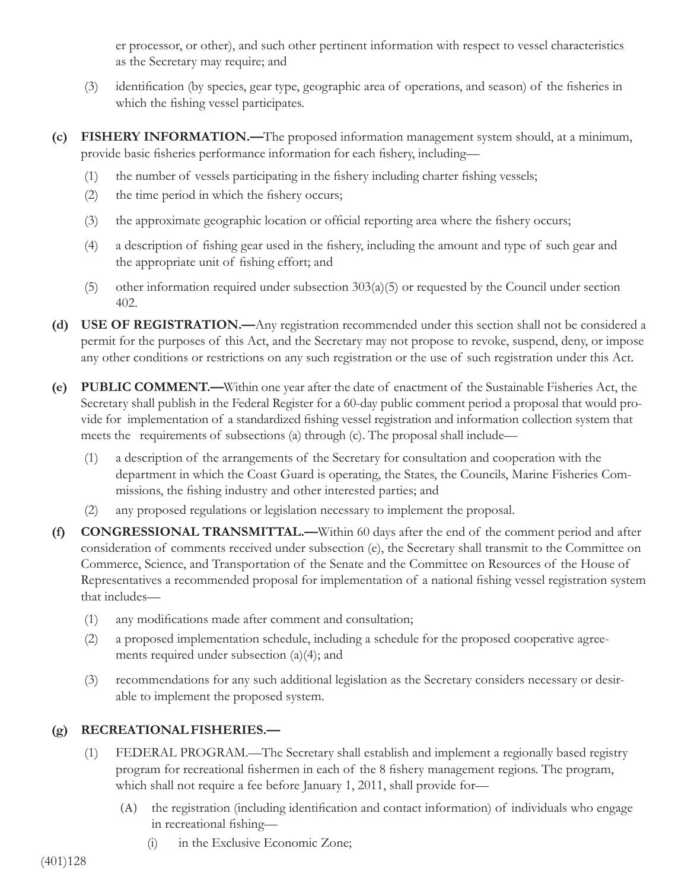er processor, or other), and such other pertinent information with respect to vessel characteristics as the Secretary may require; and

(3) identification (by species, gear type, geographic area of operations, and season) of the fisheries in which the fishing vessel participates.

**(c) FISHERY INFORMATION.—**The proposed information management system should, at a minimum, provide basic fisheries performance information for each fishery, including—

(1) the number of vessels participating in the fishery including charter fishing vessels;

(2) the time period in which the fishery occurs;

(3) the approximate geographic location or official reporting area where the fishery occurs;

(4) a description of fishing gear used in the fishery, including the amount and type of such gear and the appropriate unit of fishing effort; and

(5) other information required under subsection 303(a)(5) or requested by the Council under section 402.

**(d) USE OF REGISTRATION.—**Any registration recommended under this section shall not be considered a permit for the purposes of this Act, and the Secretary may not propose to revoke, suspend, deny, or impose any other conditions or restrictions on any such registration or the use of such registration under this Act.

**(e) PUBLIC COMMENT.—**Within one year after the date of enactment of the Sustainable Fisheries Act, the Secretary shall publish in the Federal Register for a 60-day public comment period a proposal that would provide for implementation of a standardized fishing vessel registration and information collection system that meets the requirements of subsections (a) through (c). The proposal shall include—

(1) a description of the arrangements of the Secretary for consultation and cooperation with the department in which the Coast Guard is operating, the States, the Councils, Marine Fisheries Commissions, the fishing industry and other interested parties; and

(2) any proposed regulations or legislation necessary to implement the proposal.

**(f) CONGRESSIONAL TRANSMITTAL.—**Within 60 days after the end of the comment period and after consideration of comments received under subsection (e), the Secretary shall transmit to the Committee on Commerce, Science, and Transportation of the Senate and the Committee on Resources of the House of Representatives a recommended proposal for implementation of a national fishing vessel registration system that includes—

(1) any modifications made after comment and consultation;

(2) a proposed implementation schedule, including a schedule for the proposed cooperative agreements required under subsection (a)(4); and

(3) recommendations for any such additional legislation as the Secretary considers necessary or desirable to implement the proposed system.

**(g) RECREATIONAL FISHERIES.—**

(1) FEDERAL PROGRAM.—The Secretary shall establish and implement a regionally based registry program for recreational fishermen in each of the 8 fishery management regions. The program, which shall not require a fee before January 1, 2011, shall provide for—

(A) the registration (including identification and contact information) of individuals who engage in recreational fishing—

(i) in the Exclusive Economic Zone;

(401)128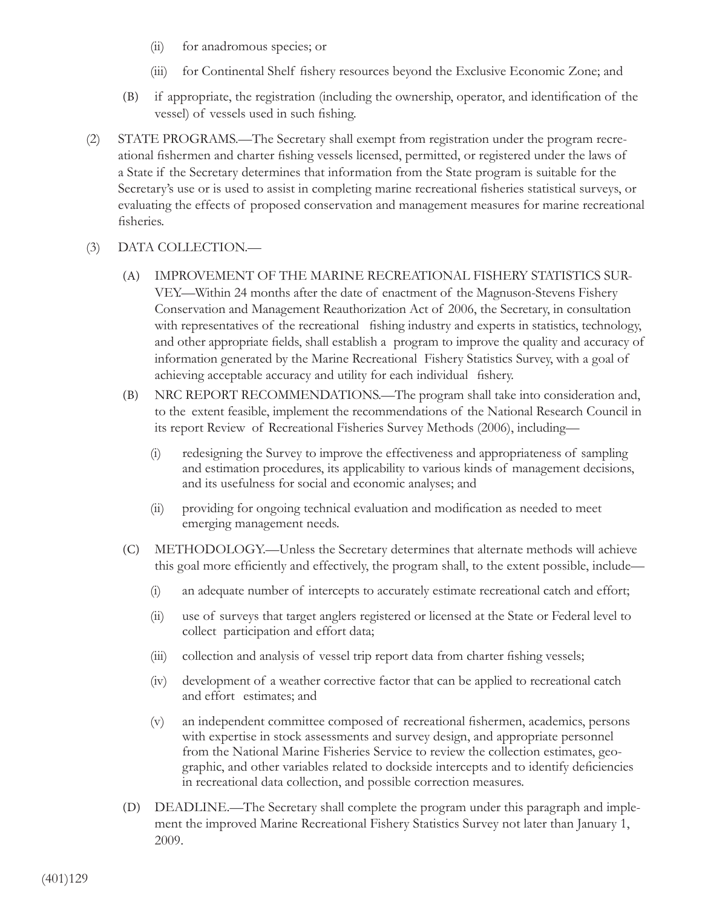(ii) for anadromous species; or

(iii) for Continental Shelf fishery resources beyond the Exclusive Economic Zone; and

(B) if appropriate, the registration (including the ownership, operator, and identification of the vessel) of vessels used in such fishing.

(2) STATE PROGRAMS.—The Secretary shall exempt from registration under the program recreational fishermen and charter fishing vessels licensed, permitted, or registered under the laws of a State if the Secretary determines that information from the State program is suitable for the Secretary's use or is used to assist in completing marine recreational fisheries statistical surveys, or evaluating the effects of proposed conservation and management measures for marine recreational fisheries.

(3) DATA COLLECTION.—

(A) IMPROVEMENT OF THE MARINE RECREATIONAL FISHERY STATISTICS SURVEY.—Within 24 months after the date of enactment of the Magnuson-Stevens Fishery Conservation and Management Reauthorization Act of 2006, the Secretary, in consultation with representatives of the recreational fishing industry and experts in statistics, technology, and other appropriate fields, shall establish a program to improve the quality and accuracy of information generated by the Marine Recreational Fishery Statistics Survey, with a goal of achieving acceptable accuracy and utility for each individual fishery.

(B) NRC REPORT RECOMMENDATIONS.—The program shall take into consideration and, to the extent feasible, implement the recommendations of the National Research Council in its report Review of Recreational Fisheries Survey Methods (2006), including—

(i) redesigning the Survey to improve the effectiveness and appropriateness of sampling and estimation procedures, its applicability to various kinds of management decisions, and its usefulness for social and economic analyses; and

(ii) providing for ongoing technical evaluation and modification as needed to meet emerging management needs.

(C) METHODOLOGY.—Unless the Secretary determines that alternate methods will achieve this goal more efficiently and effectively, the program shall, to the extent possible, include—

(i) an adequate number of intercepts to accurately estimate recreational catch and effort;

(ii) use of surveys that target anglers registered or licensed at the State or Federal level to collect participation and effort data;

(iii) collection and analysis of vessel trip report data from charter fishing vessels;

(iv) development of a weather corrective factor that can be applied to recreational catch and effort estimates; and

(v) an independent committee composed of recreational fishermen, academics, persons with expertise in stock assessments and survey design, and appropriate personnel from the National Marine Fisheries Service to review the collection estimates, geographic, and other variables related to dockside intercepts and to identify deficiencies in recreational data collection, and possible correction measures.

(D) DEADLINE.—The Secretary shall complete the program under this paragraph and implement the improved Marine Recreational Fishery Statistics Survey not later than January 1, 2009.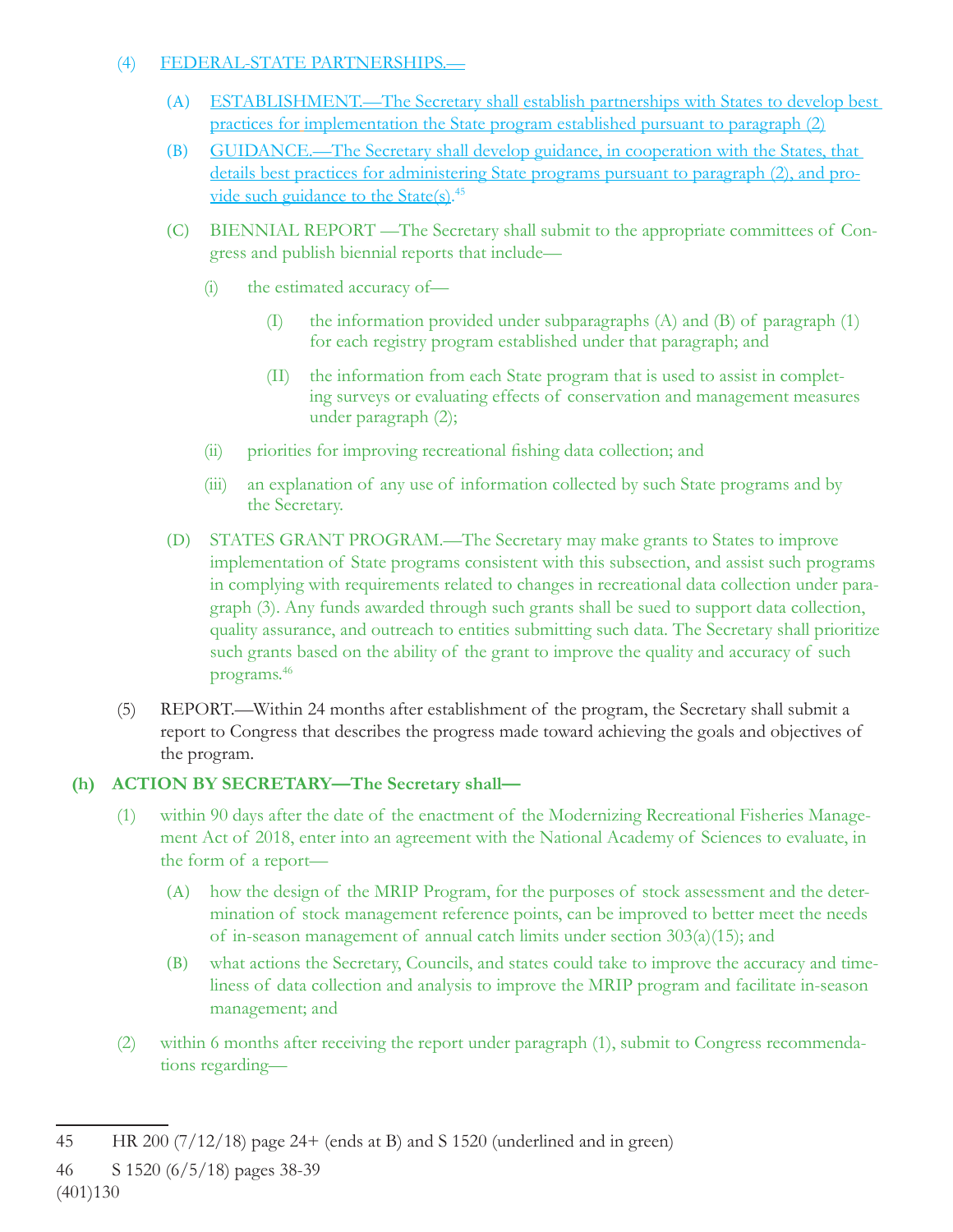(4) FEDERAL-STATE PARTNERSHIPS.—

(A) ESTABLISHMENT.—The Secretary shall establish partnerships with States to develop best practices for implementation the State program established pursuant to paragraph (2)

(B) GUIDANCE.—The Secretary shall develop guidance, in cooperation with the States, that details best practices for administering State programs pursuant to paragraph (2), and provide such guidance to the State(s).[45]

(C) BIENNIAL REPORT —The Secretary shall submit to the appropriate committees of Congress and publish biennial reports that include—

(i) the estimated accuracy of—

(I) the information provided under subparagraphs (A) and (B) of paragraph (1) for each registry program established under that paragraph; and

(II) the information from each State program that is used to assist in completing surveys or evaluating effects of conservation and management measures under paragraph (2);

(ii) priorities for improving recreational fishing data collection; and

(iii) an explanation of any use of information collected by such State programs and by the Secretary.

(D) STATES GRANT PROGRAM.—The Secretary may make grants to States to improve implementation of State programs consistent with this subsection, and assist such programs in complying with requirements related to changes in recreational data collection under paragraph (3). Any funds awarded through such grants shall be sued to support data collection, quality assurance, and outreach to entities submitting such data. The Secretary shall prioritize such grants based on the ability of the grant to improve the quality and accuracy of such programs.[46]

(5) REPORT.—Within 24 months after establishment of the program, the Secretary shall submit a report to Congress that describes the progress made toward achieving the goals and objectives of the program.

**(h) ACTION BY SECRETARY—The Secretary shall—**

(1) within 90 days after the date of the enactment of the Modernizing Recreational Fisheries Management Act of 2018, enter into an agreement with the National Academy of Sciences to evaluate, in the form of a report—

(A) how the design of the MRIP Program, for the purposes of stock assessment and the determination of stock management reference points, can be improved to better meet the needs of in-season management of annual catch limits under section 303(a)(15); and

(B) what actions the Secretary, Councils, and states could take to improve the accuracy and timeliness of data collection and analysis to improve the MRIP program and facilitate in-season management; and

(2) within 6 months after receiving the report under paragraph (1), submit to Congress recommendations regarding—

---

45 HR 200 (7/12/18) page 24+ (ends at B) and S 1520 (underlined and in green)

46 S 1520 (6/5/18) pages 38-39

(401)130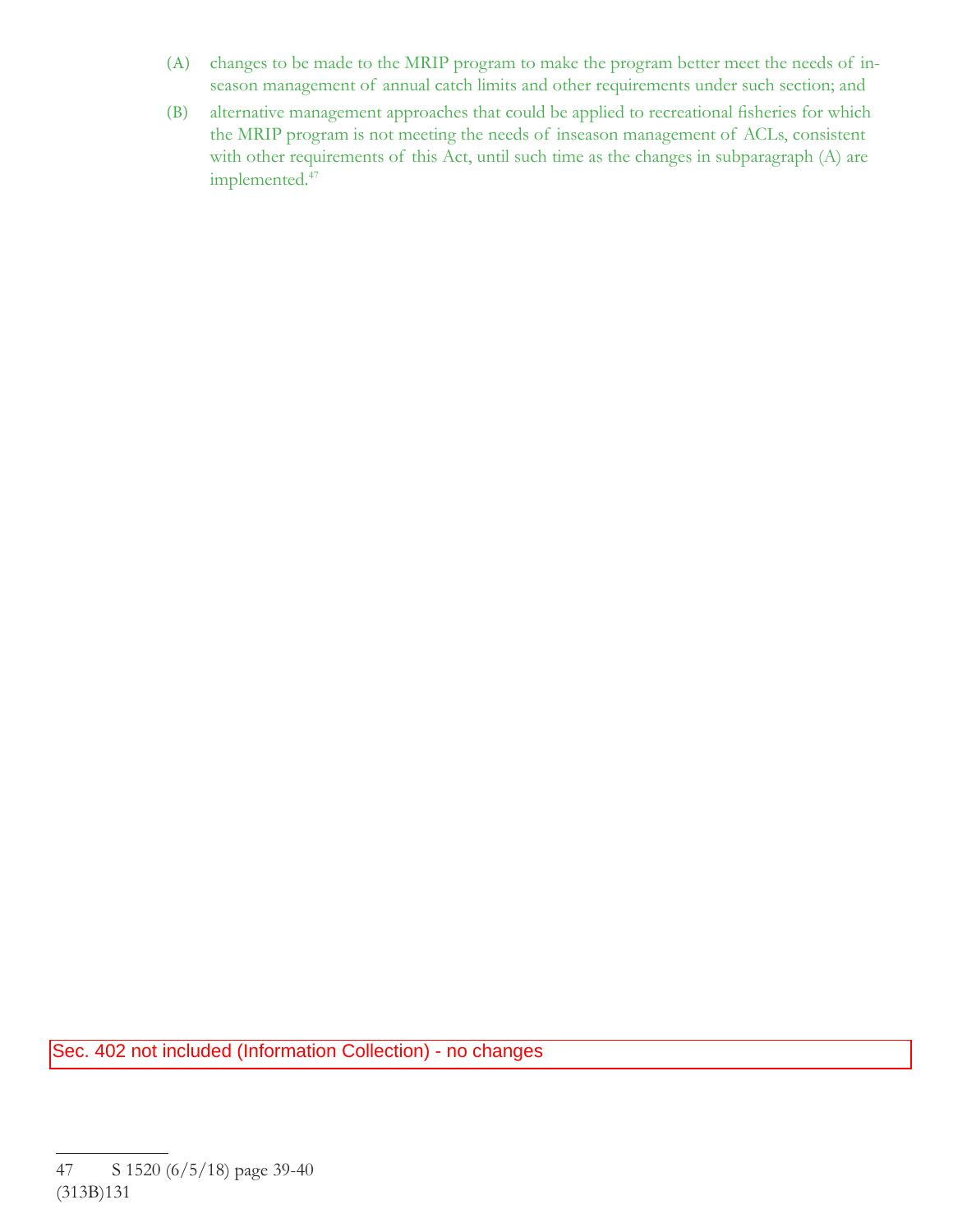(A) changes to be made to the MRIP program to make the program better meet the needs of in-season management of annual catch limits and other requirements under such section; and

(B) alternative management approaches that could be applied to recreational fisheries for which the MRIP program is not meeting the needs of inseason management of ACLs, consistent with other requirements of this Act, until such time as the changes in subparagraph (A) are implemented.[47]

Sec. 402 not included (Information Collection) - no changes

---

47 S 1520 (6/5/18) page 39-40

(313B)131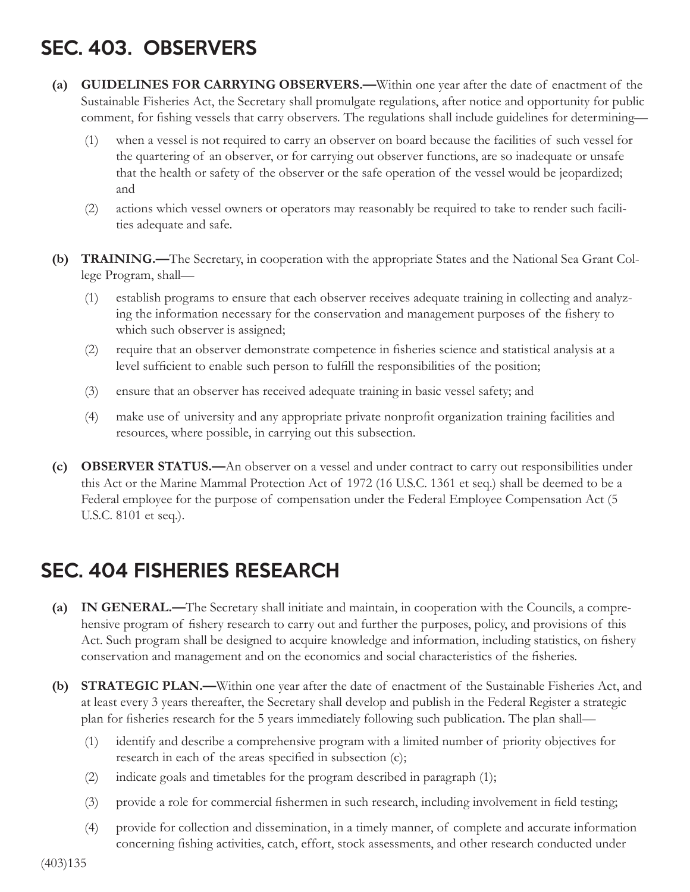## SEC. 403. OBSERVERS

**(a) GUIDELINES FOR CARRYING OBSERVERS.—**Within one year after the date of enactment of the Sustainable Fisheries Act, the Secretary shall promulgate regulations, after notice and opportunity for public comment, for fishing vessels that carry observers. The regulations shall include guidelines for determining—

(1) when a vessel is not required to carry an observer on board because the facilities of such vessel for the quartering of an observer, or for carrying out observer functions, are so inadequate or unsafe that the health or safety of the observer or the safe operation of the vessel would be jeopardized; and

(2) actions which vessel owners or operators may reasonably be required to take to render such facilities adequate and safe.

**(b) TRAINING.—**The Secretary, in cooperation with the appropriate States and the National Sea Grant College Program, shall—

(1) establish programs to ensure that each observer receives adequate training in collecting and analyzing the information necessary for the conservation and management purposes of the fishery to which such observer is assigned;

(2) require that an observer demonstrate competence in fisheries science and statistical analysis at a level sufficient to enable such person to fulfill the responsibilities of the position;

(3) ensure that an observer has received adequate training in basic vessel safety; and

(4) make use of university and any appropriate private nonprofit organization training facilities and resources, where possible, in carrying out this subsection.

**(c) OBSERVER STATUS.—**An observer on a vessel and under contract to carry out responsibilities under this Act or the Marine Mammal Protection Act of 1972 (16 U.S.C. 1361 et seq.) shall be deemed to be a Federal employee for the purpose of compensation under the Federal Employee Compensation Act (5 U.S.C. 8101 et seq.).

## SEC. 404 FISHERIES RESEARCH

**(a) IN GENERAL.—**The Secretary shall initiate and maintain, in cooperation with the Councils, a comprehensive program of fishery research to carry out and further the purposes, policy, and provisions of this Act. Such program shall be designed to acquire knowledge and information, including statistics, on fishery conservation and management and on the economics and social characteristics of the fisheries.

**(b) STRATEGIC PLAN.—**Within one year after the date of enactment of the Sustainable Fisheries Act, and at least every 3 years thereafter, the Secretary shall develop and publish in the Federal Register a strategic plan for fisheries research for the 5 years immediately following such publication. The plan shall—

(1) identify and describe a comprehensive program with a limited number of priority objectives for research in each of the areas specified in subsection (c);

(2) indicate goals and timetables for the program described in paragraph (1);

(3) provide a role for commercial fishermen in such research, including involvement in field testing;

(4) provide for collection and dissemination, in a timely manner, of complete and accurate information concerning fishing activities, catch, effort, stock assessments, and other research conducted under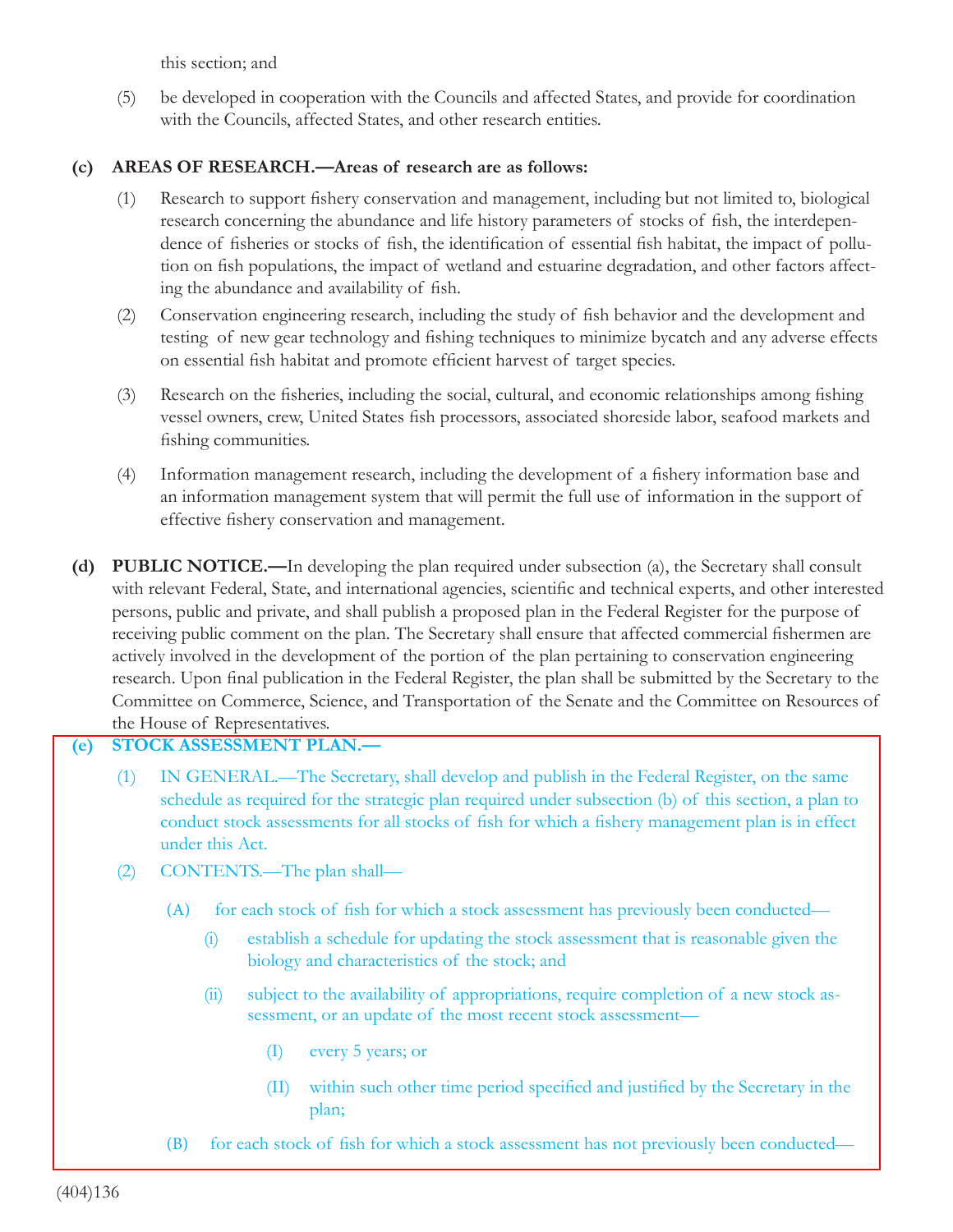this section; and

(5) be developed in cooperation with the Councils and affected States, and provide for coordination with the Councils, affected States, and other research entities.

**(c) AREAS OF RESEARCH.—Areas of research are as follows:**

(1) Research to support fishery conservation and management, including but not limited to, biological research concerning the abundance and life history parameters of stocks of fish, the interdependence of fisheries or stocks of fish, the identification of essential fish habitat, the impact of pollution on fish populations, the impact of wetland and estuarine degradation, and other factors affecting the abundance and availability of fish.

(2) Conservation engineering research, including the study of fish behavior and the development and testing of new gear technology and fishing techniques to minimize bycatch and any adverse effects on essential fish habitat and promote efficient harvest of target species.

(3) Research on the fisheries, including the social, cultural, and economic relationships among fishing vessel owners, crew, United States fish processors, associated shoreside labor, seafood markets and fishing communities.

(4) Information management research, including the development of a fishery information base and an information management system that will permit the full use of information in the support of effective fishery conservation and management.

**(d) PUBLIC NOTICE.—**In developing the plan required under subsection (a), the Secretary shall consult with relevant Federal, State, and international agencies, scientific and technical experts, and other interested persons, public and private, and shall publish a proposed plan in the Federal Register for the purpose of receiving public comment on the plan. The Secretary shall ensure that affected commercial fishermen are actively involved in the development of the portion of the plan pertaining to conservation engineering research. Upon final publication in the Federal Register, the plan shall be submitted by the Secretary to the Committee on Commerce, Science, and Transportation of the Senate and the Committee on Resources of the House of Representatives.

**(e) STOCK ASSESSMENT PLAN.—**

(1) IN GENERAL.—The Secretary, shall develop and publish in the Federal Register, on the same schedule as required for the strategic plan required under subsection (b) of this section, a plan to conduct stock assessments for all stocks of fish for which a fishery management plan is in effect under this Act.

(2) CONTENTS.—The plan shall—

(A) for each stock of fish for which a stock assessment has previously been conducted—

(i) establish a schedule for updating the stock assessment that is reasonable given the biology and characteristics of the stock; and

(ii) subject to the availability of appropriations, require completion of a new stock assessment, or an update of the most recent stock assessment—

(I) every 5 years; or

(II) within such other time period specified and justified by the Secretary in the plan;

(B) for each stock of fish for which a stock assessment has not previously been conducted—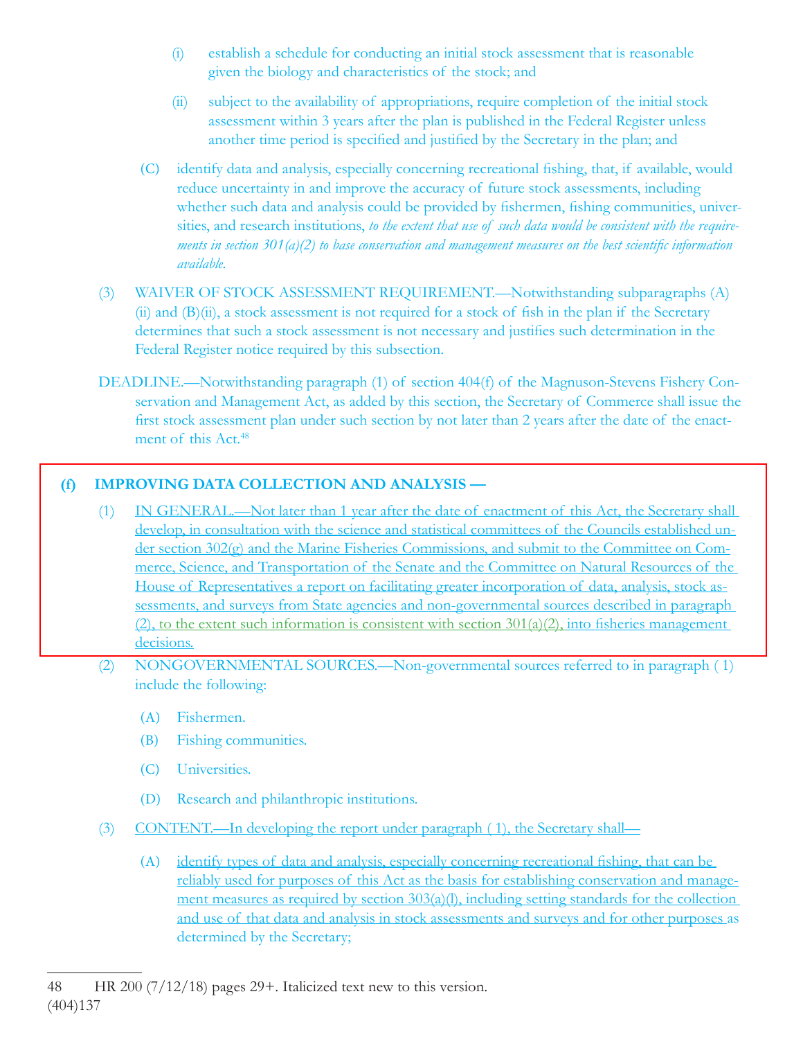(i) establish a schedule for conducting an initial stock assessment that is reasonable given the biology and characteristics of the stock; and

(ii) subject to the availability of appropriations, require completion of the initial stock assessment within 3 years after the plan is published in the Federal Register unless another time period is specified and justified by the Secretary in the plan; and

(C) identify data and analysis, especially concerning recreational fishing, that, if available, would reduce uncertainty in and improve the accuracy of future stock assessments, including whether such data and analysis could be provided by fishermen, fishing communities, universities, and research institutions, *to the extent that use of such data would be consistent with the requirements in section 301(a)(2) to base conservation and management measures on the best scientific information available.*

(3) WAIVER OF STOCK ASSESSMENT REQUIREMENT.—Notwithstanding subparagraphs (A)(ii) and (B)(ii), a stock assessment is not required for a stock of fish in the plan if the Secretary determines that such a stock assessment is not necessary and justifies such determination in the Federal Register notice required by this subsection.

DEADLINE.—Notwithstanding paragraph (1) of section 404(f) of the Magnuson-Stevens Fishery Conservation and Management Act, as added by this section, the Secretary of Commerce shall issue the first stock assessment plan under such section by not later than 2 years after the date of the enactment of this Act.[48]

**(f) IMPROVING DATA COLLECTION AND ANALYSIS —**

(1) IN GENERAL.—Not later than 1 year after the date of enactment of this Act, the Secretary shall develop, in consultation with the science and statistical committees of the Councils established under section 302(g) and the Marine Fisheries Commissions, and submit to the Committee on Commerce, Science, and Transportation of the Senate and the Committee on Natural Resources of the House of Representatives a report on facilitating greater incorporation of data, analysis, stock assessments, and surveys from State agencies and non-governmental sources described in paragraph (2), to the extent such information is consistent with section 301(a)(2), into fisheries management decisions.

(2) NONGOVERNMENTAL SOURCES.—Non-governmental sources referred to in paragraph (1) include the following:

(A) Fishermen.

(B) Fishing communities.

(C) Universities.

(D) Research and philanthropic institutions.

(3) CONTENT.—In developing the report under paragraph (1), the Secretary shall—

(A) identify types of data and analysis, especially concerning recreational fishing, that can be reliably used for purposes of this Act as the basis for establishing conservation and management measures as required by section 303(a)(1), including setting standards for the collection and use of that data and analysis in stock assessments and surveys and for other purposes as determined by the Secretary;

---

48 HR 200 (7/12/18) pages 29+. Italicized text new to this version.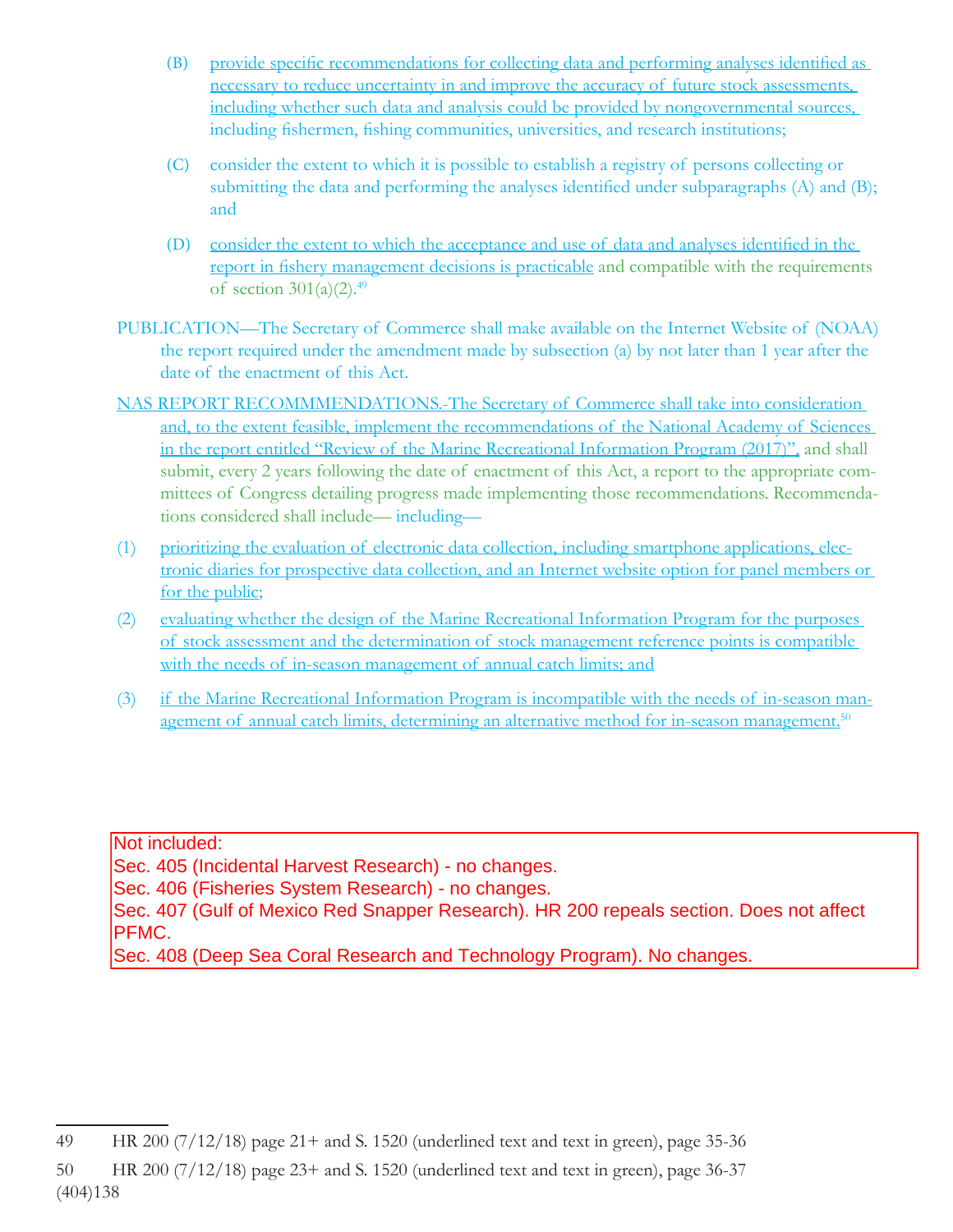(B) provide specific recommendations for collecting data and performing analyses identified as necessary to reduce uncertainty in and improve the accuracy of future stock assessments, including whether such data and analysis could be provided by nongovernmental sources, including fishermen, fishing communities, universities, and research institutions;

(C) consider the extent to which it is possible to establish a registry of persons collecting or submitting the data and performing the analyses identified under subparagraphs (A) and (B); and

(D) consider the extent to which the acceptance and use of data and analyses identified in the report in fishery management decisions is practicable and compatible with the requirements of section 301(a)(2).[49]

PUBLICATION—The Secretary of Commerce shall make available on the Internet Website of (NOAA) the report required under the amendment made by subsection (a) by not later than 1 year after the date of the enactment of this Act.

NAS REPORT RECOMMMENDATIONS.-The Secretary of Commerce shall take into consideration and, to the extent feasible, implement the recommendations of the National Academy of Sciences in the report entitled "Review of the Marine Recreational Information Program (2017)", and shall submit, every 2 years following the date of enactment of this Act, a report to the appropriate committees of Congress detailing progress made implementing those recommendations. Recommendations considered shall include— including—

(1) prioritizing the evaluation of electronic data collection, including smartphone applications, electronic diaries for prospective data collection, and an Internet website option for panel members or for the public;

(2) evaluating whether the design of the Marine Recreational Information Program for the purposes of stock assessment and the determination of stock management reference points is compatible with the needs of in-season management of annual catch limits; and

(3) if the Marine Recreational Information Program is incompatible with the needs of in-season management of annual catch limits, determining an alternative method for in-season management.[50]

Not included:
Sec. 405 (Incidental Harvest Research) - no changes.
Sec. 406 (Fisheries System Research) - no changes.
Sec. 407 (Gulf of Mexico Red Snapper Research). HR 200 repeals section. Does not affect PFMC.
Sec. 408 (Deep Sea Coral Research and Technology Program). No changes.

---

49 HR 200 (7/12/18) page 21+ and S. 1520 (underlined text and text in green), page 35-36

50 HR 200 (7/12/18) page 23+ and S. 1520 (underlined text and text in green), page 36-37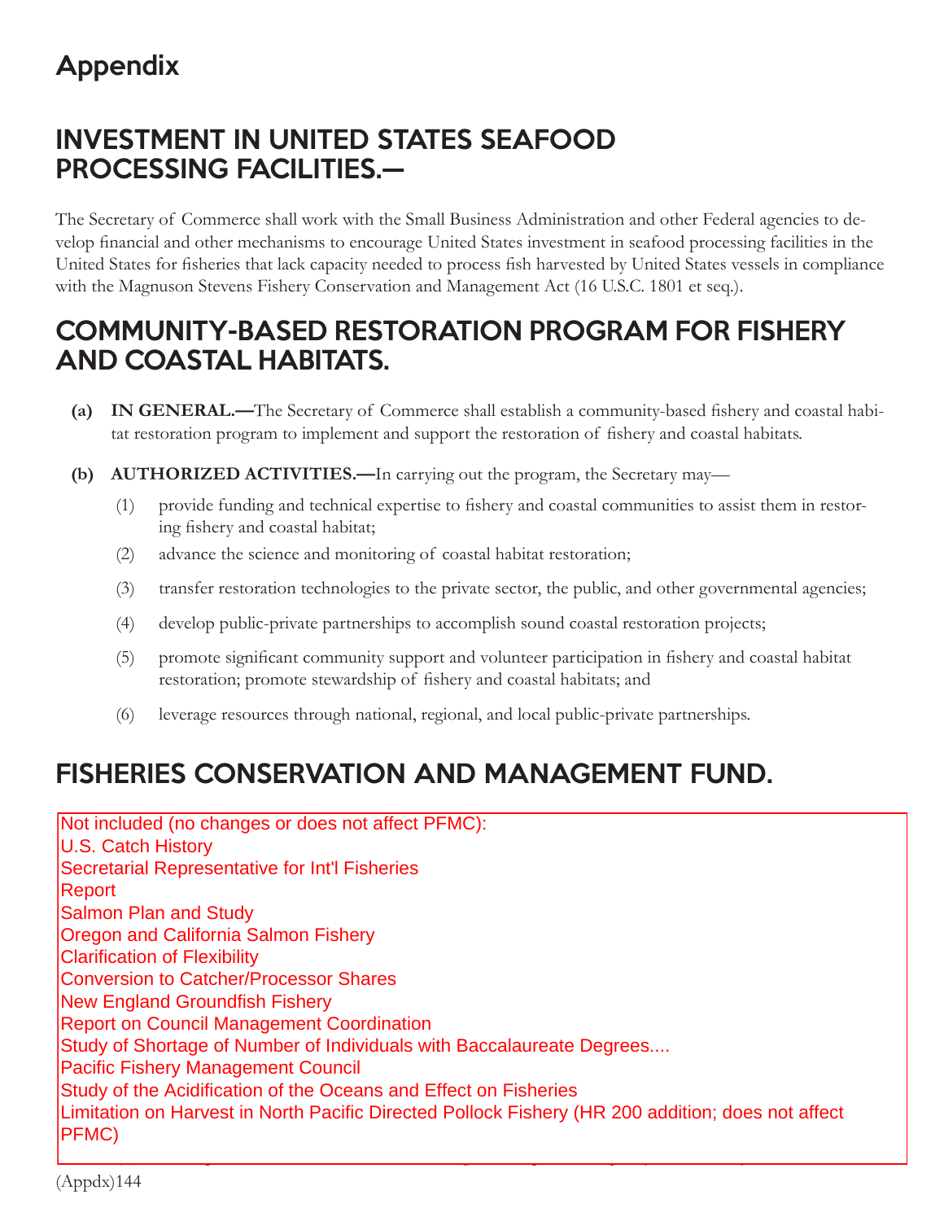# Appendix

## INVESTMENT IN UNITED STATES SEAFOOD PROCESSING FACILITIES.—

The Secretary of Commerce shall work with the Small Business Administration and other Federal agencies to develop financial and other mechanisms to encourage United States investment in seafood processing facilities in the United States for fisheries that lack capacity needed to process fish harvested by United States vessels in compliance with the Magnuson Stevens Fishery Conservation and Management Act (16 U.S.C. 1801 et seq.).

## COMMUNITY-BASED RESTORATION PROGRAM FOR FISHERY AND COASTAL HABITATS.

**(a) IN GENERAL.—**The Secretary of Commerce shall establish a community-based fishery and coastal habitat restoration program to implement and support the restoration of fishery and coastal habitats.

**(b) AUTHORIZED ACTIVITIES.—**In carrying out the program, the Secretary may—

(1) provide funding and technical expertise to fishery and coastal communities to assist them in restoring fishery and coastal habitat;

(2) advance the science and monitoring of coastal habitat restoration;

(3) transfer restoration technologies to the private sector, the public, and other governmental agencies;

(4) develop public-private partnerships to accomplish sound coastal restoration projects;

(5) promote significant community support and volunteer participation in fishery and coastal habitat restoration; promote stewardship of fishery and coastal habitats; and

(6) leverage resources through national, regional, and local public-private partnerships.

## FISHERIES CONSERVATION AND MANAGEMENT FUND.

Not included (no changes or does not affect PFMC):
U.S. Catch History
Secretarial Representative for Int'l Fisheries
Report
Salmon Plan and Study
Oregon and California Salmon Fishery
Clarification of Flexibility
Conversion to Catcher/Processor Shares
New England Groundfish Fishery
Report on Council Management Coordination
Study of Shortage of Number of Individuals with Baccalaureate Degrees....
Pacific Fishery Management Council
Study of the Acidification of the Oceans and Effect on Fisheries
Limitation on Harvest in North Pacific Directed Pollock Fishery (HR 200 addition; does not affect PFMC)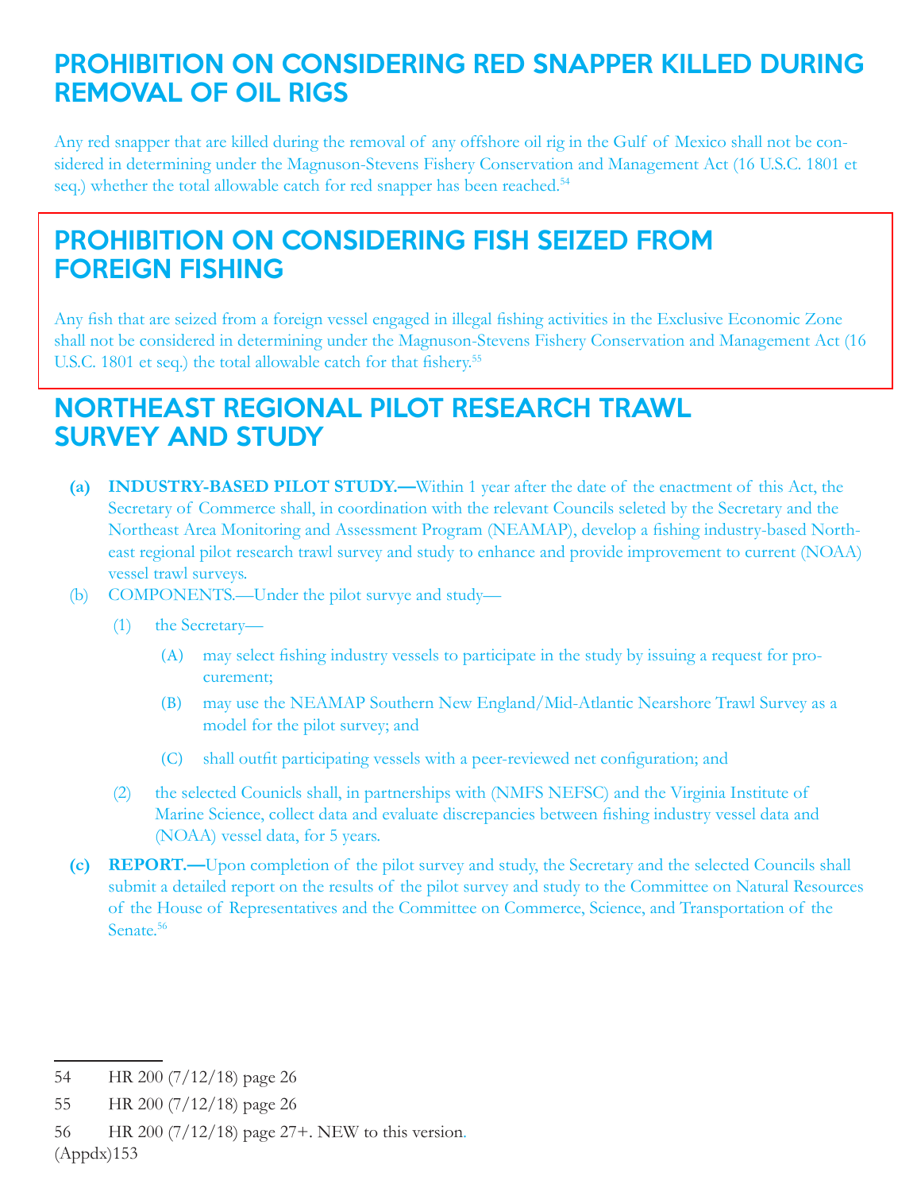## PROHIBITION ON CONSIDERING RED SNAPPER KILLED DURING REMOVAL OF OIL RIGS

Any red snapper that are killed during the removal of any offshore oil rig in the Gulf of Mexico shall not be considered in determining under the Magnuson-Stevens Fishery Conservation and Management Act (16 U.S.C. 1801 et seq.) whether the total allowable catch for red snapper has been reached.[54]

## PROHIBITION ON CONSIDERING FISH SEIZED FROM FOREIGN FISHING

Any fish that are seized from a foreign vessel engaged in illegal fishing activities in the Exclusive Economic Zone shall not be considered in determining under the Magnuson-Stevens Fishery Conservation and Management Act (16 U.S.C. 1801 et seq.) the total allowable catch for that fishery.[55]

## NORTHEAST REGIONAL PILOT RESEARCH TRAWL SURVEY AND STUDY

**(a) INDUSTRY-BASED PILOT STUDY.—**Within 1 year after the date of the enactment of this Act, the Secretary of Commerce shall, in coordination with the relevant Councils seleted by the Secretary and the Northeast Area Monitoring and Assessment Program (NEAMAP), develop a fishing industry-based Northeast regional pilot research trawl survey and study to enhance and provide improvement to current (NOAA) vessel trawl surveys.

(b) COMPONENTS.—Under the pilot survye and study—

- (1) the Secretary—
  - (A) may select fishing industry vessels to participate in the study by issuing a request for procurement;
  - (B) may use the NEAMAP Southern New England/Mid-Atlantic Nearshore Trawl Survey as a model for the pilot survey; and
  - (C) shall outfit participating vessels with a peer-reviewed net configuration; and
- (2) the selected Counicls shall, in partnerships with (NMFS NEFSC) and the Virginia Institute of Marine Science, collect data and evaluate discrepancies between fishing industry vessel data and (NOAA) vessel data, for 5 years.

**(c) REPORT.—**Upon completion of the pilot survey and study, the Secretary and the selected Councils shall submit a detailed report on the results of the pilot survey and study to the Committee on Natural Resources of the House of Representatives and the Committee on Commerce, Science, and Transportation of the Senate.[56]

---

54 HR 200 (7/12/18) page 26

55 HR 200 (7/12/18) page 26

56 HR 200 (7/12/18) page 27+. NEW to this version.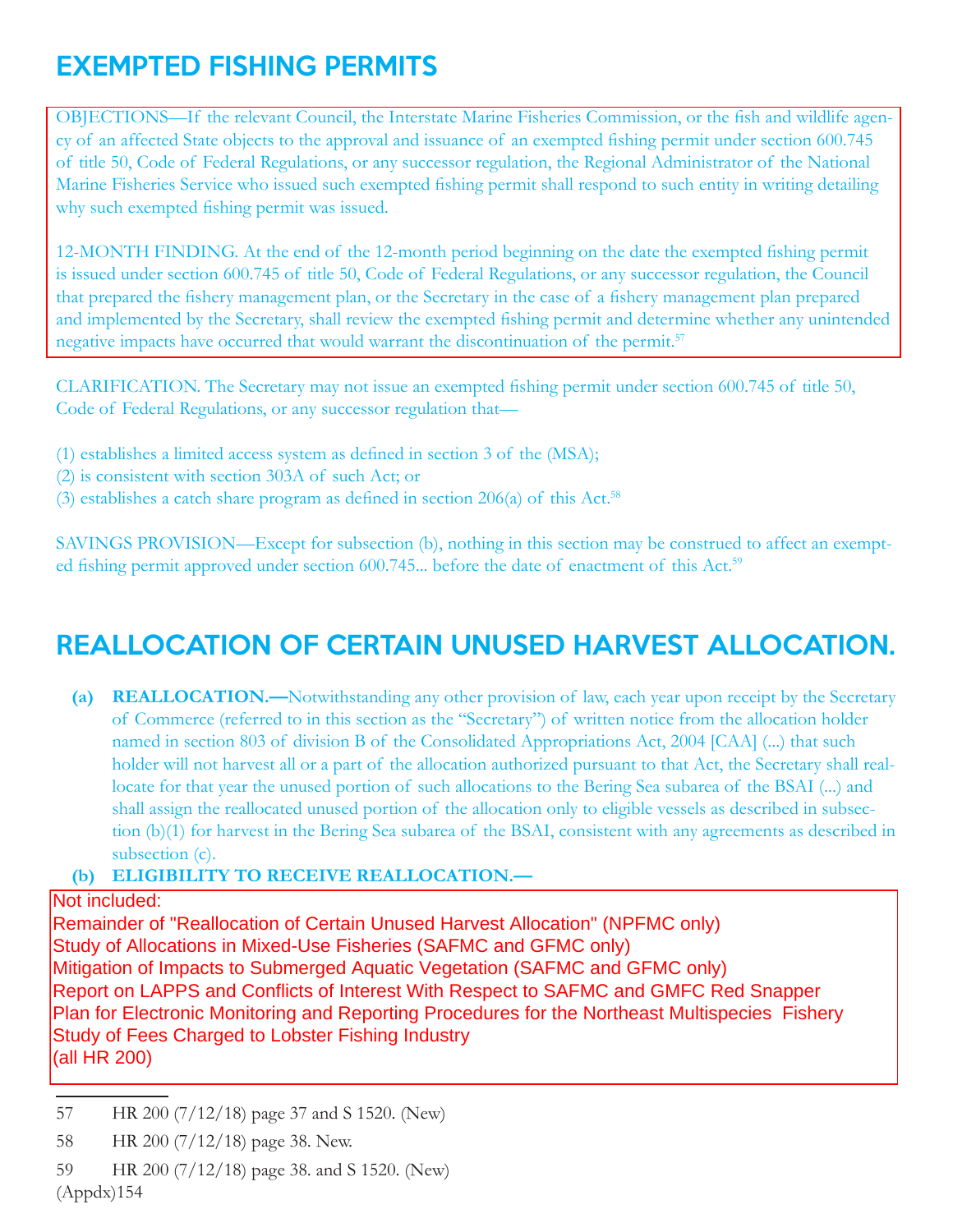# EXEMPTED FISHING PERMITS

OBJECTIONS—If the relevant Council, the Interstate Marine Fisheries Commission, or the fish and wildlife agency of an affected State objects to the approval and issuance of an exempted fishing permit under section 600.745 of title 50, Code of Federal Regulations, or any successor regulation, the Regional Administrator of the National Marine Fisheries Service who issued such exempted fishing permit shall respond to such entity in writing detailing why such exempted fishing permit was issued.

12-MONTH FINDING. At the end of the 12-month period beginning on the date the exempted fishing permit is issued under section 600.745 of title 50, Code of Federal Regulations, or any successor regulation, the Council that prepared the fishery management plan, or the Secretary in the case of a fishery management plan prepared and implemented by the Secretary, shall review the exempted fishing permit and determine whether any unintended negative impacts have occurred that would warrant the discontinuation of the permit.[57]

CLARIFICATION. The Secretary may not issue an exempted fishing permit under section 600.745 of title 50, Code of Federal Regulations, or any successor regulation that—

(1) establishes a limited access system as defined in section 3 of the (MSA);
(2) is consistent with section 303A of such Act; or
(3) establishes a catch share program as defined in section 206(a) of this Act.[58]

SAVINGS PROVISION—Except for subsection (b), nothing in this section may be construed to affect an exempted fishing permit approved under section 600.745... before the date of enactment of this Act.[59]

# REALLOCATION OF CERTAIN UNUSED HARVEST ALLOCATION.

**(a) REALLOCATION.—**Notwithstanding any other provision of law, each year upon receipt by the Secretary of Commerce (referred to in this section as the "Secretary") of written notice from the allocation holder named in section 803 of division B of the Consolidated Appropriations Act, 2004 [CAA] (...) that such holder will not harvest all or a part of the allocation authorized pursuant to that Act, the Secretary shall reallocate for that year the unused portion of such allocations to the Bering Sea subarea of the BSAI (...) and shall assign the reallocated unused portion of the allocation only to eligible vessels as described in subsection (b)(1) for harvest in the Bering Sea subarea of the BSAI, consistent with any agreements as described in subsection (c).

**(b) ELIGIBILITY TO RECEIVE REALLOCATION.—**

Not included:
Remainder of "Reallocation of Certain Unused Harvest Allocation" (NPFMC only)
Study of Allocations in Mixed-Use Fisheries (SAFMC and GFMC only)
Mitigation of Impacts to Submerged Aquatic Vegetation (SAFMC and GFMC only)
Report on LAPPS and Conflicts of Interest With Respect to SAFMC and GMFC Red Snapper
Plan for Electronic Monitoring and Reporting Procedures for the Northeast Multispecies Fishery
Study of Fees Charged to Lobster Fishing Industry
(all HR 200)

57 HR 200 (7/12/18) page 37 and S 1520. (New)

58 HR 200 (7/12/18) page 38. New.

59 HR 200 (7/12/18) page 38. and S 1520. (New)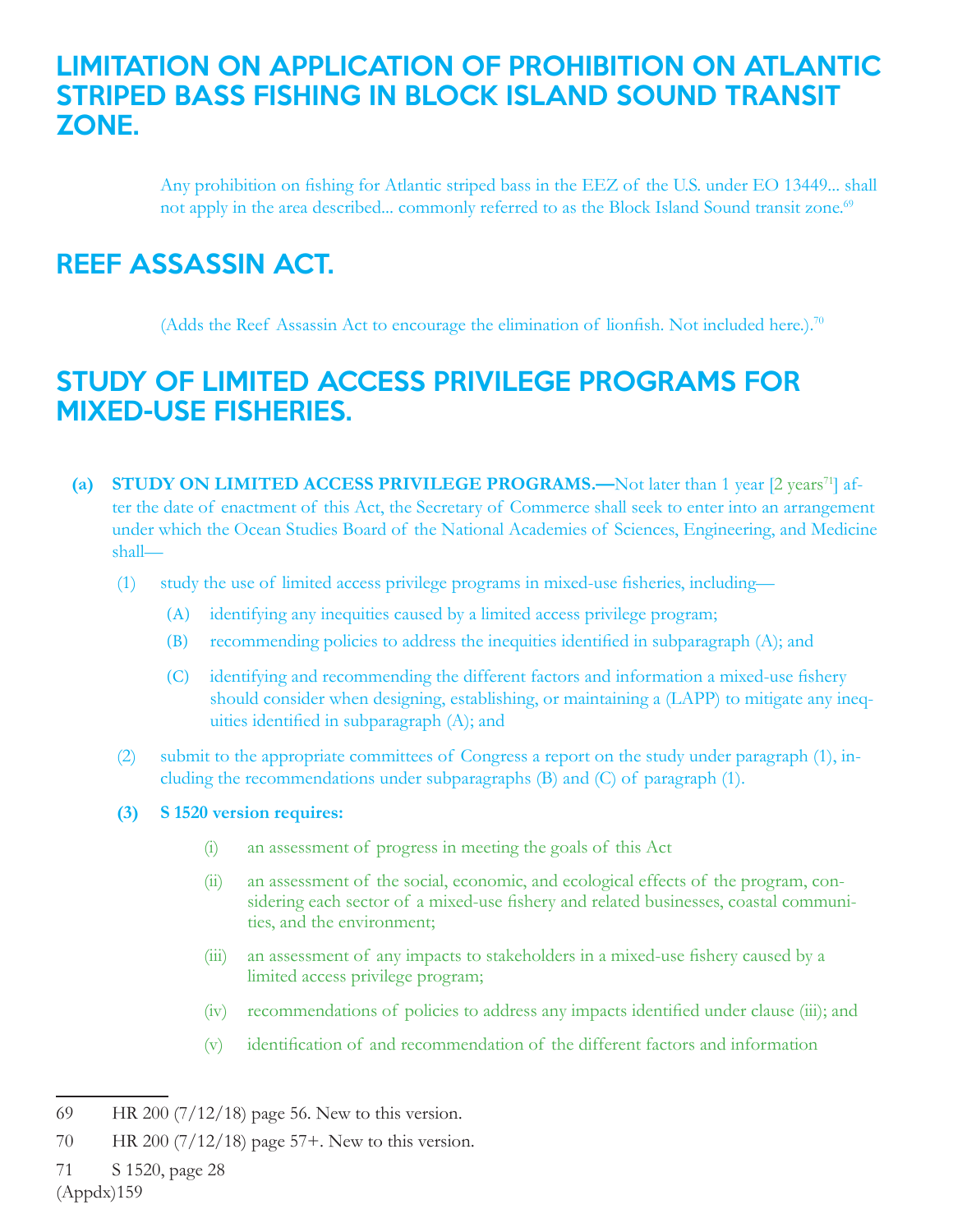## LIMITATION ON APPLICATION OF PROHIBITION ON ATLANTIC STRIPED BASS FISHING IN BLOCK ISLAND SOUND TRANSIT ZONE.

Any prohibition on fishing for Atlantic striped bass in the EEZ of the U.S. under EO 13449... shall not apply in the area described... commonly referred to as the Block Island Sound transit zone.[69]

## REEF ASSASSIN ACT.

(Adds the Reef Assassin Act to encourage the elimination of lionfish. Not included here.).[70]

## STUDY OF LIMITED ACCESS PRIVILEGE PROGRAMS FOR MIXED-USE FISHERIES.

**(a) STUDY ON LIMITED ACCESS PRIVILEGE PROGRAMS.—**Not later than 1 year [2 years[71]] after the date of enactment of this Act, the Secretary of Commerce shall seek to enter into an arrangement under which the Ocean Studies Board of the National Academies of Sciences, Engineering, and Medicine shall—

(1) study the use of limited access privilege programs in mixed-use fisheries, including—

(A) identifying any inequities caused by a limited access privilege program;

(B) recommending policies to address the inequities identified in subparagraph (A); and

(C) identifying and recommending the different factors and information a mixed-use fishery should consider when designing, establishing, or maintaining a (LAPP) to mitigate any inequities identified in subparagraph (A); and

(2) submit to the appropriate committees of Congress a report on the study under paragraph (1), including the recommendations under subparagraphs (B) and (C) of paragraph (1).

**(3) S 1520 version requires:**

(i) an assessment of progress in meeting the goals of this Act

(ii) an assessment of the social, economic, and ecological effects of the program, considering each sector of a mixed-use fishery and related businesses, coastal communities, and the environment;

(iii) an assessment of any impacts to stakeholders in a mixed-use fishery caused by a limited access privilege program;

(iv) recommendations of policies to address any impacts identified under clause (iii); and

(v) identification of and recommendation of the different factors and information

---

69 HR 200 (7/12/18) page 56. New to this version.

70 HR 200 (7/12/18) page 57+. New to this version.

71 S 1520, page 28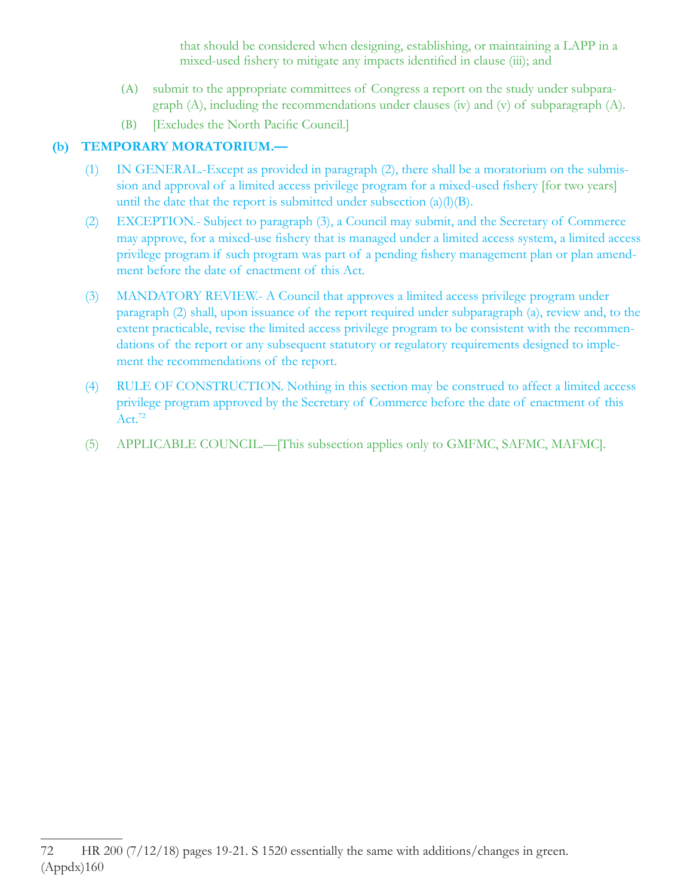that should be considered when designing, establishing, or maintaining a LAPP in a mixed-used fishery to mitigate any impacts identified in clause (iii); and

(A) submit to the appropriate committees of Congress a report on the study under subparagraph (A), including the recommendations under clauses (iv) and (v) of subparagraph (A).

(B) [Excludes the North Pacific Council.]

**(b) TEMPORARY MORATORIUM.—**

(1) IN GENERAL.-Except as provided in paragraph (2), there shall be a moratorium on the submission and approval of a limited access privilege program for a mixed-used fishery [for two years] until the date that the report is submitted under subsection (a)(l)(B).

(2) EXCEPTION.- Subject to paragraph (3), a Council may submit, and the Secretary of Commerce may approve, for a mixed-use fishery that is managed under a limited access system, a limited access privilege program if such program was part of a pending fishery management plan or plan amendment before the date of enactment of this Act.

(3) MANDATORY REVIEW.- A Council that approves a limited access privilege program under paragraph (2) shall, upon issuance of the report required under subparagraph (a), review and, to the extent practicable, revise the limited access privilege program to be consistent with the recommendations of the report or any subsequent statutory or regulatory requirements designed to implement the recommendations of the report.

(4) RULE OF CONSTRUCTION. Nothing in this section may be construed to affect a limited access privilege program approved by the Secretary of Commerce before the date of enactment of this Act.[72]

(5) APPLICABLE COUNCIL.—[This subsection applies only to GMFMC, SAFMC, MAFMC].

---

72 HR 200 (7/12/18) pages 19-21. S 1520 essentially the same with additions/changes in green.